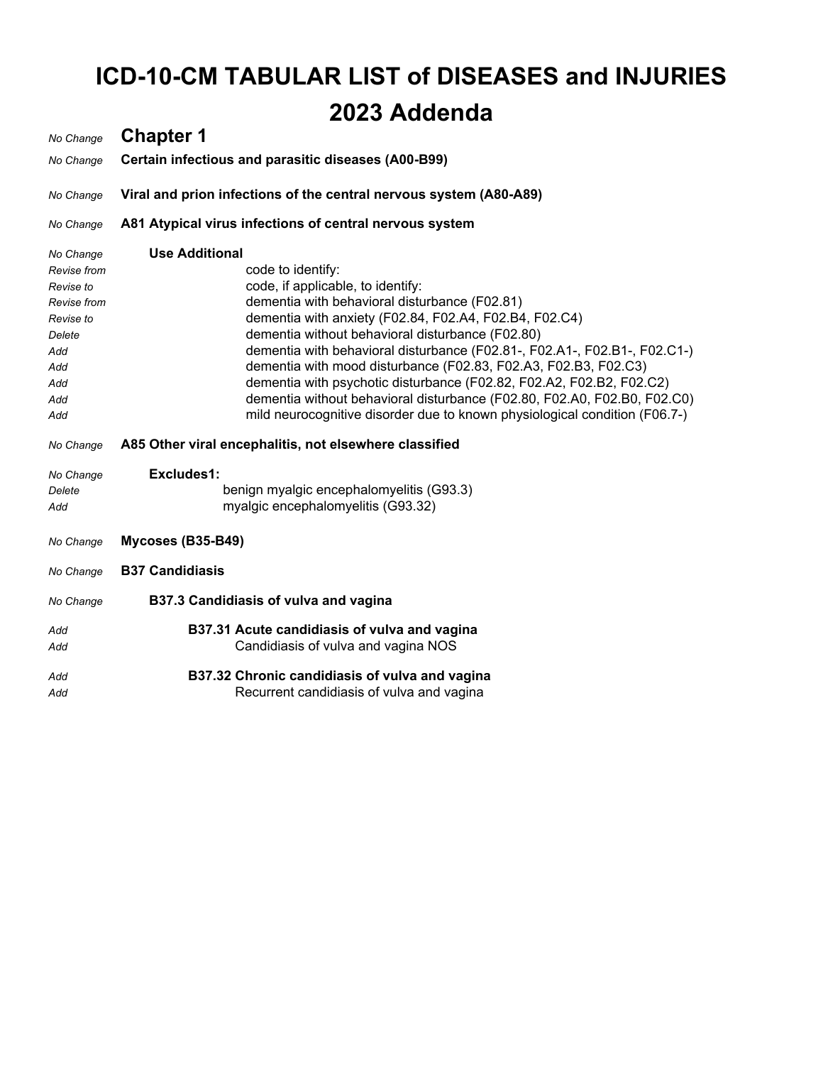# ICD-10-CM TABULAR LIST of DISEASES and INJURIES

# 2023 Addenda

| | |
|---|---|
| *No Change* | **Chapter 1** |
| *No Change* | **Certain infectious and parasitic diseases (A00-B99)** |
| *No Change* | **Viral and prion infections of the central nervous system (A80-A89)** |
| *No Change* | **A81 Atypical virus infections of central nervous system** |
| *No Change* | **Use Additional** |
| *Revise from* | code to identify: |
| *Revise to* | code, if applicable, to identify: |
| *Revise from* | dementia with behavioral disturbance (F02.81) |
| *Revise to* | dementia with anxiety (F02.84, F02.A4, F02.B4, F02.C4) |
| *Delete* | dementia without behavioral disturbance (F02.80) |
| *Add* | dementia with behavioral disturbance (F02.81-, F02.A1-, F02.B1-, F02.C1-) |
| *Add* | dementia with mood disturbance (F02.83, F02.A3, F02.B3, F02.C3) |
| *Add* | dementia with psychotic disturbance (F02.82, F02.A2, F02.B2, F02.C2) |
| *Add* | dementia without behavioral disturbance (F02.80, F02.A0, F02.B0, F02.C0) |
| *Add* | mild neurocognitive disorder due to known physiological condition (F06.7-) |
| *No Change* | **A85 Other viral encephalitis, not elsewhere classified** |
| *No Change* | **Excludes1:** |
| *Delete* | benign myalgic encephalomyelitis (G93.3) |
| *Add* | myalgic encephalomyelitis (G93.32) |
| *No Change* | **Mycoses (B35-B49)** |
| *No Change* | **B37 Candidiasis** |
| *No Change* | **B37.3 Candidiasis of vulva and vagina** |
| *Add* | **B37.31 Acute candidiasis of vulva and vagina** |
| *Add* | Candidiasis of vulva and vagina NOS |
| *Add* | **B37.32 Chronic candidiasis of vulva and vagina** |
| *Add* | Recurrent candidiasis of vulva and vagina |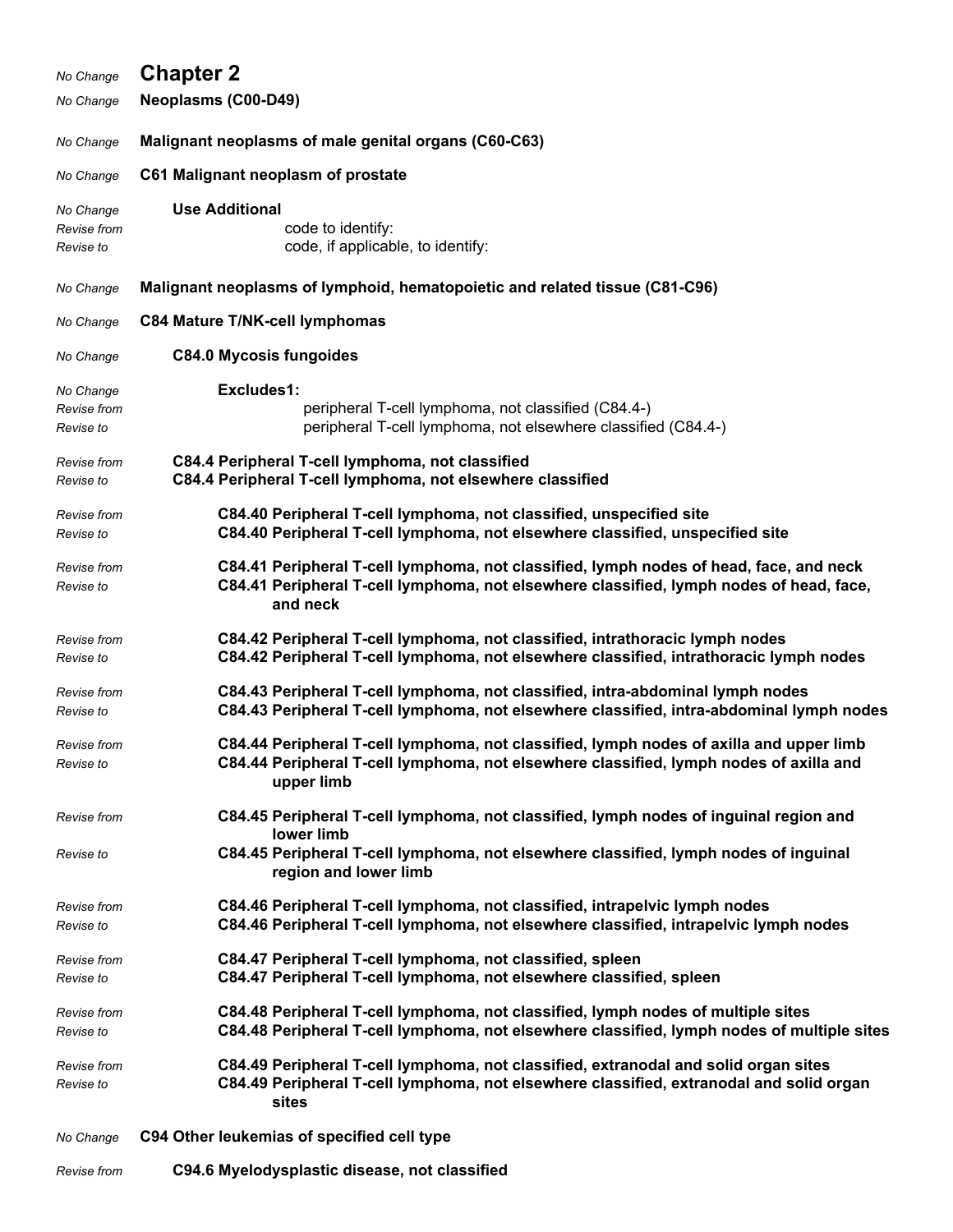*No Change* **Chapter 2**

*No Change* **Neoplasms (C00-D49)**

*No Change* **Malignant neoplasms of male genital organs (C60-C63)**

*No Change* **C61 Malignant neoplasm of prostate**

*No Change* **Use Additional**
*Revise from* code to identify:
*Revise to* code, if applicable, to identify:

*No Change* **Malignant neoplasms of lymphoid, hematopoietic and related tissue (C81-C96)**

*No Change* **C84 Mature T/NK-cell lymphomas**

*No Change* **C84.0 Mycosis fungoides**

*No Change* **Excludes1:**
*Revise from* peripheral T-cell lymphoma, not classified (C84.4-)
*Revise to* peripheral T-cell lymphoma, not elsewhere classified (C84.4-)

*Revise from* **C84.4 Peripheral T-cell lymphoma, not classified**
*Revise to* **C84.4 Peripheral T-cell lymphoma, not elsewhere classified**

*Revise from* **C84.40 Peripheral T-cell lymphoma, not classified, unspecified site**
*Revise to* **C84.40 Peripheral T-cell lymphoma, not elsewhere classified, unspecified site**

*Revise from* **C84.41 Peripheral T-cell lymphoma, not classified, lymph nodes of head, face, and neck**
*Revise to* **C84.41 Peripheral T-cell lymphoma, not elsewhere classified, lymph nodes of head, face, and neck**

*Revise from* **C84.42 Peripheral T-cell lymphoma, not classified, intrathoracic lymph nodes**
*Revise to* **C84.42 Peripheral T-cell lymphoma, not elsewhere classified, intrathoracic lymph nodes**

*Revise from* **C84.43 Peripheral T-cell lymphoma, not classified, intra-abdominal lymph nodes**
*Revise to* **C84.43 Peripheral T-cell lymphoma, not elsewhere classified, intra-abdominal lymph nodes**

*Revise from* **C84.44 Peripheral T-cell lymphoma, not classified, lymph nodes of axilla and upper limb**
*Revise to* **C84.44 Peripheral T-cell lymphoma, not elsewhere classified, lymph nodes of axilla and upper limb**

*Revise from* **C84.45 Peripheral T-cell lymphoma, not classified, lymph nodes of inguinal region and lower limb**
*Revise to* **C84.45 Peripheral T-cell lymphoma, not elsewhere classified, lymph nodes of inguinal region and lower limb**

*Revise from* **C84.46 Peripheral T-cell lymphoma, not classified, intrapelvic lymph nodes**
*Revise to* **C84.46 Peripheral T-cell lymphoma, not elsewhere classified, intrapelvic lymph nodes**

*Revise from* **C84.47 Peripheral T-cell lymphoma, not classified, spleen**
*Revise to* **C84.47 Peripheral T-cell lymphoma, not elsewhere classified, spleen**

*Revise from* **C84.48 Peripheral T-cell lymphoma, not classified, lymph nodes of multiple sites**
*Revise to* **C84.48 Peripheral T-cell lymphoma, not elsewhere classified, lymph nodes of multiple sites**

*Revise from* **C84.49 Peripheral T-cell lymphoma, not classified, extranodal and solid organ sites**
*Revise to* **C84.49 Peripheral T-cell lymphoma, not elsewhere classified, extranodal and solid organ sites**

*No Change* **C94 Other leukemias of specified cell type**

*Revise from* **C94.6 Myelodysplastic disease, not classified**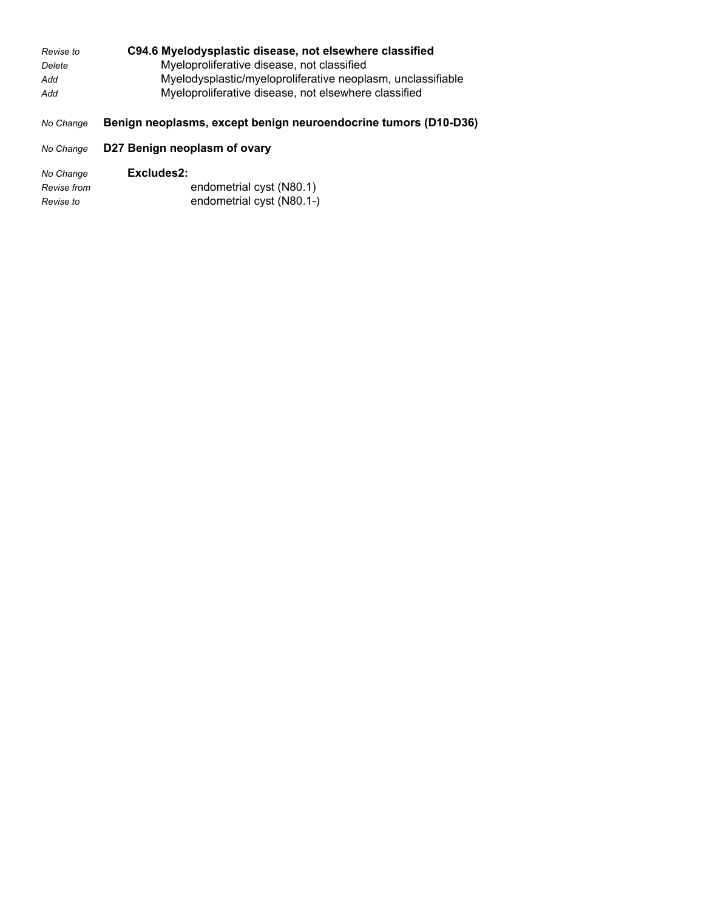| | |
|---|---|
| *Revise to* | **C94.6 Myelodysplastic disease, not elsewhere classified** |
| *Delete* | Myeloproliferative disease, not classified |
| *Add* | Myelodysplastic/myeloproliferative neoplasm, unclassifiable |
| *Add* | Myeloproliferative disease, not elsewhere classified |
| *No Change* | **Benign neoplasms, except benign neuroendocrine tumors (D10-D36)** |
| *No Change* | **D27 Benign neoplasm of ovary** |
| *No Change* | **Excludes2:** |
| *Revise from* | endometrial cyst (N80.1) |
| *Revise to* | endometrial cyst (N80.1-) |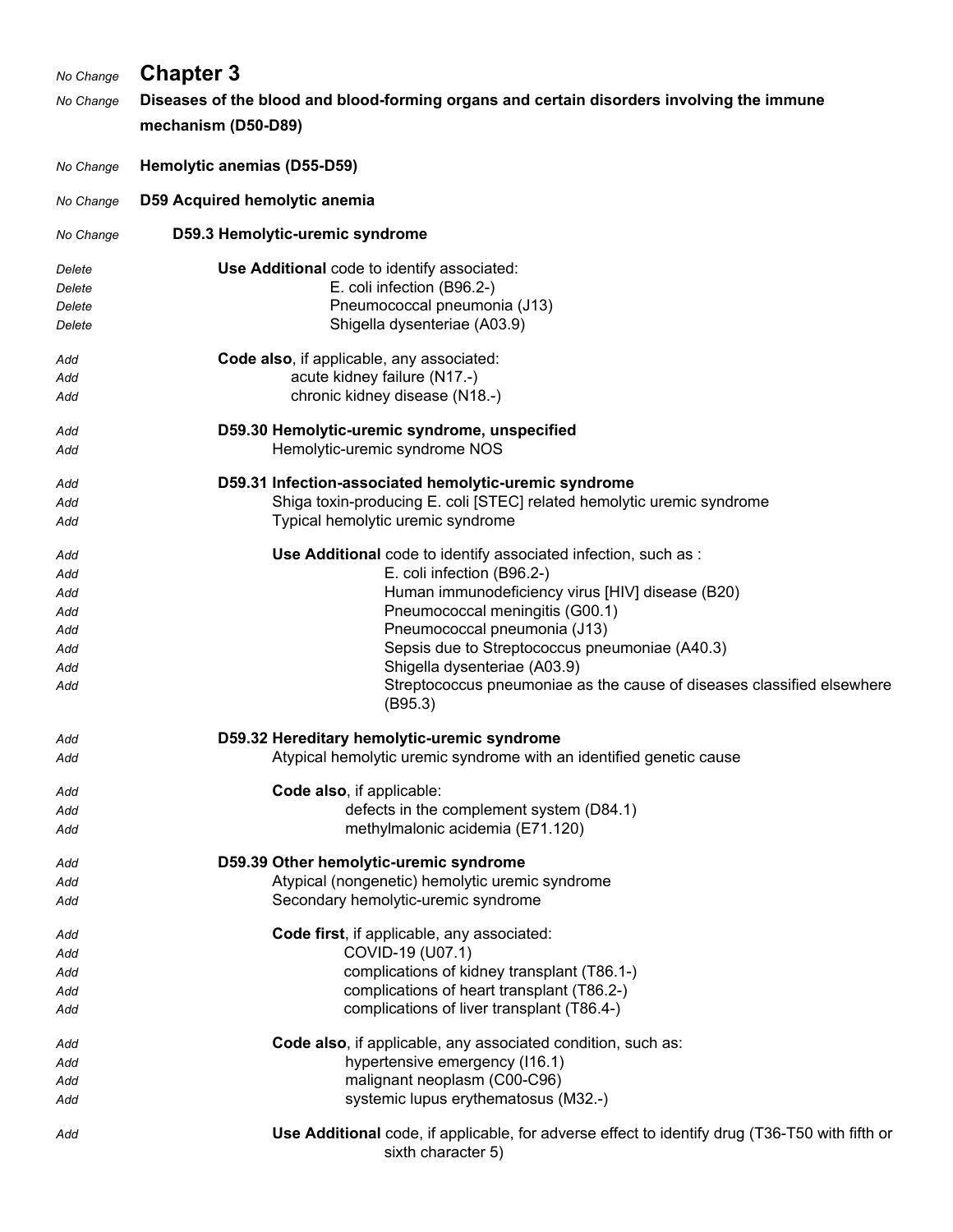*No Change* **Chapter 3**

*No Change* **Diseases of the blood and blood-forming organs and certain disorders involving the immune mechanism (D50-D89)**

*No Change* **Hemolytic anemias (D55-D59)**

*No Change* **D59 Acquired hemolytic anemia**

*No Change* **D59.3 Hemolytic-uremic syndrome**

*Delete* **Use Additional** code to identify associated:
*Delete* E. coli infection (B96.2-)
*Delete* Pneumococcal pneumonia (J13)
*Delete* Shigella dysenteriae (A03.9)

*Add* **Code also**, if applicable, any associated:
*Add* acute kidney failure (N17.-)
*Add* chronic kidney disease (N18.-)

*Add* **D59.30 Hemolytic-uremic syndrome, unspecified**
*Add* Hemolytic-uremic syndrome NOS

*Add* **D59.31 Infection-associated hemolytic-uremic syndrome**
*Add* Shiga toxin-producing E. coli [STEC] related hemolytic uremic syndrome
*Add* Typical hemolytic uremic syndrome

*Add* **Use Additional** code to identify associated infection, such as :
*Add* E. coli infection (B96.2-)
*Add* Human immunodeficiency virus [HIV] disease (B20)
*Add* Pneumococcal meningitis (G00.1)
*Add* Pneumococcal pneumonia (J13)
*Add* Sepsis due to Streptococcus pneumoniae (A40.3)
*Add* Shigella dysenteriae (A03.9)
*Add* Streptococcus pneumoniae as the cause of diseases classified elsewhere (B95.3)

*Add* **D59.32 Hereditary hemolytic-uremic syndrome**
*Add* Atypical hemolytic uremic syndrome with an identified genetic cause

*Add* **Code also**, if applicable:
*Add* defects in the complement system (D84.1)
*Add* methylmalonic acidemia (E71.120)

*Add* **D59.39 Other hemolytic-uremic syndrome**
*Add* Atypical (nongenetic) hemolytic uremic syndrome
*Add* Secondary hemolytic-uremic syndrome

*Add* **Code first**, if applicable, any associated:
*Add* COVID-19 (U07.1)
*Add* complications of kidney transplant (T86.1-)
*Add* complications of heart transplant (T86.2-)
*Add* complications of liver transplant (T86.4-)

*Add* **Code also**, if applicable, any associated condition, such as:
*Add* hypertensive emergency (I16.1)
*Add* malignant neoplasm (C00-C96)
*Add* systemic lupus erythematosus (M32.-)

*Add* **Use Additional** code, if applicable, for adverse effect to identify drug (T36-T50 with fifth or sixth character 5)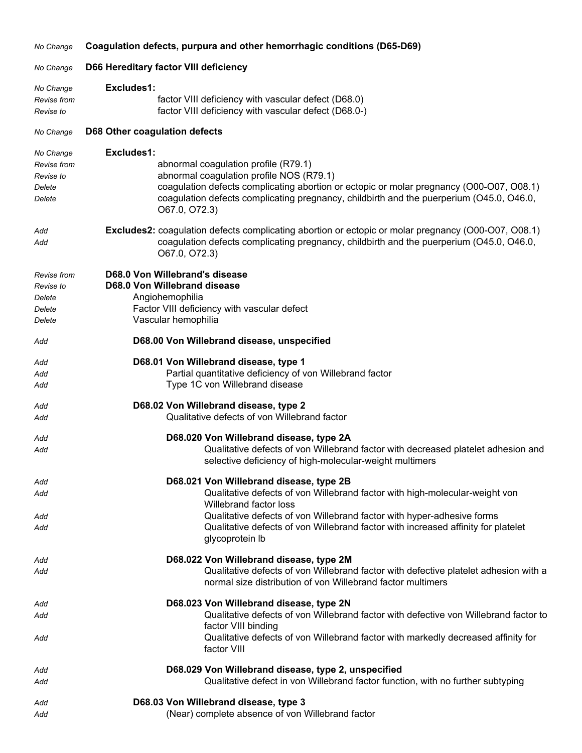| | |
|---|---|
| *No Change* | **Coagulation defects, purpura and other hemorrhagic conditions (D65-D69)** |
| *No Change* | **D66 Hereditary factor VIII deficiency** |
| *No Change* | **Excludes1:** |
| *Revise from* | factor VIII deficiency with vascular defect (D68.0) |
| *Revise to* | factor VIII deficiency with vascular defect (D68.0-) |
| *No Change* | **D68 Other coagulation defects** |
| *No Change* | **Excludes1:** |
| *Revise from* | abnormal coagulation profile (R79.1) |
| *Revise to* | abnormal coagulation profile NOS (R79.1) |
| *Delete* | coagulation defects complicating abortion or ectopic or molar pregnancy (O00-O07, O08.1) |
| *Delete* | coagulation defects complicating pregnancy, childbirth and the puerperium (O45.0, O46.0, O67.0, O72.3) |
| *Add* | **Excludes2:** coagulation defects complicating abortion or ectopic or molar pregnancy (O00-O07, O08.1) |
| *Add* | coagulation defects complicating pregnancy, childbirth and the puerperium (O45.0, O46.0, O67.0, O72.3) |
| *Revise from* | **D68.0 Von Willebrand's disease** |
| *Revise to* | **D68.0 Von Willebrand disease** |
| *Delete* | Angiohemophilia |
| *Delete* | Factor VIII deficiency with vascular defect |
| *Delete* | Vascular hemophilia |
| *Add* | **D68.00 Von Willebrand disease, unspecified** |
| *Add* | **D68.01 Von Willebrand disease, type 1** |
| *Add* | Partial quantitative deficiency of von Willebrand factor |
| *Add* | Type 1C von Willebrand disease |
| *Add* | **D68.02 Von Willebrand disease, type 2** |
| *Add* | Qualitative defects of von Willebrand factor |
| *Add* | **D68.020 Von Willebrand disease, type 2A** |
| *Add* | Qualitative defects of von Willebrand factor with decreased platelet adhesion and selective deficiency of high-molecular-weight multimers |
| *Add* | **D68.021 Von Willebrand disease, type 2B** |
| *Add* | Qualitative defects of von Willebrand factor with high-molecular-weight von Willebrand factor loss |
| *Add* | Qualitative defects of von Willebrand factor with hyper-adhesive forms |
| *Add* | Qualitative defects of von Willebrand factor with increased affinity for platelet glycoprotein Ib |
| *Add* | **D68.022 Von Willebrand disease, type 2M** |
| *Add* | Qualitative defects of von Willebrand factor with defective platelet adhesion with a normal size distribution of von Willebrand factor multimers |
| *Add* | **D68.023 Von Willebrand disease, type 2N** |
| *Add* | Qualitative defects of von Willebrand factor with defective von Willebrand factor to factor VIII binding |
| *Add* | Qualitative defects of von Willebrand factor with markedly decreased affinity for factor VIII |
| *Add* | **D68.029 Von Willebrand disease, type 2, unspecified** |
| *Add* | Qualitative defect in von Willebrand factor function, with no further subtyping |
| *Add* | **D68.03 Von Willebrand disease, type 3** |
| *Add* | (Near) complete absence of von Willebrand factor |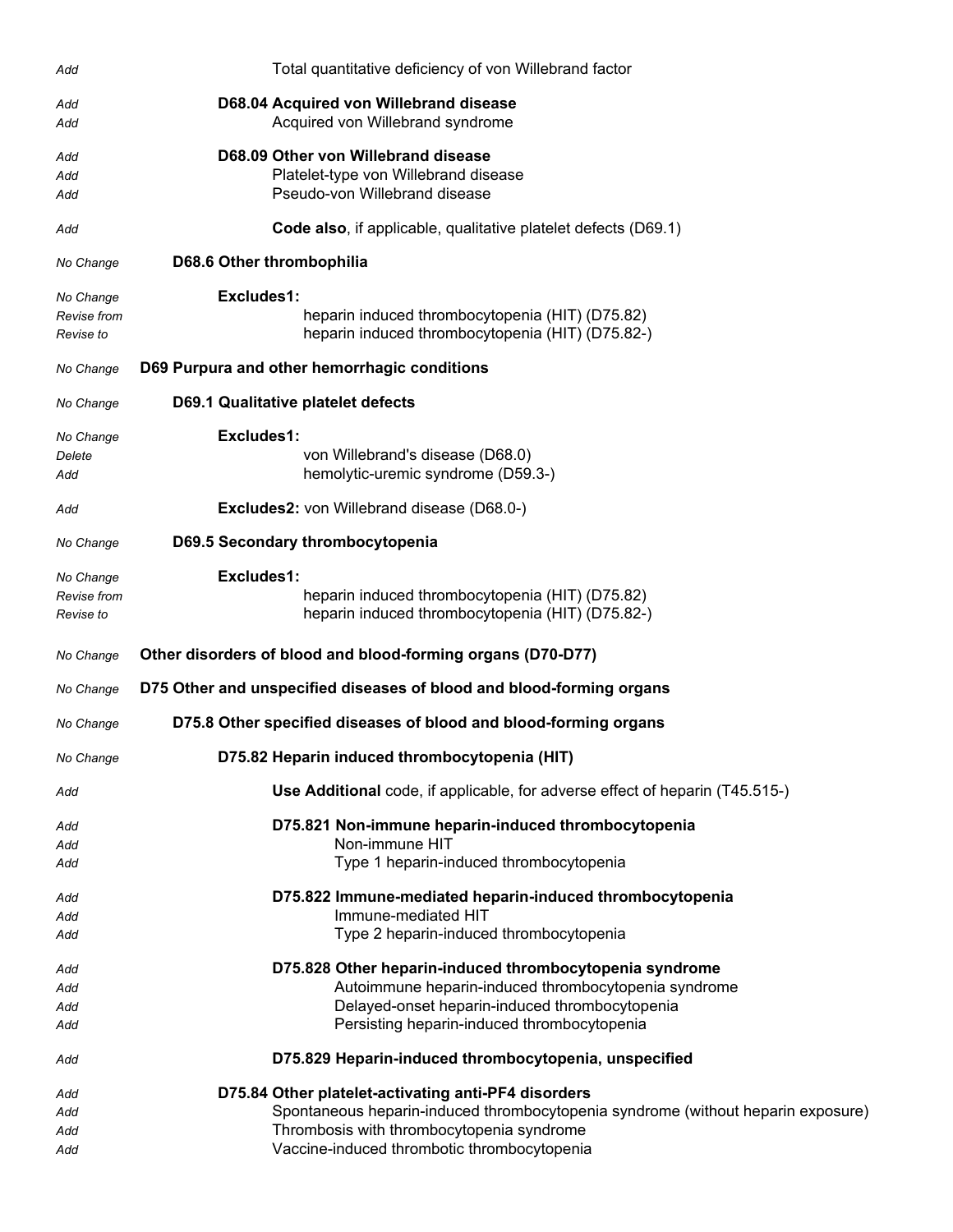| | |
|---|---|
| *Add* | Total quantitative deficiency of von Willebrand factor |
| *Add* | **D68.04 Acquired von Willebrand disease** |
| *Add* | Acquired von Willebrand syndrome |
| *Add* | **D68.09 Other von Willebrand disease** |
| *Add* | Platelet-type von Willebrand disease |
| *Add* | Pseudo-von Willebrand disease |
| *Add* | **Code also**, if applicable, qualitative platelet defects (D69.1) |
| *No Change* | **D68.6 Other thrombophilia** |
| *No Change* | **Excludes1:** |
| *Revise from* | heparin induced thrombocytopenia (HIT) (D75.82) |
| *Revise to* | heparin induced thrombocytopenia (HIT) (D75.82-) |
| *No Change* | **D69 Purpura and other hemorrhagic conditions** |
| *No Change* | **D69.1 Qualitative platelet defects** |
| *No Change* | **Excludes1:** |
| *Delete* | von Willebrand's disease (D68.0) |
| *Add* | hemolytic-uremic syndrome (D59.3-) |
| *Add* | **Excludes2:** von Willebrand disease (D68.0-) |
| *No Change* | **D69.5 Secondary thrombocytopenia** |
| *No Change* | **Excludes1:** |
| *Revise from* | heparin induced thrombocytopenia (HIT) (D75.82) |
| *Revise to* | heparin induced thrombocytopenia (HIT) (D75.82-) |
| *No Change* | **Other disorders of blood and blood-forming organs (D70-D77)** |
| *No Change* | **D75 Other and unspecified diseases of blood and blood-forming organs** |
| *No Change* | **D75.8 Other specified diseases of blood and blood-forming organs** |
| *No Change* | **D75.82 Heparin induced thrombocytopenia (HIT)** |
| *Add* | **Use Additional** code, if applicable, for adverse effect of heparin (T45.515-) |
| *Add* | **D75.821 Non-immune heparin-induced thrombocytopenia** |
| *Add* | Non-immune HIT |
| *Add* | Type 1 heparin-induced thrombocytopenia |
| *Add* | **D75.822 Immune-mediated heparin-induced thrombocytopenia** |
| *Add* | Immune-mediated HIT |
| *Add* | Type 2 heparin-induced thrombocytopenia |
| *Add* | **D75.828 Other heparin-induced thrombocytopenia syndrome** |
| *Add* | Autoimmune heparin-induced thrombocytopenia syndrome |
| *Add* | Delayed-onset heparin-induced thrombocytopenia |
| *Add* | Persisting heparin-induced thrombocytopenia |
| *Add* | **D75.829 Heparin-induced thrombocytopenia, unspecified** |
| *Add* | **D75.84 Other platelet-activating anti-PF4 disorders** |
| *Add* | Spontaneous heparin-induced thrombocytopenia syndrome (without heparin exposure) |
| *Add* | Thrombosis with thrombocytopenia syndrome |
| *Add* | Vaccine-induced thrombotic thrombocytopenia |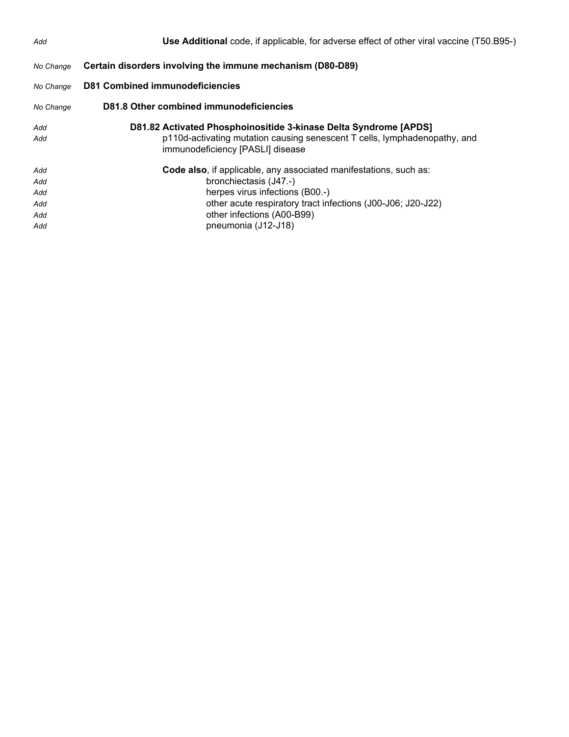*Add* **Use Additional** code, if applicable, for adverse effect of other viral vaccine (T50.B95-)

*No Change* **Certain disorders involving the immune mechanism (D80-D89)**

*No Change* **D81 Combined immunodeficiencies**

*No Change* **D81.8 Other combined immunodeficiencies**

*Add* **D81.82 Activated Phosphoinositide 3-kinase Delta Syndrome [APDS]**
*Add* p110d-activating mutation causing senescent T cells, lymphadenopathy, and immunodeficiency [PASLI] disease

*Add* **Code also**, if applicable, any associated manifestations, such as:
*Add* bronchiectasis (J47.-)
*Add* herpes virus infections (B00.-)
*Add* other acute respiratory tract infections (J00-J06; J20-J22)
*Add* other infections (A00-B99)
*Add* pneumonia (J12-J18)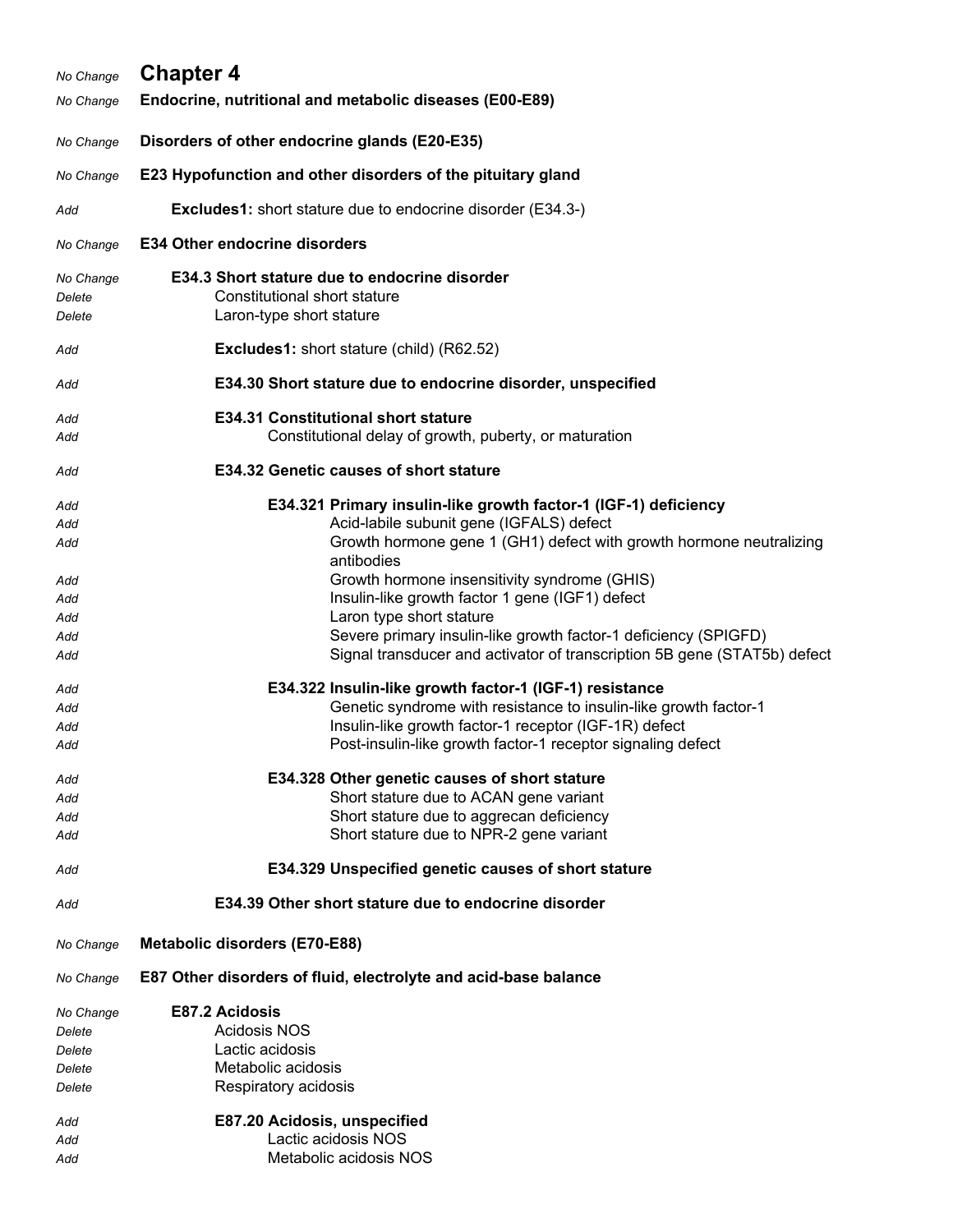| | |
|---|---|
| *No Change* | **Chapter 4** |
| *No Change* | **Endocrine, nutritional and metabolic diseases (E00-E89)** |
| *No Change* | **Disorders of other endocrine glands (E20-E35)** |
| *No Change* | **E23 Hypofunction and other disorders of the pituitary gland** |
| *Add* | **Excludes1:** short stature due to endocrine disorder (E34.3-) |
| *No Change* | **E34 Other endocrine disorders** |
| *No Change* | **E34.3 Short stature due to endocrine disorder** |
| *Delete* | Constitutional short stature |
| *Delete* | Laron-type short stature |
| *Add* | **Excludes1:** short stature (child) (R62.52) |
| *Add* | **E34.30 Short stature due to endocrine disorder, unspecified** |
| *Add* | **E34.31 Constitutional short stature** |
| *Add* | Constitutional delay of growth, puberty, or maturation |
| *Add* | **E34.32 Genetic causes of short stature** |
| *Add* | **E34.321 Primary insulin-like growth factor-1 (IGF-1) deficiency** |
| *Add* | Acid-labile subunit gene (IGFALS) defect |
| *Add* | Growth hormone gene 1 (GH1) defect with growth hormone neutralizing antibodies |
| *Add* | Growth hormone insensitivity syndrome (GHIS) |
| *Add* | Insulin-like growth factor 1 gene (IGF1) defect |
| *Add* | Laron type short stature |
| *Add* | Severe primary insulin-like growth factor-1 deficiency (SPIGFD) |
| *Add* | Signal transducer and activator of transcription 5B gene (STAT5b) defect |
| *Add* | **E34.322 Insulin-like growth factor-1 (IGF-1) resistance** |
| *Add* | Genetic syndrome with resistance to insulin-like growth factor-1 |
| *Add* | Insulin-like growth factor-1 receptor (IGF-1R) defect |
| *Add* | Post-insulin-like growth factor-1 receptor signaling defect |
| *Add* | **E34.328 Other genetic causes of short stature** |
| *Add* | Short stature due to ACAN gene variant |
| *Add* | Short stature due to aggrecan deficiency |
| *Add* | Short stature due to NPR-2 gene variant |
| *Add* | **E34.329 Unspecified genetic causes of short stature** |
| *Add* | **E34.39 Other short stature due to endocrine disorder** |
| *No Change* | **Metabolic disorders (E70-E88)** |
| *No Change* | **E87 Other disorders of fluid, electrolyte and acid-base balance** |
| *No Change* | **E87.2 Acidosis** |
| *Delete* | Acidosis NOS |
| *Delete* | Lactic acidosis |
| *Delete* | Metabolic acidosis |
| *Delete* | Respiratory acidosis |
| *Add* | **E87.20 Acidosis, unspecified** |
| *Add* | Lactic acidosis NOS |
| *Add* | Metabolic acidosis NOS |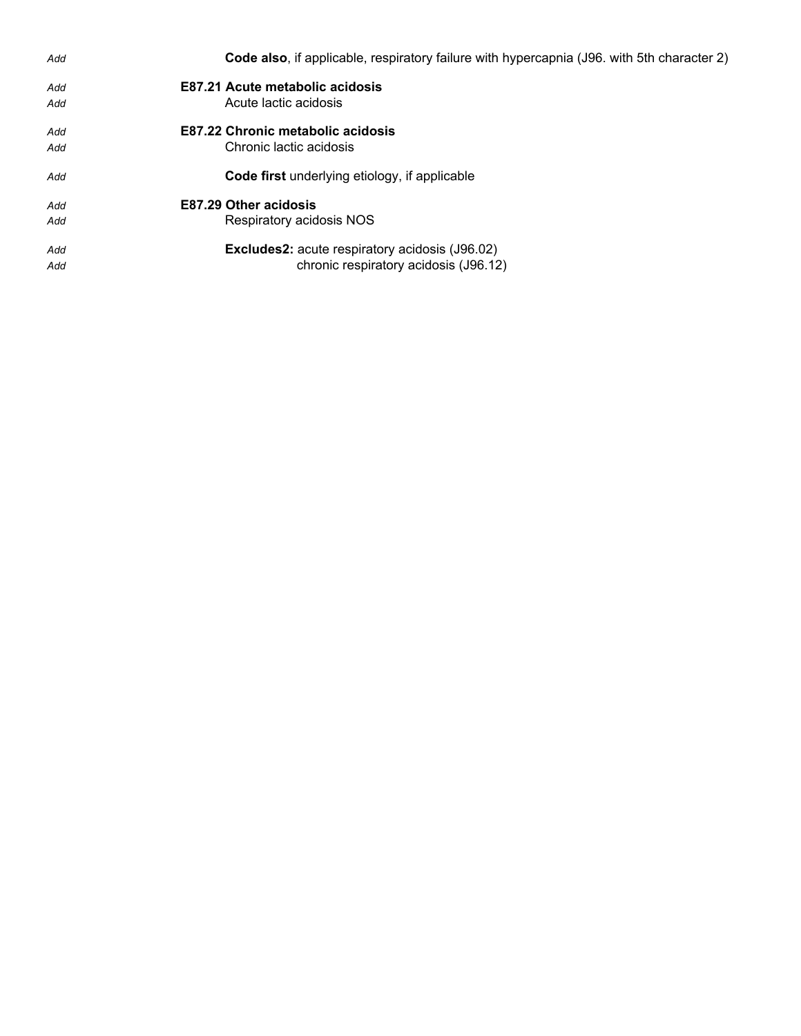*Add* **Code also**, if applicable, respiratory failure with hypercapnia (J96. with 5th character 2)

*Add* **E87.21 Acute metabolic acidosis**
*Add* Acute lactic acidosis

*Add* **E87.22 Chronic metabolic acidosis**
*Add* Chronic lactic acidosis

*Add* **Code first** underlying etiology, if applicable

*Add* **E87.29 Other acidosis**
*Add* Respiratory acidosis NOS

*Add* **Excludes2:** acute respiratory acidosis (J96.02)
*Add* chronic respiratory acidosis (J96.12)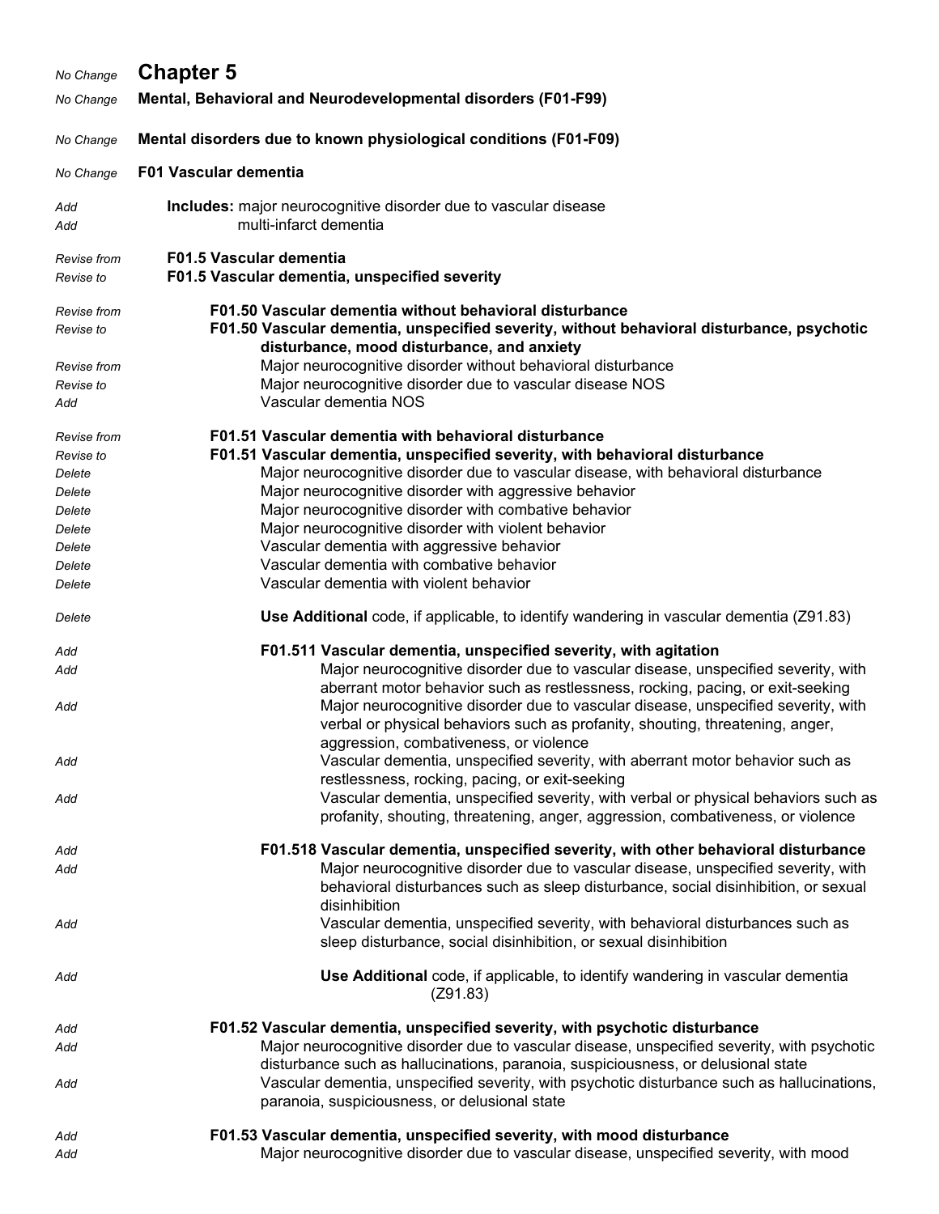| | |
|---|---|
| *No Change* | **Chapter 5** |
| *No Change* | **Mental, Behavioral and Neurodevelopmental disorders (F01-F99)** |
| *No Change* | **Mental disorders due to known physiological conditions (F01-F09)** |
| *No Change* | **F01 Vascular dementia** |
| *Add* | **Includes:** major neurocognitive disorder due to vascular disease |
| *Add* | multi-infarct dementia |
| *Revise from* | **F01.5 Vascular dementia** |
| *Revise to* | **F01.5 Vascular dementia, unspecified severity** |
| *Revise from* | **F01.50 Vascular dementia without behavioral disturbance** |
| *Revise to* | **F01.50 Vascular dementia, unspecified severity, without behavioral disturbance, psychotic disturbance, mood disturbance, and anxiety** |
| *Revise from* | Major neurocognitive disorder without behavioral disturbance |
| *Revise to* | Major neurocognitive disorder due to vascular disease NOS |
| *Add* | Vascular dementia NOS |
| *Revise from* | **F01.51 Vascular dementia with behavioral disturbance** |
| *Revise to* | **F01.51 Vascular dementia, unspecified severity, with behavioral disturbance** |
| *Delete* | Major neurocognitive disorder due to vascular disease, with behavioral disturbance |
| *Delete* | Major neurocognitive disorder with aggressive behavior |
| *Delete* | Major neurocognitive disorder with combative behavior |
| *Delete* | Major neurocognitive disorder with violent behavior |
| *Delete* | Vascular dementia with aggressive behavior |
| *Delete* | Vascular dementia with combative behavior |
| *Delete* | Vascular dementia with violent behavior |
| *Delete* | **Use Additional** code, if applicable, to identify wandering in vascular dementia (Z91.83) |
| *Add* | **F01.511 Vascular dementia, unspecified severity, with agitation** |
| *Add* | Major neurocognitive disorder due to vascular disease, unspecified severity, with aberrant motor behavior such as restlessness, rocking, pacing, or exit-seeking |
| *Add* | Major neurocognitive disorder due to vascular disease, unspecified severity, with verbal or physical behaviors such as profanity, shouting, threatening, anger, aggression, combativeness, or violence |
| *Add* | Vascular dementia, unspecified severity, with aberrant motor behavior such as restlessness, rocking, pacing, or exit-seeking |
| *Add* | Vascular dementia, unspecified severity, with verbal or physical behaviors such as profanity, shouting, threatening, anger, aggression, combativeness, or violence |
| *Add* | **F01.518 Vascular dementia, unspecified severity, with other behavioral disturbance** |
| *Add* | Major neurocognitive disorder due to vascular disease, unspecified severity, with behavioral disturbances such as sleep disturbance, social disinhibition, or sexual disinhibition |
| *Add* | Vascular dementia, unspecified severity, with behavioral disturbances such as sleep disturbance, social disinhibition, or sexual disinhibition |
| *Add* | **Use Additional** code, if applicable, to identify wandering in vascular dementia (Z91.83) |
| *Add* | **F01.52 Vascular dementia, unspecified severity, with psychotic disturbance** |
| *Add* | Major neurocognitive disorder due to vascular disease, unspecified severity, with psychotic disturbance such as hallucinations, paranoia, suspiciousness, or delusional state |
| *Add* | Vascular dementia, unspecified severity, with psychotic disturbance such as hallucinations, paranoia, suspiciousness, or delusional state |
| *Add* | **F01.53 Vascular dementia, unspecified severity, with mood disturbance** |
| *Add* | Major neurocognitive disorder due to vascular disease, unspecified severity, with mood |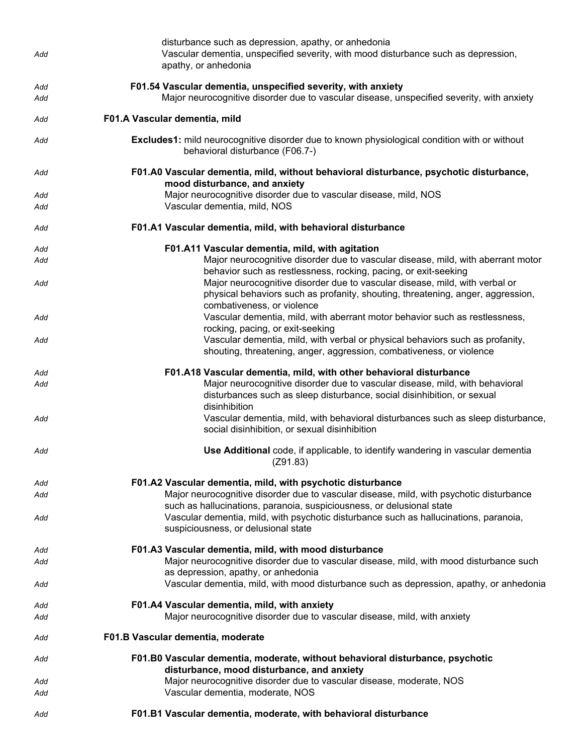disturbance such as depression, apathy, or anhedonia

*Add* Vascular dementia, unspecified severity, with mood disturbance such as depression, apathy, or anhedonia

*Add* **F01.54 Vascular dementia, unspecified severity, with anxiety**

*Add* Major neurocognitive disorder due to vascular disease, unspecified severity, with anxiety

*Add* **F01.A Vascular dementia, mild**

*Add* **Excludes1:** mild neurocognitive disorder due to known physiological condition with or without behavioral disturbance (F06.7-)

*Add* **F01.A0 Vascular dementia, mild, without behavioral disturbance, psychotic disturbance, mood disturbance, and anxiety**

*Add* Major neurocognitive disorder due to vascular disease, mild, NOS

*Add* Vascular dementia, mild, NOS

*Add* **F01.A1 Vascular dementia, mild, with behavioral disturbance**

*Add* **F01.A11 Vascular dementia, mild, with agitation**

*Add* Major neurocognitive disorder due to vascular disease, mild, with aberrant motor behavior such as restlessness, rocking, pacing, or exit-seeking

*Add* Major neurocognitive disorder due to vascular disease, mild, with verbal or physical behaviors such as profanity, shouting, threatening, anger, aggression, combativeness, or violence

*Add* Vascular dementia, mild, with aberrant motor behavior such as restlessness, rocking, pacing, or exit-seeking

*Add* Vascular dementia, mild, with verbal or physical behaviors such as profanity, shouting, threatening, anger, aggression, combativeness, or violence

*Add* **F01.A18 Vascular dementia, mild, with other behavioral disturbance**

*Add* Major neurocognitive disorder due to vascular disease, mild, with behavioral disturbances such as sleep disturbance, social disinhibition, or sexual disinhibition

*Add* Vascular dementia, mild, with behavioral disturbances such as sleep disturbance, social disinhibition, or sexual disinhibition

*Add* **Use Additional** code, if applicable, to identify wandering in vascular dementia (Z91.83)

*Add* **F01.A2 Vascular dementia, mild, with psychotic disturbance**

*Add* Major neurocognitive disorder due to vascular disease, mild, with psychotic disturbance such as hallucinations, paranoia, suspiciousness, or delusional state

*Add* Vascular dementia, mild, with psychotic disturbance such as hallucinations, paranoia, suspiciousness, or delusional state

*Add* **F01.A3 Vascular dementia, mild, with mood disturbance**

*Add* Major neurocognitive disorder due to vascular disease, mild, with mood disturbance such as depression, apathy, or anhedonia

*Add* Vascular dementia, mild, with mood disturbance such as depression, apathy, or anhedonia

*Add* **F01.A4 Vascular dementia, mild, with anxiety**

*Add* Major neurocognitive disorder due to vascular disease, mild, with anxiety

*Add* **F01.B Vascular dementia, moderate**

*Add* **F01.B0 Vascular dementia, moderate, without behavioral disturbance, psychotic disturbance, mood disturbance, and anxiety**

*Add* Major neurocognitive disorder due to vascular disease, moderate, NOS

*Add* Vascular dementia, moderate, NOS

*Add* **F01.B1 Vascular dementia, moderate, with behavioral disturbance**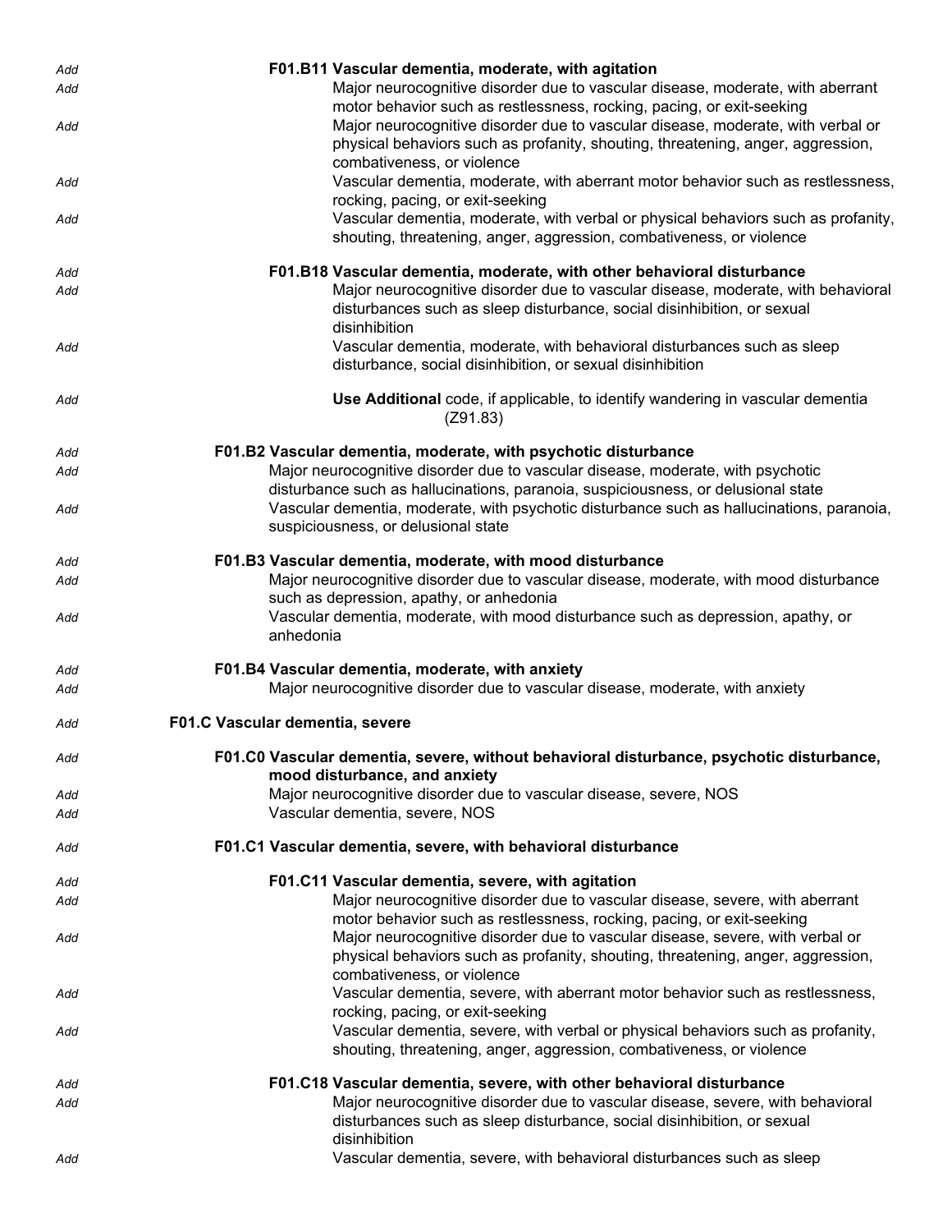*Add* **F01.B11 Vascular dementia, moderate, with agitation**

*Add* Major neurocognitive disorder due to vascular disease, moderate, with aberrant motor behavior such as restlessness, rocking, pacing, or exit-seeking

*Add* Major neurocognitive disorder due to vascular disease, moderate, with verbal or physical behaviors such as profanity, shouting, threatening, anger, aggression, combativeness, or violence

*Add* Vascular dementia, moderate, with aberrant motor behavior such as restlessness, rocking, pacing, or exit-seeking

*Add* Vascular dementia, moderate, with verbal or physical behaviors such as profanity, shouting, threatening, anger, aggression, combativeness, or violence

*Add* **F01.B18 Vascular dementia, moderate, with other behavioral disturbance**

*Add* Major neurocognitive disorder due to vascular disease, moderate, with behavioral disturbances such as sleep disturbance, social disinhibition, or sexual disinhibition

*Add* Vascular dementia, moderate, with behavioral disturbances such as sleep disturbance, social disinhibition, or sexual disinhibition

*Add* **Use Additional** code, if applicable, to identify wandering in vascular dementia (Z91.83)

*Add* **F01.B2 Vascular dementia, moderate, with psychotic disturbance**

*Add* Major neurocognitive disorder due to vascular disease, moderate, with psychotic disturbance such as hallucinations, paranoia, suspiciousness, or delusional state

*Add* Vascular dementia, moderate, with psychotic disturbance such as hallucinations, paranoia, suspiciousness, or delusional state

*Add* **F01.B3 Vascular dementia, moderate, with mood disturbance**

*Add* Major neurocognitive disorder due to vascular disease, moderate, with mood disturbance such as depression, apathy, or anhedonia

*Add* Vascular dementia, moderate, with mood disturbance such as depression, apathy, or anhedonia

*Add* **F01.B4 Vascular dementia, moderate, with anxiety**

*Add* Major neurocognitive disorder due to vascular disease, moderate, with anxiety

*Add* **F01.C Vascular dementia, severe**

*Add* **F01.C0 Vascular dementia, severe, without behavioral disturbance, psychotic disturbance, mood disturbance, and anxiety**

*Add* Major neurocognitive disorder due to vascular disease, severe, NOS

*Add* Vascular dementia, severe, NOS

*Add* **F01.C1 Vascular dementia, severe, with behavioral disturbance**

*Add* **F01.C11 Vascular dementia, severe, with agitation**

*Add* Major neurocognitive disorder due to vascular disease, severe, with aberrant motor behavior such as restlessness, rocking, pacing, or exit-seeking

*Add* Major neurocognitive disorder due to vascular disease, severe, with verbal or physical behaviors such as profanity, shouting, threatening, anger, aggression, combativeness, or violence

*Add* Vascular dementia, severe, with aberrant motor behavior such as restlessness, rocking, pacing, or exit-seeking

*Add* Vascular dementia, severe, with verbal or physical behaviors such as profanity, shouting, threatening, anger, aggression, combativeness, or violence

*Add* **F01.C18 Vascular dementia, severe, with other behavioral disturbance**

*Add* Major neurocognitive disorder due to vascular disease, severe, with behavioral disturbances such as sleep disturbance, social disinhibition, or sexual disinhibition

*Add* Vascular dementia, severe, with behavioral disturbances such as sleep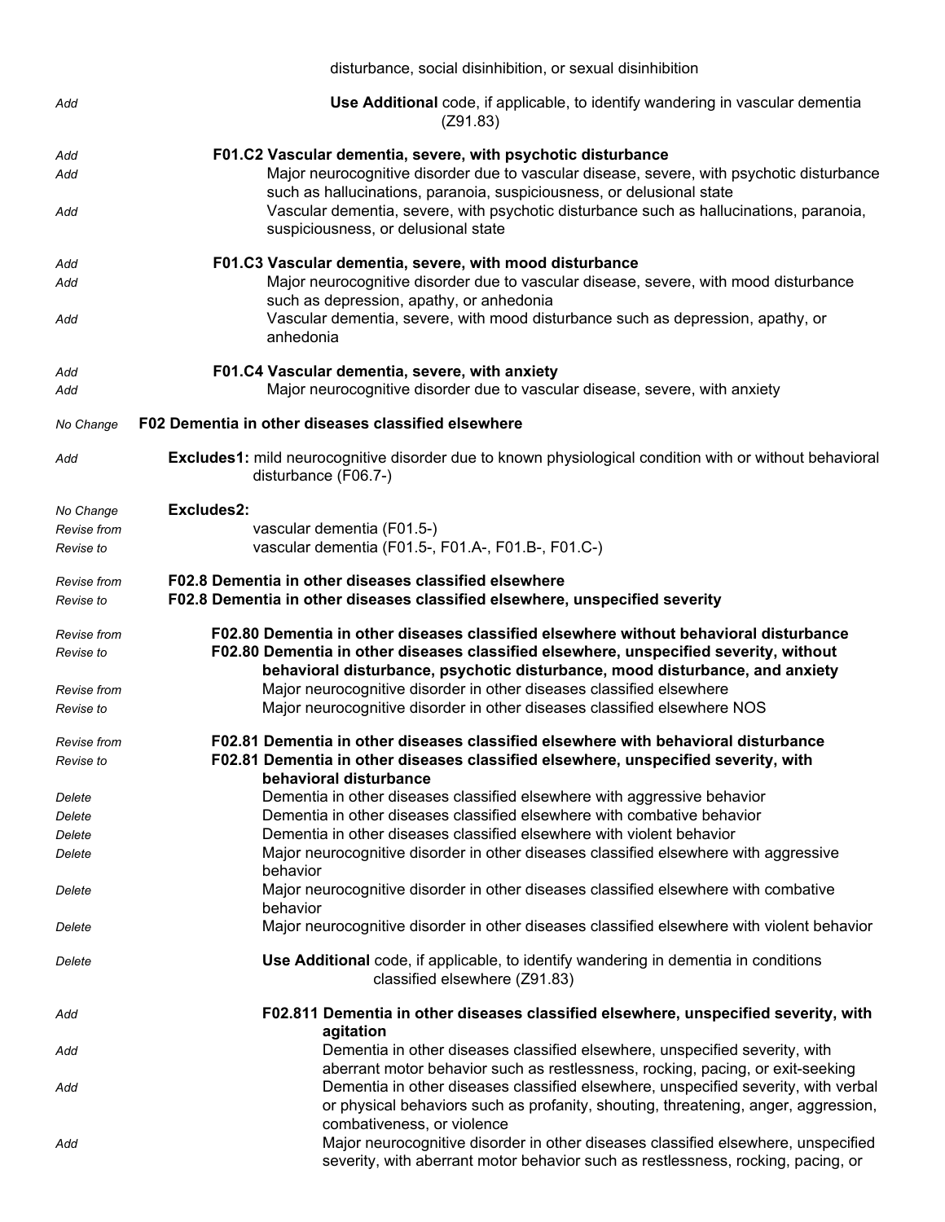disturbance, social disinhibition, or sexual disinhibition

| | |
|---|---|
| *Add* | **Use Additional** code, if applicable, to identify wandering in vascular dementia (Z91.83) |
| *Add* | **F01.C2 Vascular dementia, severe, with psychotic disturbance** |
| *Add* | Major neurocognitive disorder due to vascular disease, severe, with psychotic disturbance such as hallucinations, paranoia, suspiciousness, or delusional state |
| *Add* | Vascular dementia, severe, with psychotic disturbance such as hallucinations, paranoia, suspiciousness, or delusional state |
| *Add* | **F01.C3 Vascular dementia, severe, with mood disturbance** |
| *Add* | Major neurocognitive disorder due to vascular disease, severe, with mood disturbance such as depression, apathy, or anhedonia |
| *Add* | Vascular dementia, severe, with mood disturbance such as depression, apathy, or anhedonia |
| *Add* | **F01.C4 Vascular dementia, severe, with anxiety** |
| *Add* | Major neurocognitive disorder due to vascular disease, severe, with anxiety |
| *No Change* | **F02 Dementia in other diseases classified elsewhere** |
| *Add* | **Excludes1:** mild neurocognitive disorder due to known physiological condition with or without behavioral disturbance (F06.7-) |
| *No Change* | **Excludes2:** |
| *Revise from* | vascular dementia (F01.5-) |
| *Revise to* | vascular dementia (F01.5-, F01.A-, F01.B-, F01.C-) |
| *Revise from* | **F02.8 Dementia in other diseases classified elsewhere** |
| *Revise to* | **F02.8 Dementia in other diseases classified elsewhere, unspecified severity** |
| *Revise from* | **F02.80 Dementia in other diseases classified elsewhere without behavioral disturbance** |
| *Revise to* | **F02.80 Dementia in other diseases classified elsewhere, unspecified severity, without behavioral disturbance, psychotic disturbance, mood disturbance, and anxiety** |
| *Revise from* | Major neurocognitive disorder in other diseases classified elsewhere |
| *Revise to* | Major neurocognitive disorder in other diseases classified elsewhere NOS |
| *Revise from* | **F02.81 Dementia in other diseases classified elsewhere with behavioral disturbance** |
| *Revise to* | **F02.81 Dementia in other diseases classified elsewhere, unspecified severity, with behavioral disturbance** |
| *Delete* | Dementia in other diseases classified elsewhere with aggressive behavior |
| *Delete* | Dementia in other diseases classified elsewhere with combative behavior |
| *Delete* | Dementia in other diseases classified elsewhere with violent behavior |
| *Delete* | Major neurocognitive disorder in other diseases classified elsewhere with aggressive behavior |
| *Delete* | Major neurocognitive disorder in other diseases classified elsewhere with combative behavior |
| *Delete* | Major neurocognitive disorder in other diseases classified elsewhere with violent behavior |
| *Delete* | **Use Additional** code, if applicable, to identify wandering in dementia in conditions classified elsewhere (Z91.83) |
| *Add* | **F02.811 Dementia in other diseases classified elsewhere, unspecified severity, with agitation** |
| *Add* | Dementia in other diseases classified elsewhere, unspecified severity, with aberrant motor behavior such as restlessness, rocking, pacing, or exit-seeking |
| *Add* | Dementia in other diseases classified elsewhere, unspecified severity, with verbal or physical behaviors such as profanity, shouting, threatening, anger, aggression, combativeness, or violence |
| *Add* | Major neurocognitive disorder in other diseases classified elsewhere, unspecified severity, with aberrant motor behavior such as restlessness, rocking, pacing, or |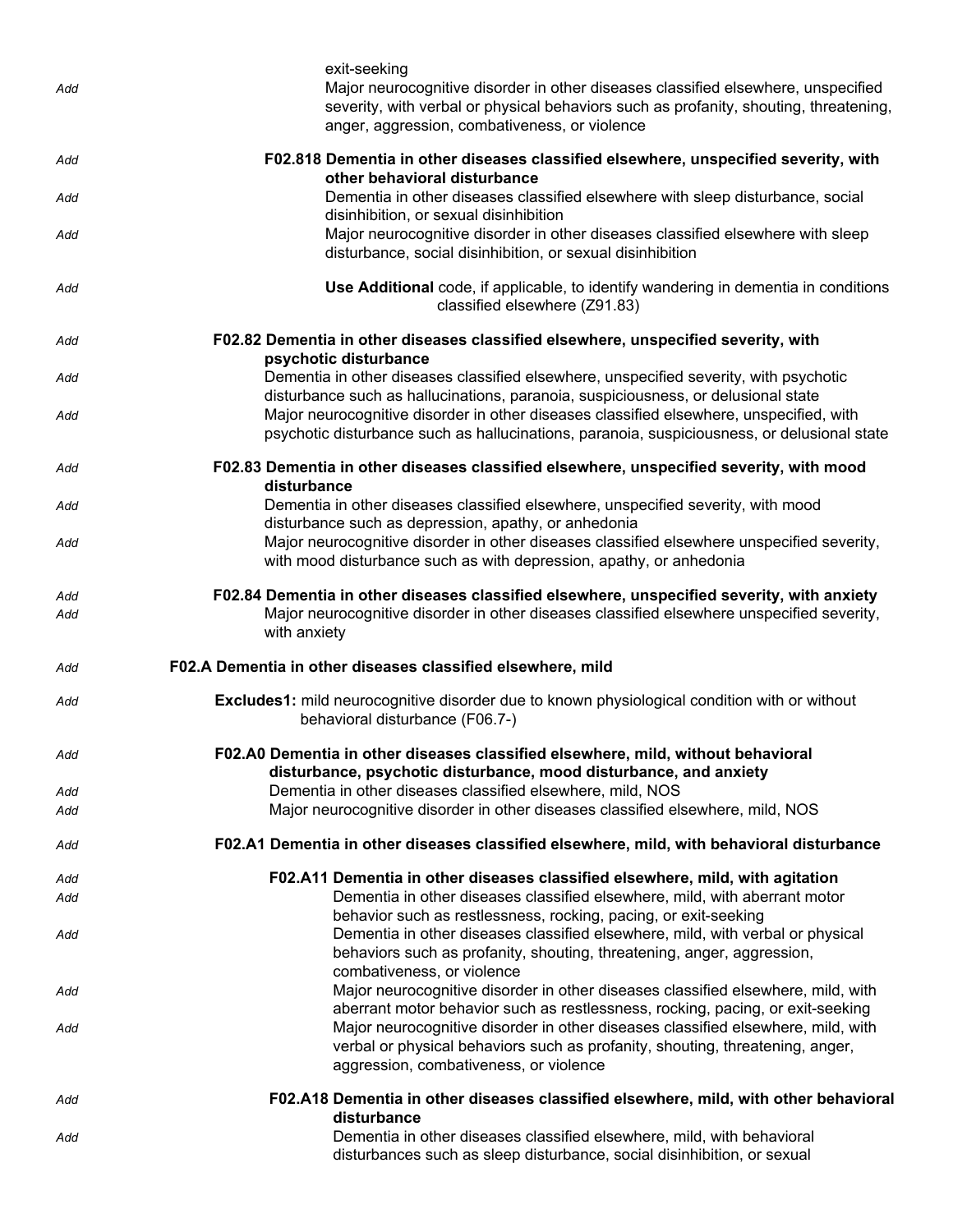exit-seeking

*Add* Major neurocognitive disorder in other diseases classified elsewhere, unspecified severity, with verbal or physical behaviors such as profanity, shouting, threatening, anger, aggression, combativeness, or violence

*Add* **F02.818 Dementia in other diseases classified elsewhere, unspecified severity, with other behavioral disturbance**

*Add* Dementia in other diseases classified elsewhere with sleep disturbance, social disinhibition, or sexual disinhibition

*Add* Major neurocognitive disorder in other diseases classified elsewhere with sleep disturbance, social disinhibition, or sexual disinhibition

*Add* **Use Additional** code, if applicable, to identify wandering in dementia in conditions classified elsewhere (Z91.83)

*Add* **F02.82 Dementia in other diseases classified elsewhere, unspecified severity, with psychotic disturbance**

*Add* Dementia in other diseases classified elsewhere, unspecified severity, with psychotic disturbance such as hallucinations, paranoia, suspiciousness, or delusional state

*Add* Major neurocognitive disorder in other diseases classified elsewhere, unspecified, with psychotic disturbance such as hallucinations, paranoia, suspiciousness, or delusional state

*Add* **F02.83 Dementia in other diseases classified elsewhere, unspecified severity, with mood disturbance**

*Add* Dementia in other diseases classified elsewhere, unspecified severity, with mood disturbance such as depression, apathy, or anhedonia

*Add* Major neurocognitive disorder in other diseases classified elsewhere unspecified severity, with mood disturbance such as with depression, apathy, or anhedonia

*Add* **F02.84 Dementia in other diseases classified elsewhere, unspecified severity, with anxiety**

*Add* Major neurocognitive disorder in other diseases classified elsewhere unspecified severity, with anxiety

*Add* **F02.A Dementia in other diseases classified elsewhere, mild**

*Add* **Excludes1:** mild neurocognitive disorder due to known physiological condition with or without behavioral disturbance (F06.7-)

*Add* **F02.A0 Dementia in other diseases classified elsewhere, mild, without behavioral disturbance, psychotic disturbance, mood disturbance, and anxiety**

*Add* Dementia in other diseases classified elsewhere, mild, NOS

*Add* Major neurocognitive disorder in other diseases classified elsewhere, mild, NOS

*Add* **F02.A1 Dementia in other diseases classified elsewhere, mild, with behavioral disturbance**

*Add* **F02.A11 Dementia in other diseases classified elsewhere, mild, with agitation**

*Add* Dementia in other diseases classified elsewhere, mild, with aberrant motor behavior such as restlessness, rocking, pacing, or exit-seeking

*Add* Dementia in other diseases classified elsewhere, mild, with verbal or physical behaviors such as profanity, shouting, threatening, anger, aggression, combativeness, or violence

*Add* Major neurocognitive disorder in other diseases classified elsewhere, mild, with aberrant motor behavior such as restlessness, rocking, pacing, or exit-seeking

*Add* Major neurocognitive disorder in other diseases classified elsewhere, mild, with verbal or physical behaviors such as profanity, shouting, threatening, anger, aggression, combativeness, or violence

*Add* **F02.A18 Dementia in other diseases classified elsewhere, mild, with other behavioral disturbance**

*Add* Dementia in other diseases classified elsewhere, mild, with behavioral disturbances such as sleep disturbance, social disinhibition, or sexual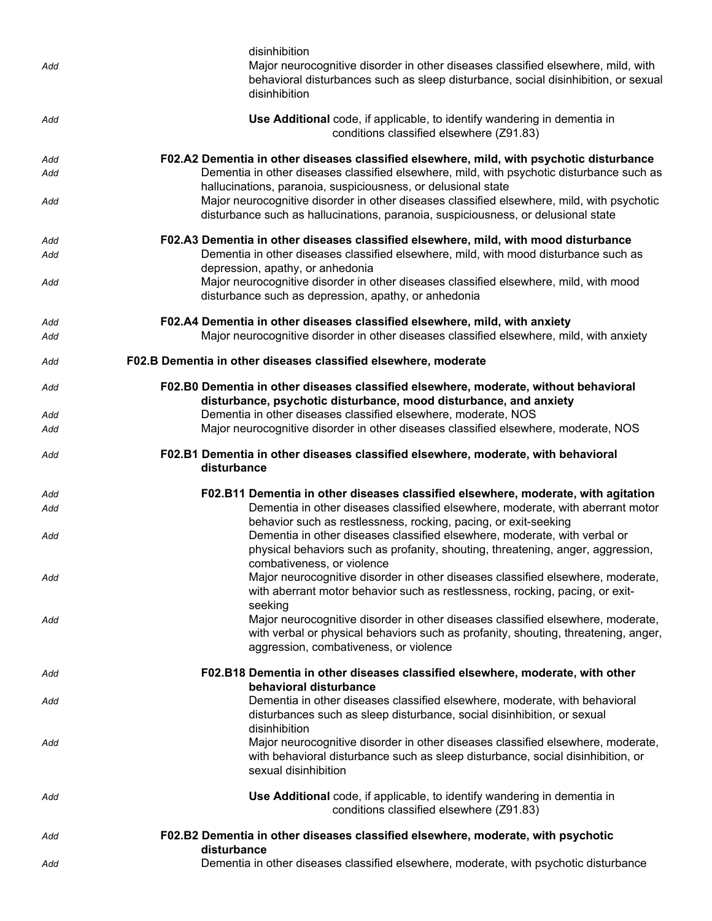disinhibition

*Add* Major neurocognitive disorder in other diseases classified elsewhere, mild, with behavioral disturbances such as sleep disturbance, social disinhibition, or sexual disinhibition

*Add* **Use Additional** code, if applicable, to identify wandering in dementia in conditions classified elsewhere (Z91.83)

*Add* **F02.A2 Dementia in other diseases classified elsewhere, mild, with psychotic disturbance**

*Add* Dementia in other diseases classified elsewhere, mild, with psychotic disturbance such as hallucinations, paranoia, suspiciousness, or delusional state

*Add* Major neurocognitive disorder in other diseases classified elsewhere, mild, with psychotic disturbance such as hallucinations, paranoia, suspiciousness, or delusional state

*Add* **F02.A3 Dementia in other diseases classified elsewhere, mild, with mood disturbance**

*Add* Dementia in other diseases classified elsewhere, mild, with mood disturbance such as depression, apathy, or anhedonia

*Add* Major neurocognitive disorder in other diseases classified elsewhere, mild, with mood disturbance such as depression, apathy, or anhedonia

*Add* **F02.A4 Dementia in other diseases classified elsewhere, mild, with anxiety**

*Add* Major neurocognitive disorder in other diseases classified elsewhere, mild, with anxiety

*Add* **F02.B Dementia in other diseases classified elsewhere, moderate**

*Add* **F02.B0 Dementia in other diseases classified elsewhere, moderate, without behavioral disturbance, psychotic disturbance, mood disturbance, and anxiety**

*Add* Dementia in other diseases classified elsewhere, moderate, NOS

*Add* Major neurocognitive disorder in other diseases classified elsewhere, moderate, NOS

*Add* **F02.B1 Dementia in other diseases classified elsewhere, moderate, with behavioral disturbance**

*Add* **F02.B11 Dementia in other diseases classified elsewhere, moderate, with agitation**

*Add* Dementia in other diseases classified elsewhere, moderate, with aberrant motor behavior such as restlessness, rocking, pacing, or exit-seeking

*Add* Dementia in other diseases classified elsewhere, moderate, with verbal or physical behaviors such as profanity, shouting, threatening, anger, aggression, combativeness, or violence

*Add* Major neurocognitive disorder in other diseases classified elsewhere, moderate, with aberrant motor behavior such as restlessness, rocking, pacing, or exit-seeking

*Add* Major neurocognitive disorder in other diseases classified elsewhere, moderate, with verbal or physical behaviors such as profanity, shouting, threatening, anger, aggression, combativeness, or violence

*Add* **F02.B18 Dementia in other diseases classified elsewhere, moderate, with other behavioral disturbance**

*Add* Dementia in other diseases classified elsewhere, moderate, with behavioral disturbances such as sleep disturbance, social disinhibition, or sexual disinhibition

*Add* Major neurocognitive disorder in other diseases classified elsewhere, moderate, with behavioral disturbance such as sleep disturbance, social disinhibition, or sexual disinhibition

*Add* **Use Additional** code, if applicable, to identify wandering in dementia in conditions classified elsewhere (Z91.83)

*Add* **F02.B2 Dementia in other diseases classified elsewhere, moderate, with psychotic disturbance**

*Add* Dementia in other diseases classified elsewhere, moderate, with psychotic disturbance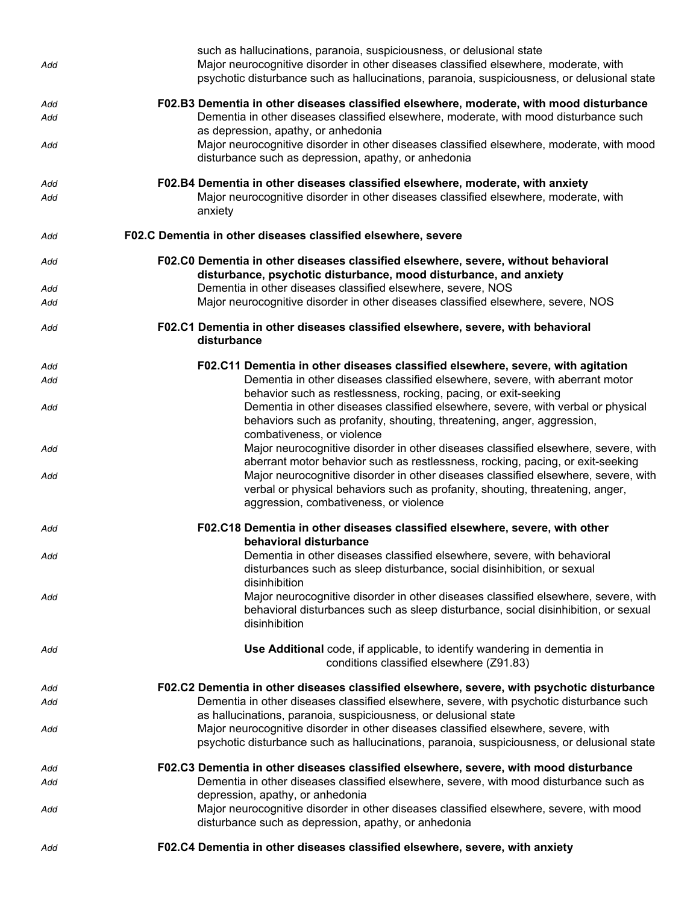such as hallucinations, paranoia, suspiciousness, or delusional state

*Add* Major neurocognitive disorder in other diseases classified elsewhere, moderate, with psychotic disturbance such as hallucinations, paranoia, suspiciousness, or delusional state

*Add* **F02.B3 Dementia in other diseases classified elsewhere, moderate, with mood disturbance**

*Add* Dementia in other diseases classified elsewhere, moderate, with mood disturbance such as depression, apathy, or anhedonia

*Add* Major neurocognitive disorder in other diseases classified elsewhere, moderate, with mood disturbance such as depression, apathy, or anhedonia

*Add* **F02.B4 Dementia in other diseases classified elsewhere, moderate, with anxiety**

*Add* Major neurocognitive disorder in other diseases classified elsewhere, moderate, with anxiety

*Add* **F02.C Dementia in other diseases classified elsewhere, severe**

*Add* **F02.C0 Dementia in other diseases classified elsewhere, severe, without behavioral disturbance, psychotic disturbance, mood disturbance, and anxiety**

*Add* Dementia in other diseases classified elsewhere, severe, NOS

*Add* Major neurocognitive disorder in other diseases classified elsewhere, severe, NOS

*Add* **F02.C1 Dementia in other diseases classified elsewhere, severe, with behavioral disturbance**

*Add* **F02.C11 Dementia in other diseases classified elsewhere, severe, with agitation**

*Add* Dementia in other diseases classified elsewhere, severe, with aberrant motor behavior such as restlessness, rocking, pacing, or exit-seeking

*Add* Dementia in other diseases classified elsewhere, severe, with verbal or physical behaviors such as profanity, shouting, threatening, anger, aggression, combativeness, or violence

*Add* Major neurocognitive disorder in other diseases classified elsewhere, severe, with aberrant motor behavior such as restlessness, rocking, pacing, or exit-seeking

*Add* Major neurocognitive disorder in other diseases classified elsewhere, severe, with verbal or physical behaviors such as profanity, shouting, threatening, anger, aggression, combativeness, or violence

*Add* **F02.C18 Dementia in other diseases classified elsewhere, severe, with other behavioral disturbance**

*Add* Dementia in other diseases classified elsewhere, severe, with behavioral disturbances such as sleep disturbance, social disinhibition, or sexual disinhibition

*Add* Major neurocognitive disorder in other diseases classified elsewhere, severe, with behavioral disturbances such as sleep disturbance, social disinhibition, or sexual disinhibition

*Add* **Use Additional** code, if applicable, to identify wandering in dementia in conditions classified elsewhere (Z91.83)

*Add* **F02.C2 Dementia in other diseases classified elsewhere, severe, with psychotic disturbance**

*Add* Dementia in other diseases classified elsewhere, severe, with psychotic disturbance such as hallucinations, paranoia, suspiciousness, or delusional state

*Add* Major neurocognitive disorder in other diseases classified elsewhere, severe, with psychotic disturbance such as hallucinations, paranoia, suspiciousness, or delusional state

*Add* **F02.C3 Dementia in other diseases classified elsewhere, severe, with mood disturbance**

*Add* Dementia in other diseases classified elsewhere, severe, with mood disturbance such as depression, apathy, or anhedonia

*Add* Major neurocognitive disorder in other diseases classified elsewhere, severe, with mood disturbance such as depression, apathy, or anhedonia

*Add* **F02.C4 Dementia in other diseases classified elsewhere, severe, with anxiety**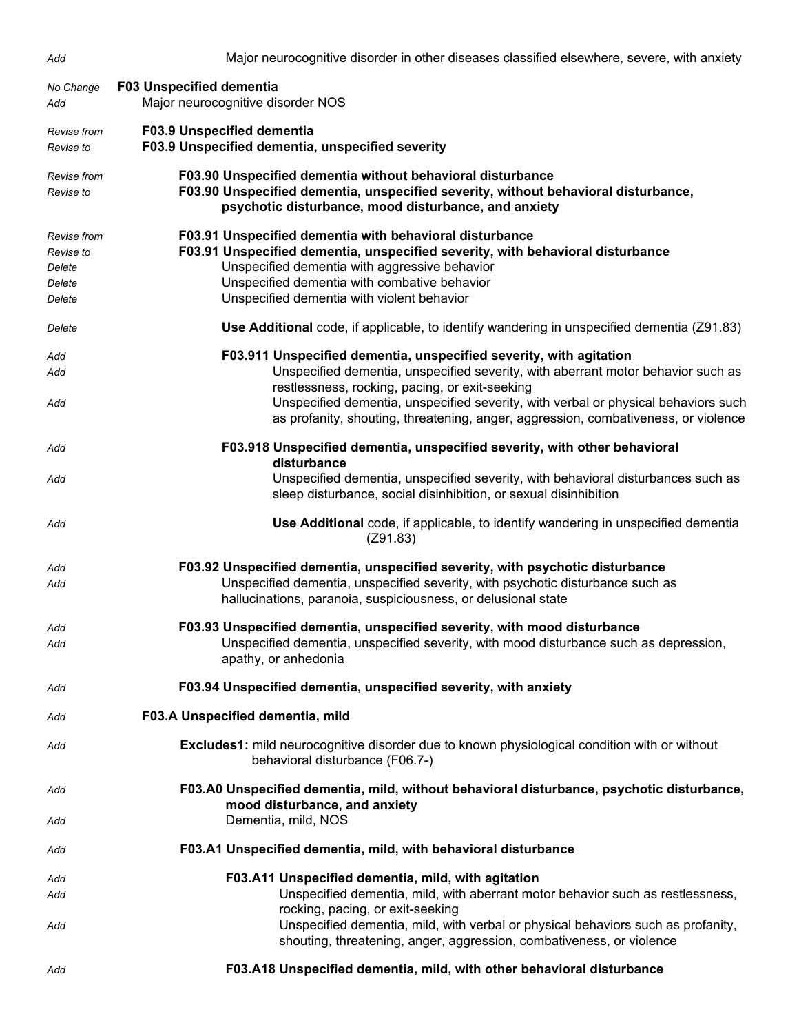| | |
|---|---|
| *Add* | Major neurocognitive disorder in other diseases classified elsewhere, severe, with anxiety |
| *No Change* | **F03 Unspecified dementia** |
| *Add* | Major neurocognitive disorder NOS |
| *Revise from* | **F03.9 Unspecified dementia** |
| *Revise to* | **F03.9 Unspecified dementia, unspecified severity** |
| *Revise from* | **F03.90 Unspecified dementia without behavioral disturbance** |
| *Revise to* | **F03.90 Unspecified dementia, unspecified severity, without behavioral disturbance, psychotic disturbance, mood disturbance, and anxiety** |
| *Revise from* | **F03.91 Unspecified dementia with behavioral disturbance** |
| *Revise to* | **F03.91 Unspecified dementia, unspecified severity, with behavioral disturbance** |
| *Delete* | Unspecified dementia with aggressive behavior |
| *Delete* | Unspecified dementia with combative behavior |
| *Delete* | Unspecified dementia with violent behavior |
| *Delete* | **Use Additional** code, if applicable, to identify wandering in unspecified dementia (Z91.83) |
| *Add* | **F03.911 Unspecified dementia, unspecified severity, with agitation** |
| *Add* | Unspecified dementia, unspecified severity, with aberrant motor behavior such as restlessness, rocking, pacing, or exit-seeking |
| *Add* | Unspecified dementia, unspecified severity, with verbal or physical behaviors such as profanity, shouting, threatening, anger, aggression, combativeness, or violence |
| *Add* | **F03.918 Unspecified dementia, unspecified severity, with other behavioral disturbance** |
| *Add* | Unspecified dementia, unspecified severity, with behavioral disturbances such as sleep disturbance, social disinhibition, or sexual disinhibition |
| *Add* | **Use Additional** code, if applicable, to identify wandering in unspecified dementia (Z91.83) |
| *Add* | **F03.92 Unspecified dementia, unspecified severity, with psychotic disturbance** |
| *Add* | Unspecified dementia, unspecified severity, with psychotic disturbance such as hallucinations, paranoia, suspiciousness, or delusional state |
| *Add* | **F03.93 Unspecified dementia, unspecified severity, with mood disturbance** |
| *Add* | Unspecified dementia, unspecified severity, with mood disturbance such as depression, apathy, or anhedonia |
| *Add* | **F03.94 Unspecified dementia, unspecified severity, with anxiety** |
| *Add* | **F03.A Unspecified dementia, mild** |
| *Add* | **Excludes1:** mild neurocognitive disorder due to known physiological condition with or without behavioral disturbance (F06.7-) |
| *Add* | **F03.A0 Unspecified dementia, mild, without behavioral disturbance, psychotic disturbance, mood disturbance, and anxiety** |
| *Add* | Dementia, mild, NOS |
| *Add* | **F03.A1 Unspecified dementia, mild, with behavioral disturbance** |
| *Add* | **F03.A11 Unspecified dementia, mild, with agitation** |
| *Add* | Unspecified dementia, mild, with aberrant motor behavior such as restlessness, rocking, pacing, or exit-seeking |
| *Add* | Unspecified dementia, mild, with verbal or physical behaviors such as profanity, shouting, threatening, anger, aggression, combativeness, or violence |
| *Add* | **F03.A18 Unspecified dementia, mild, with other behavioral disturbance** |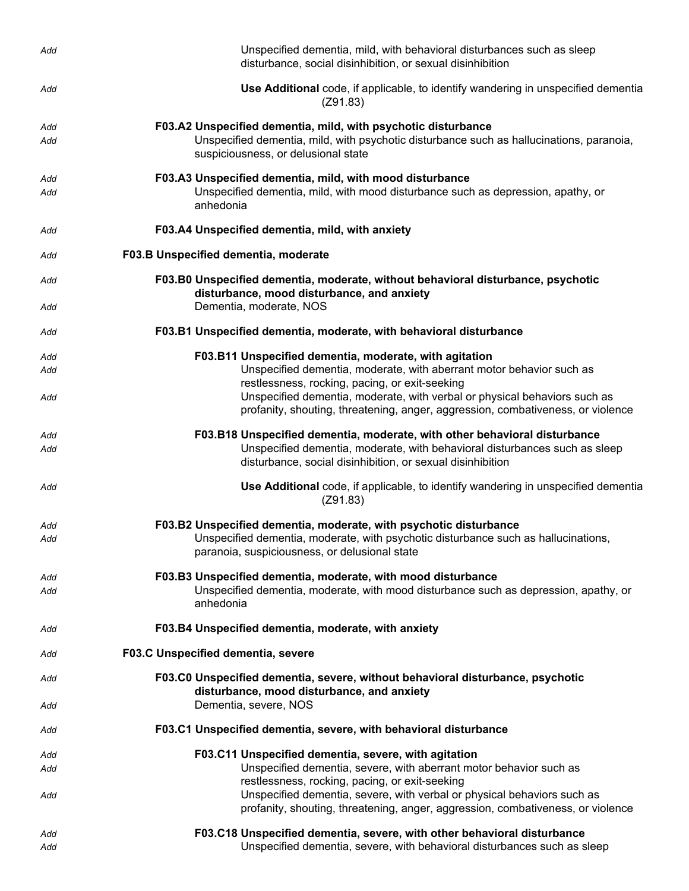*Add* Unspecified dementia, mild, with behavioral disturbances such as sleep disturbance, social disinhibition, or sexual disinhibition

*Add* **Use Additional** code, if applicable, to identify wandering in unspecified dementia (Z91.83)

*Add* **F03.A2 Unspecified dementia, mild, with psychotic disturbance**
*Add* Unspecified dementia, mild, with psychotic disturbance such as hallucinations, paranoia, suspiciousness, or delusional state

*Add* **F03.A3 Unspecified dementia, mild, with mood disturbance**
*Add* Unspecified dementia, mild, with mood disturbance such as depression, apathy, or anhedonia

*Add* **F03.A4 Unspecified dementia, mild, with anxiety**

*Add* **F03.B Unspecified dementia, moderate**

*Add* **F03.B0 Unspecified dementia, moderate, without behavioral disturbance, psychotic disturbance, mood disturbance, and anxiety**
*Add* Dementia, moderate, NOS

*Add* **F03.B1 Unspecified dementia, moderate, with behavioral disturbance**

*Add* **F03.B11 Unspecified dementia, moderate, with agitation**
*Add* Unspecified dementia, moderate, with aberrant motor behavior such as restlessness, rocking, pacing, or exit-seeking
*Add* Unspecified dementia, moderate, with verbal or physical behaviors such as profanity, shouting, threatening, anger, aggression, combativeness, or violence

*Add* **F03.B18 Unspecified dementia, moderate, with other behavioral disturbance**
*Add* Unspecified dementia, moderate, with behavioral disturbances such as sleep disturbance, social disinhibition, or sexual disinhibition

*Add* **Use Additional** code, if applicable, to identify wandering in unspecified dementia (Z91.83)

*Add* **F03.B2 Unspecified dementia, moderate, with psychotic disturbance**
*Add* Unspecified dementia, moderate, with psychotic disturbance such as hallucinations, paranoia, suspiciousness, or delusional state

*Add* **F03.B3 Unspecified dementia, moderate, with mood disturbance**
*Add* Unspecified dementia, moderate, with mood disturbance such as depression, apathy, or anhedonia

*Add* **F03.B4 Unspecified dementia, moderate, with anxiety**

*Add* **F03.C Unspecified dementia, severe**

*Add* **F03.C0 Unspecified dementia, severe, without behavioral disturbance, psychotic disturbance, mood disturbance, and anxiety**
*Add* Dementia, severe, NOS

*Add* **F03.C1 Unspecified dementia, severe, with behavioral disturbance**

*Add* **F03.C11 Unspecified dementia, severe, with agitation**
*Add* Unspecified dementia, severe, with aberrant motor behavior such as restlessness, rocking, pacing, or exit-seeking
*Add* Unspecified dementia, severe, with verbal or physical behaviors such as profanity, shouting, threatening, anger, aggression, combativeness, or violence

*Add* **F03.C18 Unspecified dementia, severe, with other behavioral disturbance**
*Add* Unspecified dementia, severe, with behavioral disturbances such as sleep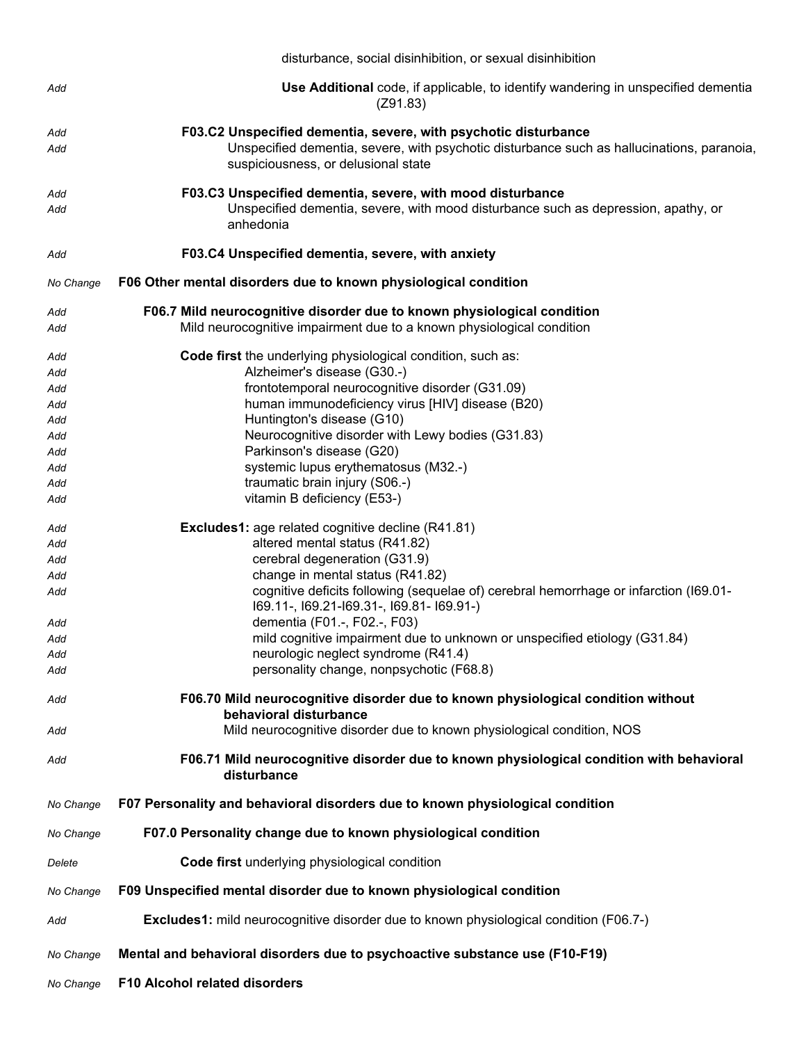disturbance, social disinhibition, or sexual disinhibition

*Add* **Use Additional** code, if applicable, to identify wandering in unspecified dementia (Z91.83)

*Add* **F03.C2 Unspecified dementia, severe, with psychotic disturbance**
*Add* Unspecified dementia, severe, with psychotic disturbance such as hallucinations, paranoia, suspiciousness, or delusional state

*Add* **F03.C3 Unspecified dementia, severe, with mood disturbance**
*Add* Unspecified dementia, severe, with mood disturbance such as depression, apathy, or anhedonia

*Add* **F03.C4 Unspecified dementia, severe, with anxiety**

*No Change* **F06 Other mental disorders due to known physiological condition**

*Add* **F06.7 Mild neurocognitive disorder due to known physiological condition**
*Add* Mild neurocognitive impairment due to a known physiological condition

*Add* **Code first** the underlying physiological condition, such as:
*Add* Alzheimer's disease (G30.-)
*Add* frontotemporal neurocognitive disorder (G31.09)
*Add* human immunodeficiency virus [HIV] disease (B20)
*Add* Huntington's disease (G10)
*Add* Neurocognitive disorder with Lewy bodies (G31.83)
*Add* Parkinson's disease (G20)
*Add* systemic lupus erythematosus (M32.-)
*Add* traumatic brain injury (S06.-)
*Add* vitamin B deficiency (E53-)

*Add* **Excludes1:** age related cognitive decline (R41.81)
*Add* altered mental status (R41.82)
*Add* cerebral degeneration (G31.9)
*Add* change in mental status (R41.82)
*Add* cognitive deficits following (sequelae of) cerebral hemorrhage or infarction (I69.01-I69.11-, I69.21-I69.31-, I69.81- I69.91-)
*Add* dementia (F01.-, F02.-, F03)
*Add* mild cognitive impairment due to unknown or unspecified etiology (G31.84)
*Add* neurologic neglect syndrome (R41.4)
*Add* personality change, nonpsychotic (F68.8)

*Add* **F06.70 Mild neurocognitive disorder due to known physiological condition without behavioral disturbance**
*Add* Mild neurocognitive disorder due to known physiological condition, NOS

*Add* **F06.71 Mild neurocognitive disorder due to known physiological condition with behavioral disturbance**

*No Change* **F07 Personality and behavioral disorders due to known physiological condition**

*No Change* **F07.0 Personality change due to known physiological condition**

*Delete* **Code first** underlying physiological condition

*No Change* **F09 Unspecified mental disorder due to known physiological condition**

*Add* **Excludes1:** mild neurocognitive disorder due to known physiological condition (F06.7-)

*No Change* **Mental and behavioral disorders due to psychoactive substance use (F10-F19)**

*No Change* **F10 Alcohol related disorders**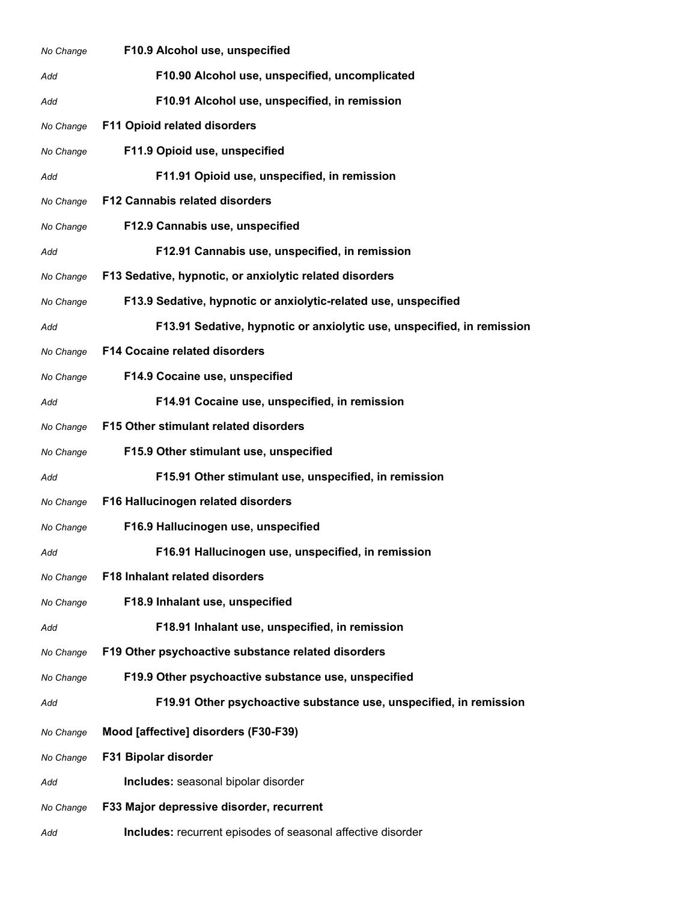| | |
|---|---|
| *No Change* | **F10.9 Alcohol use, unspecified** |
| *Add* | **F10.90 Alcohol use, unspecified, uncomplicated** |
| *Add* | **F10.91 Alcohol use, unspecified, in remission** |
| *No Change* | **F11 Opioid related disorders** |
| *No Change* | **F11.9 Opioid use, unspecified** |
| *Add* | **F11.91 Opioid use, unspecified, in remission** |
| *No Change* | **F12 Cannabis related disorders** |
| *No Change* | **F12.9 Cannabis use, unspecified** |
| *Add* | **F12.91 Cannabis use, unspecified, in remission** |
| *No Change* | **F13 Sedative, hypnotic, or anxiolytic related disorders** |
| *No Change* | **F13.9 Sedative, hypnotic or anxiolytic-related use, unspecified** |
| *Add* | **F13.91 Sedative, hypnotic or anxiolytic use, unspecified, in remission** |
| *No Change* | **F14 Cocaine related disorders** |
| *No Change* | **F14.9 Cocaine use, unspecified** |
| *Add* | **F14.91 Cocaine use, unspecified, in remission** |
| *No Change* | **F15 Other stimulant related disorders** |
| *No Change* | **F15.9 Other stimulant use, unspecified** |
| *Add* | **F15.91 Other stimulant use, unspecified, in remission** |
| *No Change* | **F16 Hallucinogen related disorders** |
| *No Change* | **F16.9 Hallucinogen use, unspecified** |
| *Add* | **F16.91 Hallucinogen use, unspecified, in remission** |
| *No Change* | **F18 Inhalant related disorders** |
| *No Change* | **F18.9 Inhalant use, unspecified** |
| *Add* | **F18.91 Inhalant use, unspecified, in remission** |
| *No Change* | **F19 Other psychoactive substance related disorders** |
| *No Change* | **F19.9 Other psychoactive substance use, unspecified** |
| *Add* | **F19.91 Other psychoactive substance use, unspecified, in remission** |
| *No Change* | **Mood [affective] disorders (F30-F39)** |
| *No Change* | **F31 Bipolar disorder** |
| *Add* | **Includes:** seasonal bipolar disorder |
| *No Change* | **F33 Major depressive disorder, recurrent** |
| *Add* | **Includes:** recurrent episodes of seasonal affective disorder |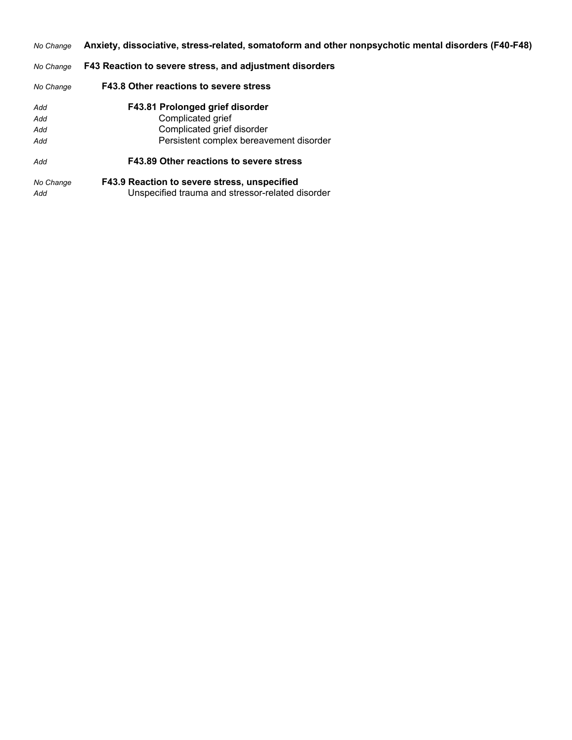| | |
|---|---|
| *No Change* | **Anxiety, dissociative, stress-related, somatoform and other nonpsychotic mental disorders (F40-F48)** |
| *No Change* | **F43 Reaction to severe stress, and adjustment disorders** |
| *No Change* | **F43.8 Other reactions to severe stress** |
| *Add* | **F43.81 Prolonged grief disorder** |
| *Add* | Complicated grief |
| *Add* | Complicated grief disorder |
| *Add* | Persistent complex bereavement disorder |
| *Add* | **F43.89 Other reactions to severe stress** |
| *No Change* | **F43.9 Reaction to severe stress, unspecified** |
| *Add* | Unspecified trauma and stressor-related disorder |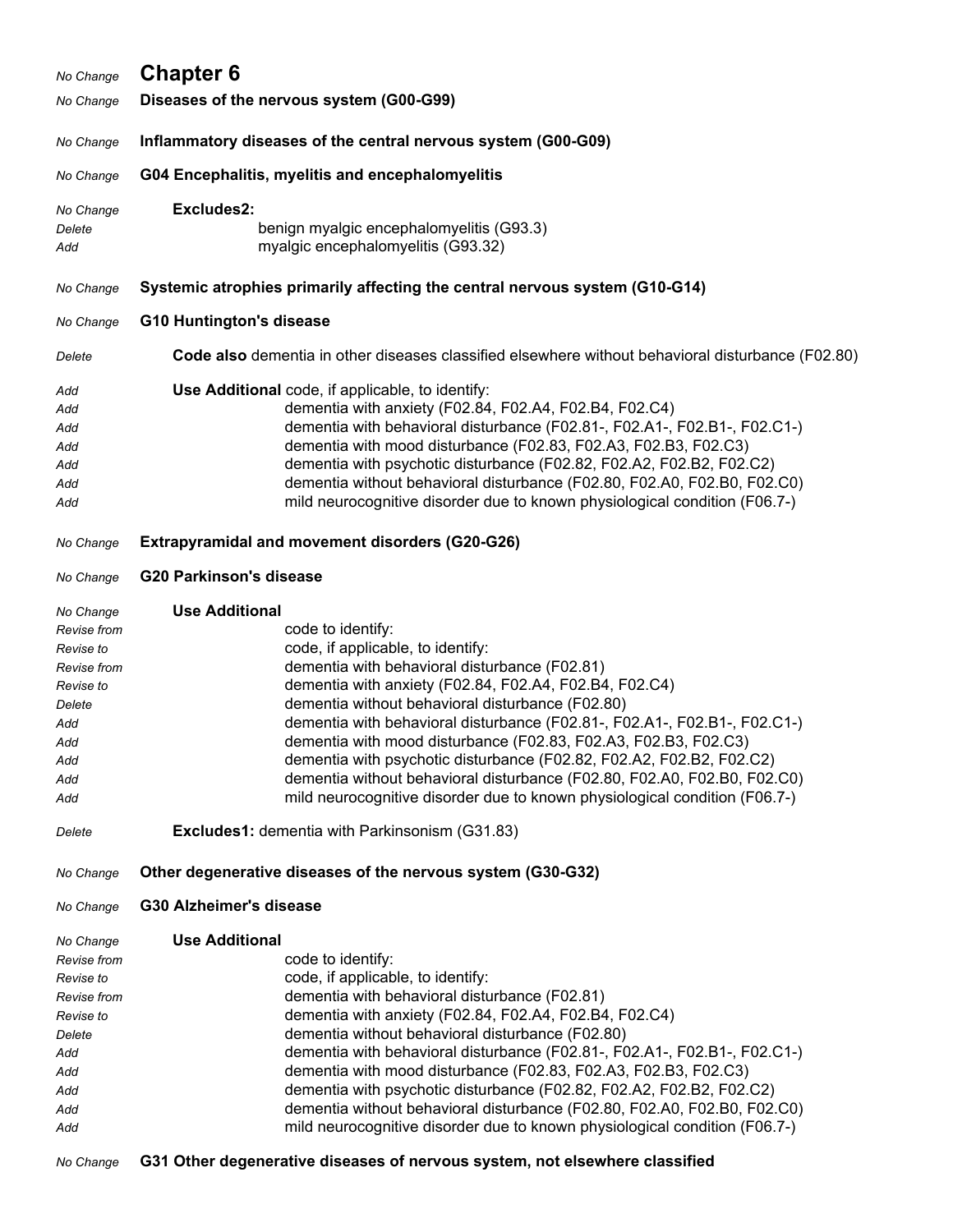| | |
|---|---|
| *No Change* | **Chapter 6** |
| *No Change* | **Diseases of the nervous system (G00-G99)** |
| *No Change* | **Inflammatory diseases of the central nervous system (G00-G09)** |
| *No Change* | **G04 Encephalitis, myelitis and encephalomyelitis** |
| *No Change* | **Excludes2:** |
| *Delete* | benign myalgic encephalomyelitis (G93.3) |
| *Add* | myalgic encephalomyelitis (G93.32) |
| *No Change* | **Systemic atrophies primarily affecting the central nervous system (G10-G14)** |
| *No Change* | **G10 Huntington's disease** |
| *Delete* | **Code also** dementia in other diseases classified elsewhere without behavioral disturbance (F02.80) |
| *Add* | **Use Additional** code, if applicable, to identify: |
| *Add* | dementia with anxiety (F02.84, F02.A4, F02.B4, F02.C4) |
| *Add* | dementia with behavioral disturbance (F02.81-, F02.A1-, F02.B1-, F02.C1-) |
| *Add* | dementia with mood disturbance (F02.83, F02.A3, F02.B3, F02.C3) |
| *Add* | dementia with psychotic disturbance (F02.82, F02.A2, F02.B2, F02.C2) |
| *Add* | dementia without behavioral disturbance (F02.80, F02.A0, F02.B0, F02.C0) |
| *Add* | mild neurocognitive disorder due to known physiological condition (F06.7-) |
| *No Change* | **Extrapyramidal and movement disorders (G20-G26)** |
| *No Change* | **G20 Parkinson's disease** |
| *No Change* | **Use Additional** |
| *Revise from* | code to identify: |
| *Revise to* | code, if applicable, to identify: |
| *Revise from* | dementia with behavioral disturbance (F02.81) |
| *Revise to* | dementia with anxiety (F02.84, F02.A4, F02.B4, F02.C4) |
| *Delete* | dementia without behavioral disturbance (F02.80) |
| *Add* | dementia with behavioral disturbance (F02.81-, F02.A1-, F02.B1-, F02.C1-) |
| *Add* | dementia with mood disturbance (F02.83, F02.A3, F02.B3, F02.C3) |
| *Add* | dementia with psychotic disturbance (F02.82, F02.A2, F02.B2, F02.C2) |
| *Add* | dementia without behavioral disturbance (F02.80, F02.A0, F02.B0, F02.C0) |
| *Add* | mild neurocognitive disorder due to known physiological condition (F06.7-) |
| *Delete* | **Excludes1:** dementia with Parkinsonism (G31.83) |
| *No Change* | **Other degenerative diseases of the nervous system (G30-G32)** |
| *No Change* | **G30 Alzheimer's disease** |
| *No Change* | **Use Additional** |
| *Revise from* | code to identify: |
| *Revise to* | code, if applicable, to identify: |
| *Revise from* | dementia with behavioral disturbance (F02.81) |
| *Revise to* | dementia with anxiety (F02.84, F02.A4, F02.B4, F02.C4) |
| *Delete* | dementia without behavioral disturbance (F02.80) |
| *Add* | dementia with behavioral disturbance (F02.81-, F02.A1-, F02.B1-, F02.C1-) |
| *Add* | dementia with mood disturbance (F02.83, F02.A3, F02.B3, F02.C3) |
| *Add* | dementia with psychotic disturbance (F02.82, F02.A2, F02.B2, F02.C2) |
| *Add* | dementia without behavioral disturbance (F02.80, F02.A0, F02.B0, F02.C0) |
| *Add* | mild neurocognitive disorder due to known physiological condition (F06.7-) |
| *No Change* | **G31 Other degenerative diseases of nervous system, not elsewhere classified** |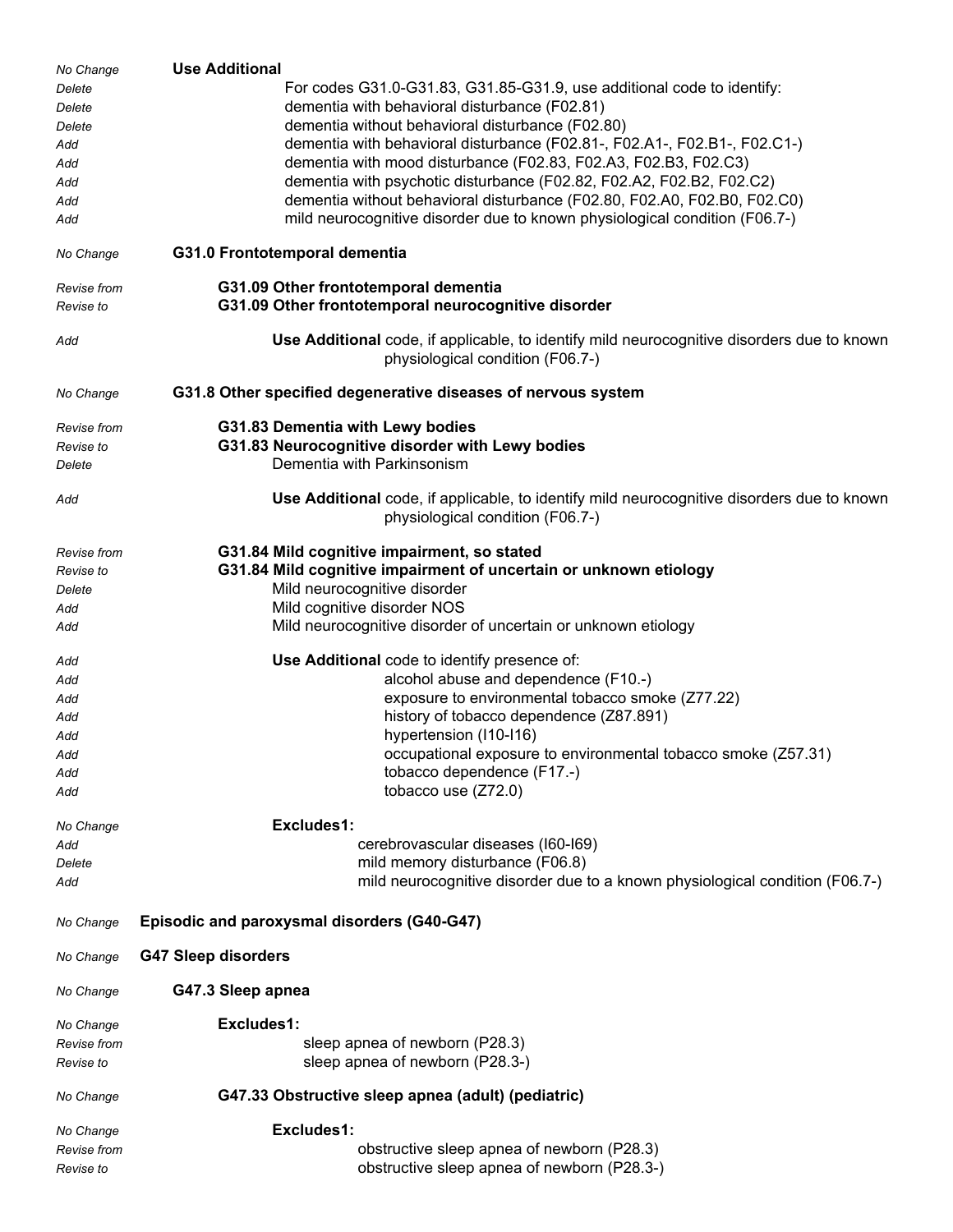| | |
|---|---|
| *No Change* | **Use Additional** |
| *Delete* | For codes G31.0-G31.83, G31.85-G31.9, use additional code to identify: |
| *Delete* | dementia with behavioral disturbance (F02.81) |
| *Delete* | dementia without behavioral disturbance (F02.80) |
| *Add* | dementia with behavioral disturbance (F02.81-, F02.A1-, F02.B1-, F02.C1-) |
| *Add* | dementia with mood disturbance (F02.83, F02.A3, F02.B3, F02.C3) |
| *Add* | dementia with psychotic disturbance (F02.82, F02.A2, F02.B2, F02.C2) |
| *Add* | dementia without behavioral disturbance (F02.80, F02.A0, F02.B0, F02.C0) |
| *Add* | mild neurocognitive disorder due to known physiological condition (F06.7-) |
| | |
| *No Change* | **G31.0 Frontotemporal dementia** |
| | |
| *Revise from* | **G31.09 Other frontotemporal dementia** |
| *Revise to* | **G31.09 Other frontotemporal neurocognitive disorder** |
| | |
| *Add* | **Use Additional** code, if applicable, to identify mild neurocognitive disorders due to known physiological condition (F06.7-) |
| | |
| *No Change* | **G31.8 Other specified degenerative diseases of nervous system** |
| | |
| *Revise from* | **G31.83 Dementia with Lewy bodies** |
| *Revise to* | **G31.83 Neurocognitive disorder with Lewy bodies** |
| *Delete* | Dementia with Parkinsonism |
| | |
| *Add* | **Use Additional** code, if applicable, to identify mild neurocognitive disorders due to known physiological condition (F06.7-) |
| | |
| *Revise from* | **G31.84 Mild cognitive impairment, so stated** |
| *Revise to* | **G31.84 Mild cognitive impairment of uncertain or unknown etiology** |
| *Delete* | Mild neurocognitive disorder |
| *Add* | Mild cognitive disorder NOS |
| *Add* | Mild neurocognitive disorder of uncertain or unknown etiology |
| | |
| *Add* | **Use Additional** code to identify presence of: |
| *Add* | alcohol abuse and dependence (F10.-) |
| *Add* | exposure to environmental tobacco smoke (Z77.22) |
| *Add* | history of tobacco dependence (Z87.891) |
| *Add* | hypertension (I10-I16) |
| *Add* | occupational exposure to environmental tobacco smoke (Z57.31) |
| *Add* | tobacco dependence (F17.-) |
| *Add* | tobacco use (Z72.0) |
| | |
| *No Change* | **Excludes1:** |
| *Add* | cerebrovascular diseases (I60-I69) |
| *Delete* | mild memory disturbance (F06.8) |
| *Add* | mild neurocognitive disorder due to a known physiological condition (F06.7-) |
| | |
| *No Change* | **Episodic and paroxysmal disorders (G40-G47)** |
| | |
| *No Change* | **G47 Sleep disorders** |
| | |
| *No Change* | **G47.3 Sleep apnea** |
| | |
| *No Change* | **Excludes1:** |
| *Revise from* | sleep apnea of newborn (P28.3) |
| *Revise to* | sleep apnea of newborn (P28.3-) |
| | |
| *No Change* | **G47.33 Obstructive sleep apnea (adult) (pediatric)** |
| | |
| *No Change* | **Excludes1:** |
| *Revise from* | obstructive sleep apnea of newborn (P28.3) |
| *Revise to* | obstructive sleep apnea of newborn (P28.3-) |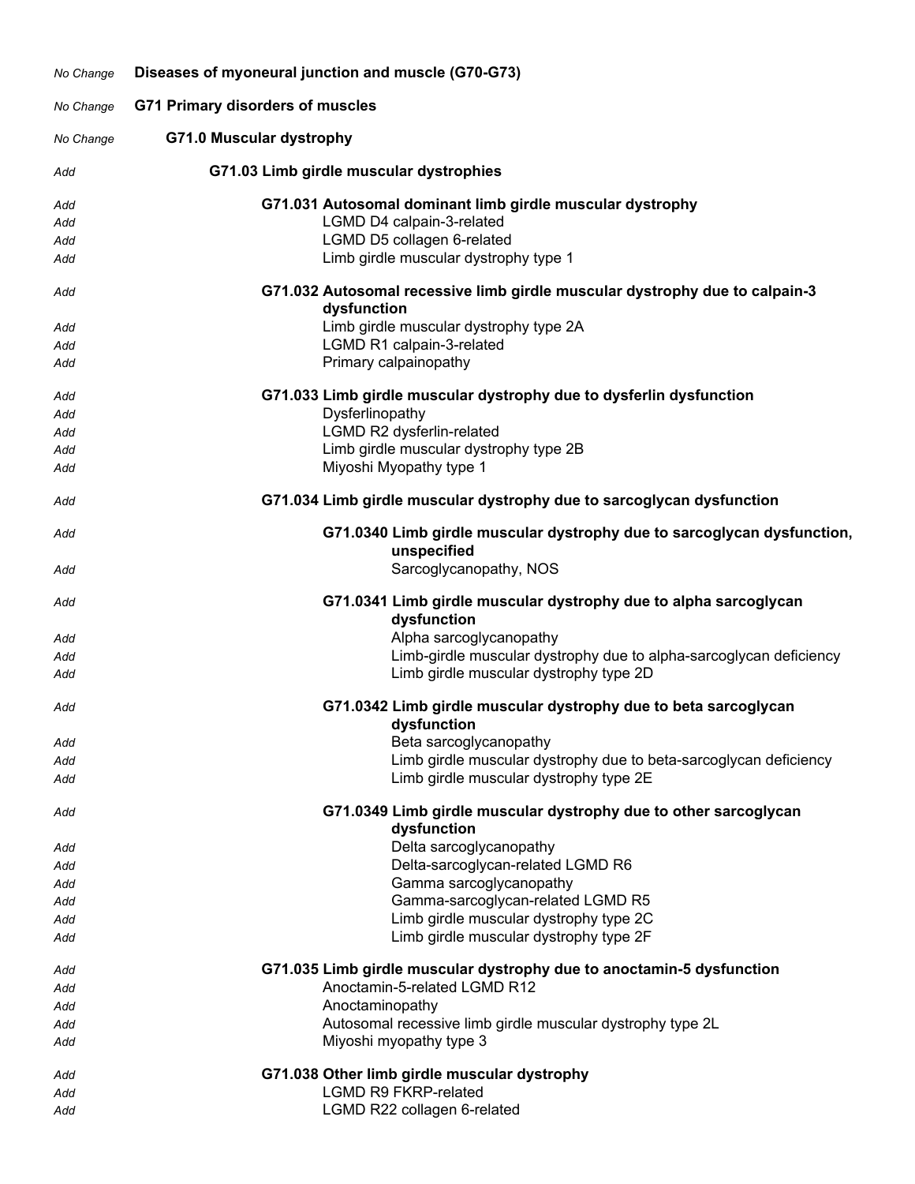| | |
|---|---|
| No Change | **Diseases of myoneural junction and muscle (G70-G73)** |
| No Change | **G71 Primary disorders of muscles** |
| No Change | **G71.0 Muscular dystrophy** |
| Add | **G71.03 Limb girdle muscular dystrophies** |
| Add | **G71.031 Autosomal dominant limb girdle muscular dystrophy** |
| Add | LGMD D4 calpain-3-related |
| Add | LGMD D5 collagen 6-related |
| Add | Limb girdle muscular dystrophy type 1 |
| Add | **G71.032 Autosomal recessive limb girdle muscular dystrophy due to calpain-3 dysfunction** |
| Add | Limb girdle muscular dystrophy type 2A |
| Add | LGMD R1 calpain-3-related |
| Add | Primary calpainopathy |
| Add | **G71.033 Limb girdle muscular dystrophy due to dysferlin dysfunction** |
| Add | Dysferlinopathy |
| Add | LGMD R2 dysferlin-related |
| Add | Limb girdle muscular dystrophy type 2B |
| Add | Miyoshi Myopathy type 1 |
| Add | **G71.034 Limb girdle muscular dystrophy due to sarcoglycan dysfunction** |
| Add | **G71.0340 Limb girdle muscular dystrophy due to sarcoglycan dysfunction, unspecified** |
| Add | Sarcoglycanopathy, NOS |
| Add | **G71.0341 Limb girdle muscular dystrophy due to alpha sarcoglycan dysfunction** |
| Add | Alpha sarcoglycanopathy |
| Add | Limb-girdle muscular dystrophy due to alpha-sarcoglycan deficiency |
| Add | Limb girdle muscular dystrophy type 2D |
| Add | **G71.0342 Limb girdle muscular dystrophy due to beta sarcoglycan dysfunction** |
| Add | Beta sarcoglycanopathy |
| Add | Limb girdle muscular dystrophy due to beta-sarcoglycan deficiency |
| Add | Limb girdle muscular dystrophy type 2E |
| Add | **G71.0349 Limb girdle muscular dystrophy due to other sarcoglycan dysfunction** |
| Add | Delta sarcoglycanopathy |
| Add | Delta-sarcoglycan-related LGMD R6 |
| Add | Gamma sarcoglycanopathy |
| Add | Gamma-sarcoglycan-related LGMD R5 |
| Add | Limb girdle muscular dystrophy type 2C |
| Add | Limb girdle muscular dystrophy type 2F |
| Add | **G71.035 Limb girdle muscular dystrophy due to anoctamin-5 dysfunction** |
| Add | Anoctamin-5-related LGMD R12 |
| Add | Anoctaminopathy |
| Add | Autosomal recessive limb girdle muscular dystrophy type 2L |
| Add | Miyoshi myopathy type 3 |
| Add | **G71.038 Other limb girdle muscular dystrophy** |
| Add | LGMD R9 FKRP-related |
| Add | LGMD R22 collagen 6-related |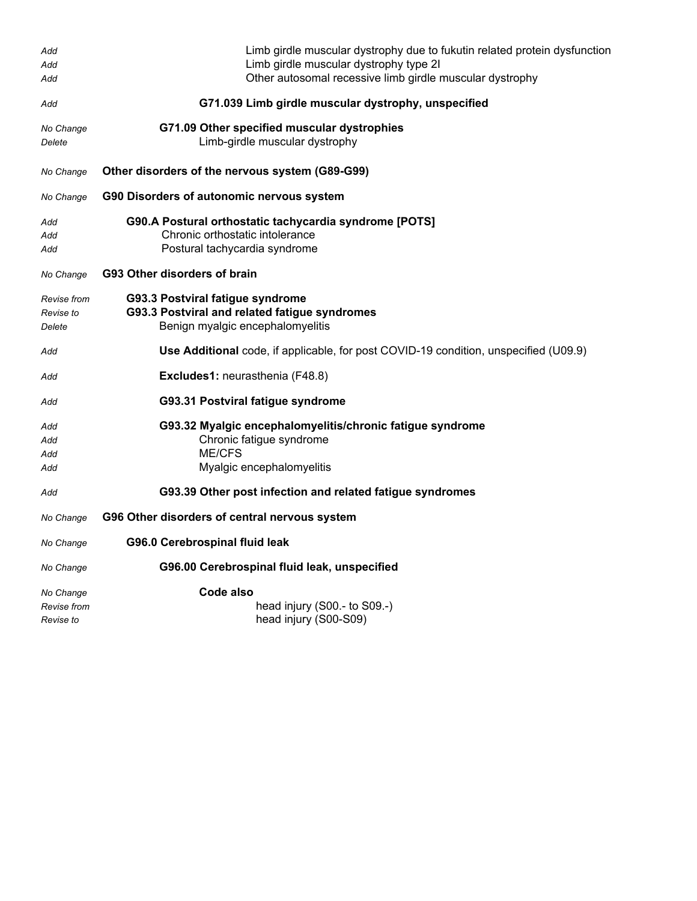| | |
|---|---|
| *Add* | Limb girdle muscular dystrophy due to fukutin related protein dysfunction |
| *Add* | Limb girdle muscular dystrophy type 2I |
| *Add* | Other autosomal recessive limb girdle muscular dystrophy |
| *Add* | **G71.039 Limb girdle muscular dystrophy, unspecified** |
| *No Change* | **G71.09 Other specified muscular dystrophies** |
| *Delete* | Limb-girdle muscular dystrophy |
| *No Change* | **Other disorders of the nervous system (G89-G99)** |
| *No Change* | **G90 Disorders of autonomic nervous system** |
| *Add* | **G90.A Postural orthostatic tachycardia syndrome [POTS]** |
| *Add* | Chronic orthostatic intolerance |
| *Add* | Postural tachycardia syndrome |
| *No Change* | **G93 Other disorders of brain** |
| *Revise from* | **G93.3 Postviral fatigue syndrome** |
| *Revise to* | **G93.3 Postviral and related fatigue syndromes** |
| *Delete* | Benign myalgic encephalomyelitis |
| *Add* | **Use Additional** code, if applicable, for post COVID-19 condition, unspecified (U09.9) |
| *Add* | **Excludes1:** neurasthenia (F48.8) |
| *Add* | **G93.31 Postviral fatigue syndrome** |
| *Add* | **G93.32 Myalgic encephalomyelitis/chronic fatigue syndrome** |
| *Add* | Chronic fatigue syndrome |
| *Add* | ME/CFS |
| *Add* | Myalgic encephalomyelitis |
| *Add* | **G93.39 Other post infection and related fatigue syndromes** |
| *No Change* | **G96 Other disorders of central nervous system** |
| *No Change* | **G96.0 Cerebrospinal fluid leak** |
| *No Change* | **G96.00 Cerebrospinal fluid leak, unspecified** |
| *No Change* | **Code also** |
| *Revise from* | head injury (S00.- to S09.-) |
| *Revise to* | head injury (S00-S09) |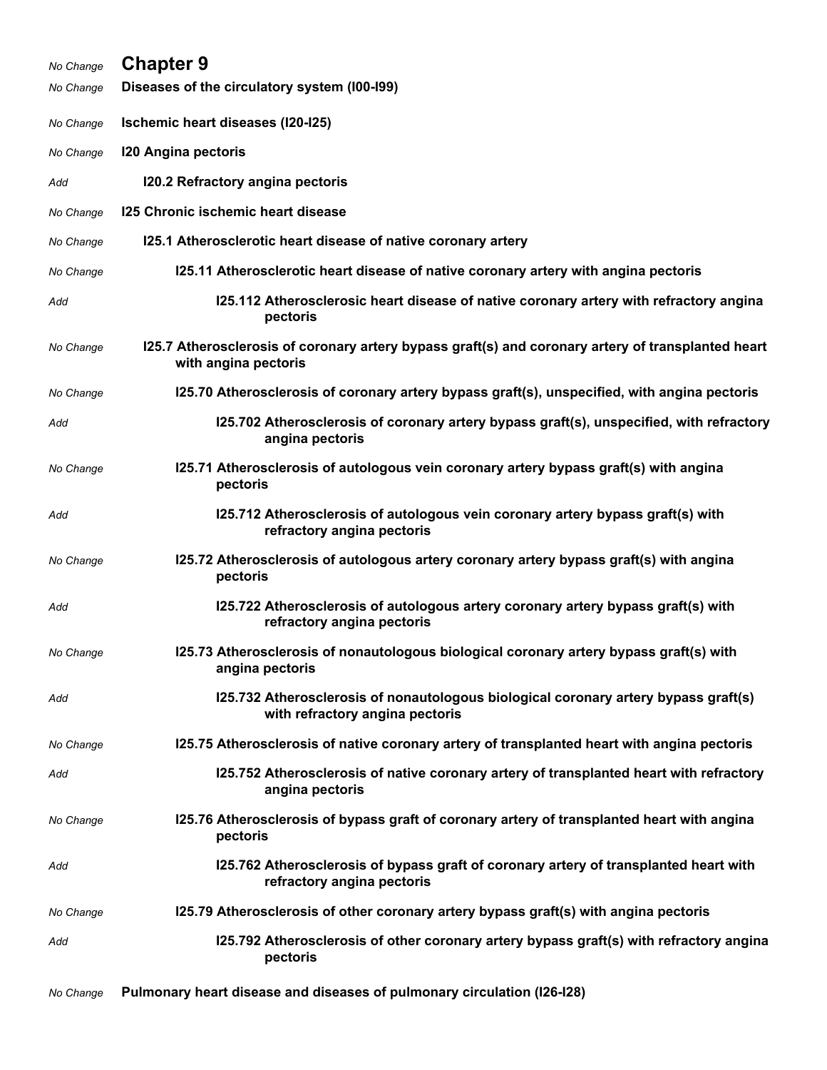*No Change* **Chapter 9**

*No Change* **Diseases of the circulatory system (I00-I99)**

*No Change* **Ischemic heart diseases (I20-I25)**

*No Change* **I20 Angina pectoris**

*Add* **I20.2 Refractory angina pectoris**

*No Change* **I25 Chronic ischemic heart disease**

*No Change* **I25.1 Atherosclerotic heart disease of native coronary artery**

*No Change* **I25.11 Atherosclerotic heart disease of native coronary artery with angina pectoris**

*Add* **I25.112 Atherosclerosic heart disease of native coronary artery with refractory angina pectoris**

*No Change* **I25.7 Atherosclerosis of coronary artery bypass graft(s) and coronary artery of transplanted heart with angina pectoris**

*No Change* **I25.70 Atherosclerosis of coronary artery bypass graft(s), unspecified, with angina pectoris**

*Add* **I25.702 Atherosclerosis of coronary artery bypass graft(s), unspecified, with refractory angina pectoris**

*No Change* **I25.71 Atherosclerosis of autologous vein coronary artery bypass graft(s) with angina pectoris**

*Add* **I25.712 Atherosclerosis of autologous vein coronary artery bypass graft(s) with refractory angina pectoris**

*No Change* **I25.72 Atherosclerosis of autologous artery coronary artery bypass graft(s) with angina pectoris**

*Add* **I25.722 Atherosclerosis of autologous artery coronary artery bypass graft(s) with refractory angina pectoris**

*No Change* **I25.73 Atherosclerosis of nonautologous biological coronary artery bypass graft(s) with angina pectoris**

*Add* **I25.732 Atherosclerosis of nonautologous biological coronary artery bypass graft(s) with refractory angina pectoris**

*No Change* **I25.75 Atherosclerosis of native coronary artery of transplanted heart with angina pectoris**

*Add* **I25.752 Atherosclerosis of native coronary artery of transplanted heart with refractory angina pectoris**

*No Change* **I25.76 Atherosclerosis of bypass graft of coronary artery of transplanted heart with angina pectoris**

*Add* **I25.762 Atherosclerosis of bypass graft of coronary artery of transplanted heart with refractory angina pectoris**

*No Change* **I25.79 Atherosclerosis of other coronary artery bypass graft(s) with angina pectoris**

*Add* **I25.792 Atherosclerosis of other coronary artery bypass graft(s) with refractory angina pectoris**

*No Change* **Pulmonary heart disease and diseases of pulmonary circulation (I26-I28)**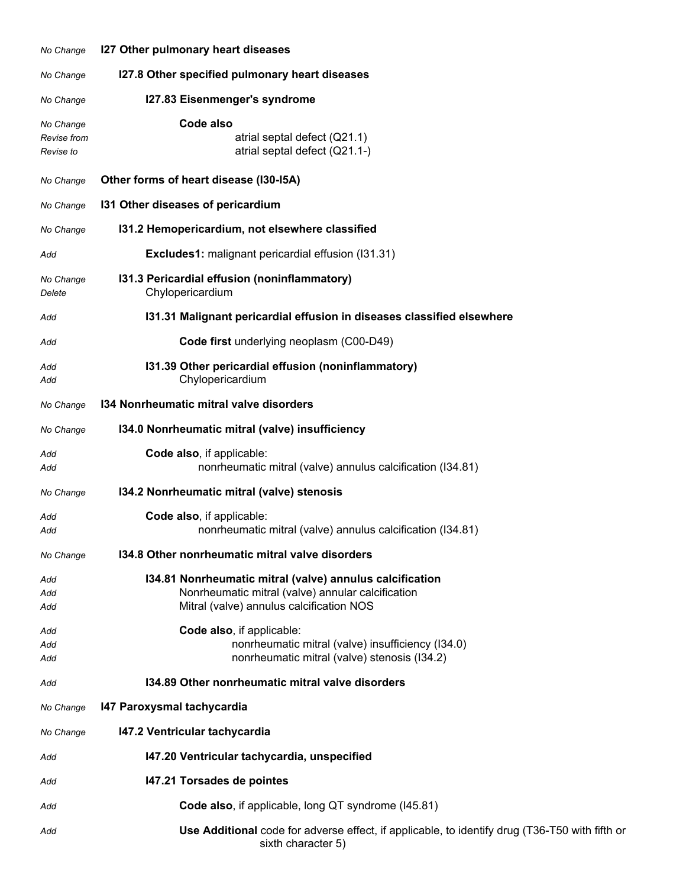| | |
|---|---|
| *No Change* | **I27 Other pulmonary heart diseases** |
| *No Change* | **I27.8 Other specified pulmonary heart diseases** |
| *No Change* | **I27.83 Eisenmenger's syndrome** |
| *No Change* | **Code also** |
| *Revise from* | atrial septal defect (Q21.1) |
| *Revise to* | atrial septal defect (Q21.1-) |
| *No Change* | **Other forms of heart disease (I30-I5A)** |
| *No Change* | **I31 Other diseases of pericardium** |
| *No Change* | **I31.2 Hemopericardium, not elsewhere classified** |
| *Add* | **Excludes1:** malignant pericardial effusion (I31.31) |
| *No Change* | **I31.3 Pericardial effusion (noninflammatory)** |
| *Delete* | Chylopericardium |
| *Add* | **I31.31 Malignant pericardial effusion in diseases classified elsewhere** |
| *Add* | **Code first** underlying neoplasm (C00-D49) |
| *Add* | **I31.39 Other pericardial effusion (noninflammatory)** |
| *Add* | Chylopericardium |
| *No Change* | **I34 Nonrheumatic mitral valve disorders** |
| *No Change* | **I34.0 Nonrheumatic mitral (valve) insufficiency** |
| *Add* | **Code also**, if applicable: |
| *Add* | nonrheumatic mitral (valve) annulus calcification (I34.81) |
| *No Change* | **I34.2 Nonrheumatic mitral (valve) stenosis** |
| *Add* | **Code also**, if applicable: |
| *Add* | nonrheumatic mitral (valve) annulus calcification (I34.81) |
| *No Change* | **I34.8 Other nonrheumatic mitral valve disorders** |
| *Add* | **I34.81 Nonrheumatic mitral (valve) annulus calcification** |
| *Add* | Nonrheumatic mitral (valve) annular calcification |
| *Add* | Mitral (valve) annulus calcification NOS |
| *Add* | **Code also**, if applicable: |
| *Add* | nonrheumatic mitral (valve) insufficiency (I34.0) |
| *Add* | nonrheumatic mitral (valve) stenosis (I34.2) |
| *Add* | **I34.89 Other nonrheumatic mitral valve disorders** |
| *No Change* | **I47 Paroxysmal tachycardia** |
| *No Change* | **I47.2 Ventricular tachycardia** |
| *Add* | **I47.20 Ventricular tachycardia, unspecified** |
| *Add* | **I47.21 Torsades de pointes** |
| *Add* | **Code also**, if applicable, long QT syndrome (I45.81) |
| *Add* | **Use Additional** code for adverse effect, if applicable, to identify drug (T36-T50 with fifth or sixth character 5) |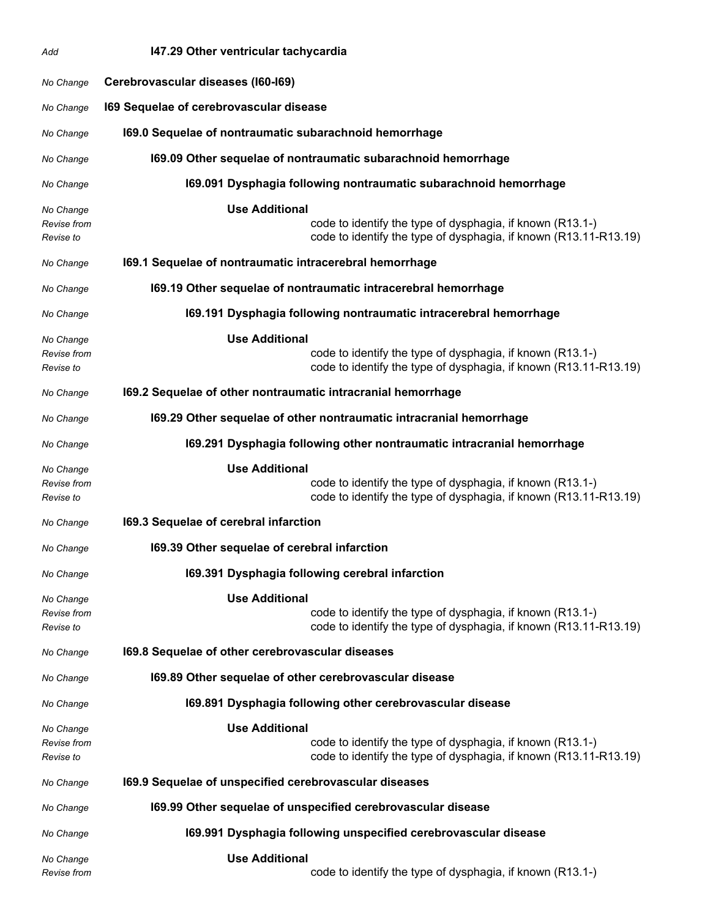| | |
|---|---|
| *Add* | **I47.29 Other ventricular tachycardia** |
| *No Change* | **Cerebrovascular diseases (I60-I69)** |
| *No Change* | **I69 Sequelae of cerebrovascular disease** |
| *No Change* | **I69.0 Sequelae of nontraumatic subarachnoid hemorrhage** |
| *No Change* | **I69.09 Other sequelae of nontraumatic subarachnoid hemorrhage** |
| *No Change* | **I69.091 Dysphagia following nontraumatic subarachnoid hemorrhage** |
| *No Change* | **Use Additional** |
| *Revise from* | code to identify the type of dysphagia, if known (R13.1-) |
| *Revise to* | code to identify the type of dysphagia, if known (R13.11-R13.19) |
| *No Change* | **I69.1 Sequelae of nontraumatic intracerebral hemorrhage** |
| *No Change* | **I69.19 Other sequelae of nontraumatic intracerebral hemorrhage** |
| *No Change* | **I69.191 Dysphagia following nontraumatic intracerebral hemorrhage** |
| *No Change* | **Use Additional** |
| *Revise from* | code to identify the type of dysphagia, if known (R13.1-) |
| *Revise to* | code to identify the type of dysphagia, if known (R13.11-R13.19) |
| *No Change* | **I69.2 Sequelae of other nontraumatic intracranial hemorrhage** |
| *No Change* | **I69.29 Other sequelae of other nontraumatic intracranial hemorrhage** |
| *No Change* | **I69.291 Dysphagia following other nontraumatic intracranial hemorrhage** |
| *No Change* | **Use Additional** |
| *Revise from* | code to identify the type of dysphagia, if known (R13.1-) |
| *Revise to* | code to identify the type of dysphagia, if known (R13.11-R13.19) |
| *No Change* | **I69.3 Sequelae of cerebral infarction** |
| *No Change* | **I69.39 Other sequelae of cerebral infarction** |
| *No Change* | **I69.391 Dysphagia following cerebral infarction** |
| *No Change* | **Use Additional** |
| *Revise from* | code to identify the type of dysphagia, if known (R13.1-) |
| *Revise to* | code to identify the type of dysphagia, if known (R13.11-R13.19) |
| *No Change* | **I69.8 Sequelae of other cerebrovascular diseases** |
| *No Change* | **I69.89 Other sequelae of other cerebrovascular disease** |
| *No Change* | **I69.891 Dysphagia following other cerebrovascular disease** |
| *No Change* | **Use Additional** |
| *Revise from* | code to identify the type of dysphagia, if known (R13.1-) |
| *Revise to* | code to identify the type of dysphagia, if known (R13.11-R13.19) |
| *No Change* | **I69.9 Sequelae of unspecified cerebrovascular diseases** |
| *No Change* | **I69.99 Other sequelae of unspecified cerebrovascular disease** |
| *No Change* | **I69.991 Dysphagia following unspecified cerebrovascular disease** |
| *No Change* | **Use Additional** |
| *Revise from* | code to identify the type of dysphagia, if known (R13.1-) |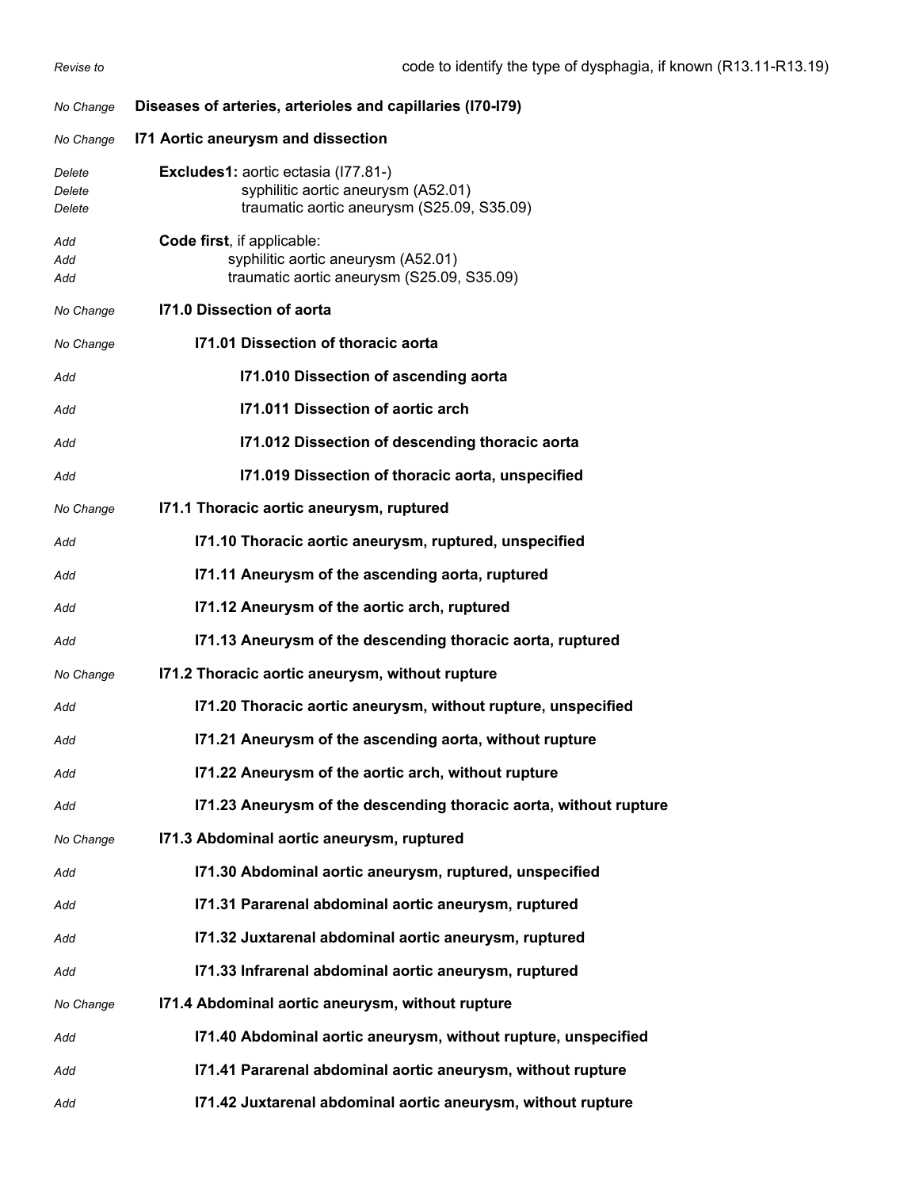*Revise to* code to identify the type of dysphagia, if known (R13.11-R13.19)

*No Change* **Diseases of arteries, arterioles and capillaries (I70-I79)**

*No Change* **I71 Aortic aneurysm and dissection**

*Delete* **Excludes1:** aortic ectasia (I77.81-)
*Delete* syphilitic aortic aneurysm (A52.01)
*Delete* traumatic aortic aneurysm (S25.09, S35.09)

*Add* **Code first**, if applicable:
*Add* syphilitic aortic aneurysm (A52.01)
*Add* traumatic aortic aneurysm (S25.09, S35.09)

*No Change* **I71.0 Dissection of aorta**

*No Change* **I71.01 Dissection of thoracic aorta**

*Add* **I71.010 Dissection of ascending aorta**

*Add* **I71.011 Dissection of aortic arch**

*Add* **I71.012 Dissection of descending thoracic aorta**

*Add* **I71.019 Dissection of thoracic aorta, unspecified**

*No Change* **I71.1 Thoracic aortic aneurysm, ruptured**

*Add* **I71.10 Thoracic aortic aneurysm, ruptured, unspecified**

*Add* **I71.11 Aneurysm of the ascending aorta, ruptured**

*Add* **I71.12 Aneurysm of the aortic arch, ruptured**

*Add* **I71.13 Aneurysm of the descending thoracic aorta, ruptured**

*No Change* **I71.2 Thoracic aortic aneurysm, without rupture**

*Add* **I71.20 Thoracic aortic aneurysm, without rupture, unspecified**

*Add* **I71.21 Aneurysm of the ascending aorta, without rupture**

*Add* **I71.22 Aneurysm of the aortic arch, without rupture**

*Add* **I71.23 Aneurysm of the descending thoracic aorta, without rupture**

*No Change* **I71.3 Abdominal aortic aneurysm, ruptured**

*Add* **I71.30 Abdominal aortic aneurysm, ruptured, unspecified**

*Add* **I71.31 Pararenal abdominal aortic aneurysm, ruptured**

*Add* **I71.32 Juxtarenal abdominal aortic aneurysm, ruptured**

*Add* **I71.33 Infrarenal abdominal aortic aneurysm, ruptured**

*No Change* **I71.4 Abdominal aortic aneurysm, without rupture**

*Add* **I71.40 Abdominal aortic aneurysm, without rupture, unspecified**

*Add* **I71.41 Pararenal abdominal aortic aneurysm, without rupture**

*Add* **I71.42 Juxtarenal abdominal aortic aneurysm, without rupture**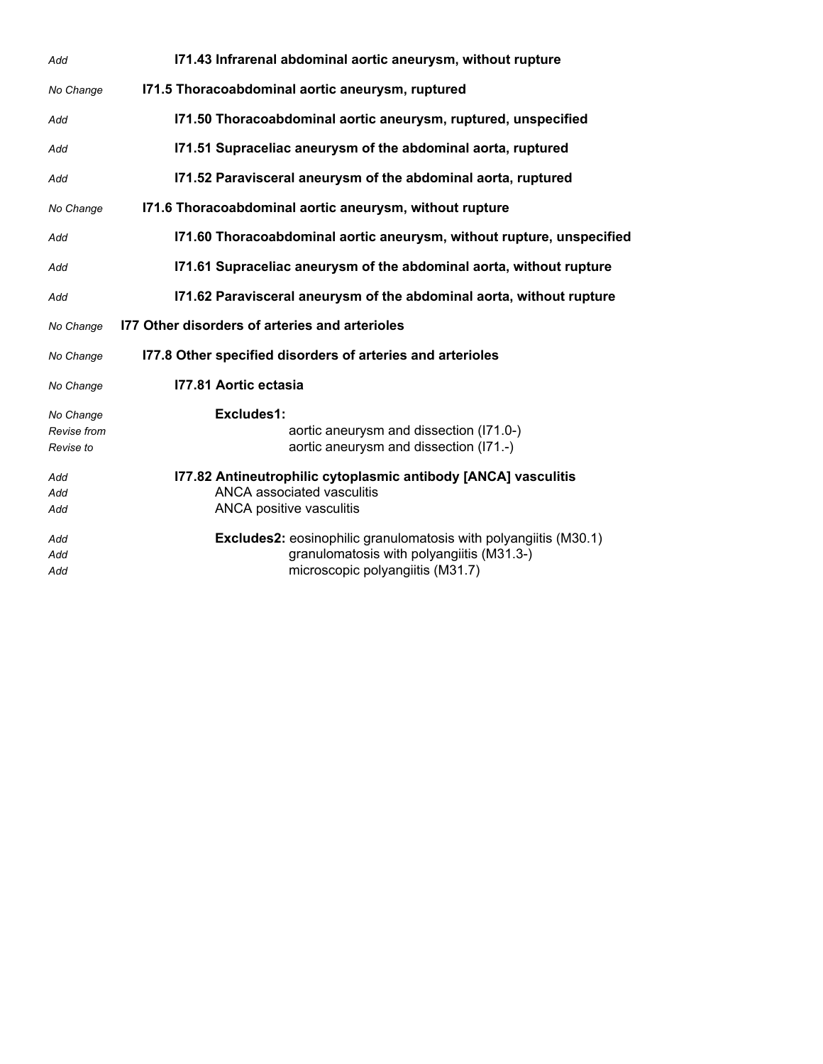| | |
|---|---|
| *Add* | **I71.43 Infrarenal abdominal aortic aneurysm, without rupture** |
| *No Change* | **I71.5 Thoracoabdominal aortic aneurysm, ruptured** |
| *Add* | **I71.50 Thoracoabdominal aortic aneurysm, ruptured, unspecified** |
| *Add* | **I71.51 Supraceliac aneurysm of the abdominal aorta, ruptured** |
| *Add* | **I71.52 Paravisceral aneurysm of the abdominal aorta, ruptured** |
| *No Change* | **I71.6 Thoracoabdominal aortic aneurysm, without rupture** |
| *Add* | **I71.60 Thoracoabdominal aortic aneurysm, without rupture, unspecified** |
| *Add* | **I71.61 Supraceliac aneurysm of the abdominal aorta, without rupture** |
| *Add* | **I71.62 Paravisceral aneurysm of the abdominal aorta, without rupture** |
| *No Change* | **I77 Other disorders of arteries and arterioles** |
| *No Change* | **I77.8 Other specified disorders of arteries and arterioles** |
| *No Change* | **I77.81 Aortic ectasia** |
| *No Change* | **Excludes1:** |
| *Revise from* | aortic aneurysm and dissection (I71.0-) |
| *Revise to* | aortic aneurysm and dissection (I71.-) |
| *Add* | **I77.82 Antineutrophilic cytoplasmic antibody [ANCA] vasculitis** |
| *Add* | ANCA associated vasculitis |
| *Add* | ANCA positive vasculitis |
| *Add* | **Excludes2:** eosinophilic granulomatosis with polyangiitis (M30.1) |
| *Add* | granulomatosis with polyangiitis (M31.3-) |
| *Add* | microscopic polyangiitis (M31.7) |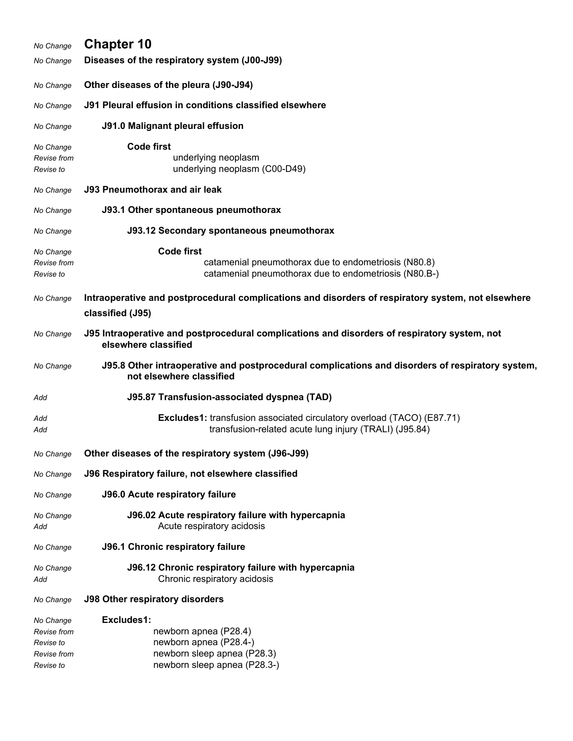| | |
|---|---|
| *No Change* | **Chapter 10** |
| *No Change* | **Diseases of the respiratory system (J00-J99)** |
| *No Change* | **Other diseases of the pleura (J90-J94)** |
| *No Change* | **J91 Pleural effusion in conditions classified elsewhere** |
| *No Change* | **J91.0 Malignant pleural effusion** |
| *No Change* | **Code first** |
| *Revise from* | underlying neoplasm |
| *Revise to* | underlying neoplasm (C00-D49) |
| *No Change* | **J93 Pneumothorax and air leak** |
| *No Change* | **J93.1 Other spontaneous pneumothorax** |
| *No Change* | **J93.12 Secondary spontaneous pneumothorax** |
| *No Change* | **Code first** |
| *Revise from* | catamenial pneumothorax due to endometriosis (N80.8) |
| *Revise to* | catamenial pneumothorax due to endometriosis (N80.B-) |
| *No Change* | **Intraoperative and postprocedural complications and disorders of respiratory system, not elsewhere classified (J95)** |
| *No Change* | **J95 Intraoperative and postprocedural complications and disorders of respiratory system, not elsewhere classified** |
| *No Change* | **J95.8 Other intraoperative and postprocedural complications and disorders of respiratory system, not elsewhere classified** |
| *Add* | **J95.87 Transfusion-associated dyspnea (TAD)** |
| *Add* | **Excludes1:** transfusion associated circulatory overload (TACO) (E87.71) |
| *Add* | transfusion-related acute lung injury (TRALI) (J95.84) |
| *No Change* | **Other diseases of the respiratory system (J96-J99)** |
| *No Change* | **J96 Respiratory failure, not elsewhere classified** |
| *No Change* | **J96.0 Acute respiratory failure** |
| *No Change* | **J96.02 Acute respiratory failure with hypercapnia** |
| *Add* | Acute respiratory acidosis |
| *No Change* | **J96.1 Chronic respiratory failure** |
| *No Change* | **J96.12 Chronic respiratory failure with hypercapnia** |
| *Add* | Chronic respiratory acidosis |
| *No Change* | **J98 Other respiratory disorders** |
| *No Change* | **Excludes1:** |
| *Revise from* | newborn apnea (P28.4) |
| *Revise to* | newborn apnea (P28.4-) |
| *Revise from* | newborn sleep apnea (P28.3) |
| *Revise to* | newborn sleep apnea (P28.3-) |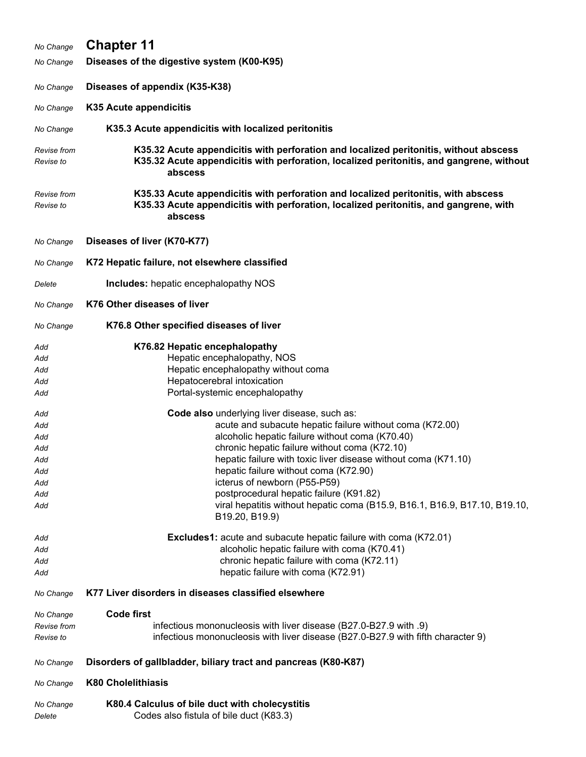| | |
|---|---|
| *No Change* | **Chapter 11** |
| *No Change* | **Diseases of the digestive system (K00-K95)** |
| *No Change* | **Diseases of appendix (K35-K38)** |
| *No Change* | **K35 Acute appendicitis** |
| *No Change* | **K35.3 Acute appendicitis with localized peritonitis** |
| *Revise from* | **K35.32 Acute appendicitis with perforation and localized peritonitis, without abscess** |
| *Revise to* | **K35.32 Acute appendicitis with perforation, localized peritonitis, and gangrene, without abscess** |
| *Revise from* | **K35.33 Acute appendicitis with perforation and localized peritonitis, with abscess** |
| *Revise to* | **K35.33 Acute appendicitis with perforation, localized peritonitis, and gangrene, with abscess** |
| *No Change* | **Diseases of liver (K70-K77)** |
| *No Change* | **K72 Hepatic failure, not elsewhere classified** |
| *Delete* | **Includes:** hepatic encephalopathy NOS |
| *No Change* | **K76 Other diseases of liver** |
| *No Change* | **K76.8 Other specified diseases of liver** |
| *Add* | **K76.82 Hepatic encephalopathy** |
| *Add* | Hepatic encephalopathy, NOS |
| *Add* | Hepatic encephalopathy without coma |
| *Add* | Hepatocerebral intoxication |
| *Add* | Portal-systemic encephalopathy |
| *Add* | **Code also** underlying liver disease, such as: |
| *Add* | acute and subacute hepatic failure without coma (K72.00) |
| *Add* | alcoholic hepatic failure without coma (K70.40) |
| *Add* | chronic hepatic failure without coma (K72.10) |
| *Add* | hepatic failure with toxic liver disease without coma (K71.10) |
| *Add* | hepatic failure without coma (K72.90) |
| *Add* | icterus of newborn (P55-P59) |
| *Add* | postprocedural hepatic failure (K91.82) |
| *Add* | viral hepatitis without hepatic coma (B15.9, B16.1, B16.9, B17.10, B19.10, B19.20, B19.9) |
| *Add* | **Excludes1:** acute and subacute hepatic failure with coma (K72.01) |
| *Add* | alcoholic hepatic failure with coma (K70.41) |
| *Add* | chronic hepatic failure with coma (K72.11) |
| *Add* | hepatic failure with coma (K72.91) |
| *No Change* | **K77 Liver disorders in diseases classified elsewhere** |
| *No Change* | **Code first** |
| *Revise from* | infectious mononucleosis with liver disease (B27.0-B27.9 with .9) |
| *Revise to* | infectious mononucleosis with liver disease (B27.0-B27.9 with fifth character 9) |
| *No Change* | **Disorders of gallbladder, biliary tract and pancreas (K80-K87)** |
| *No Change* | **K80 Cholelithiasis** |
| *No Change* | **K80.4 Calculus of bile duct with cholecystitis** |
| *Delete* | Codes also fistula of bile duct (K83.3) |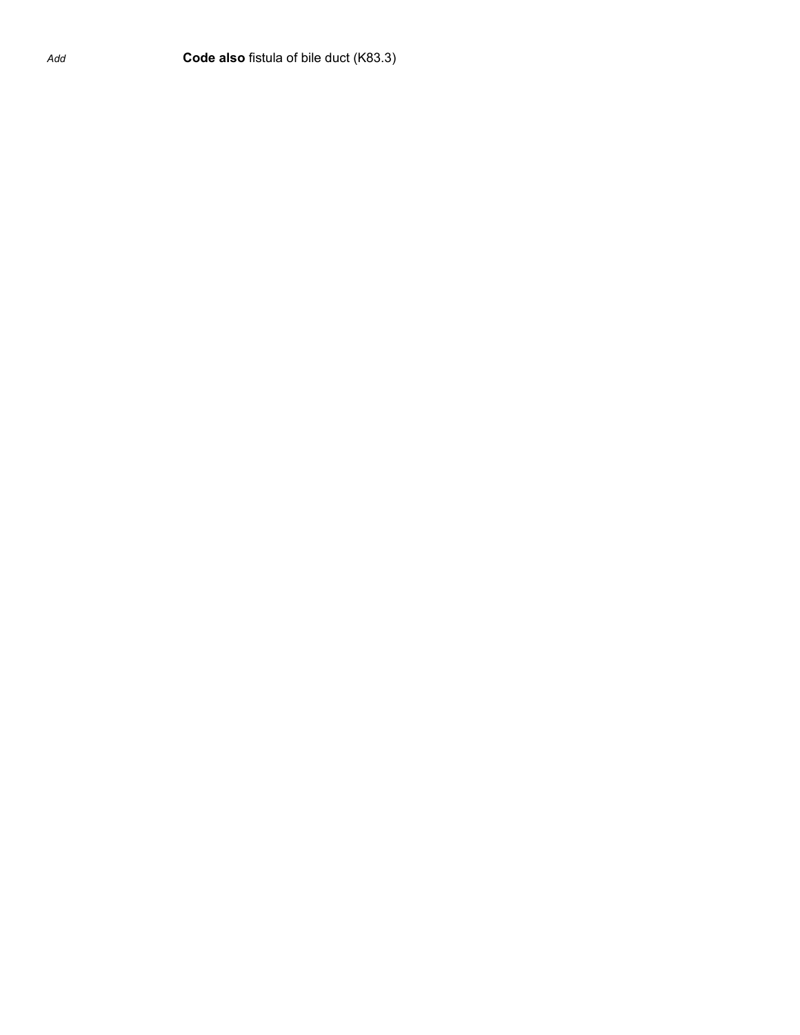*Add* **Code also** fistula of bile duct (K83.3)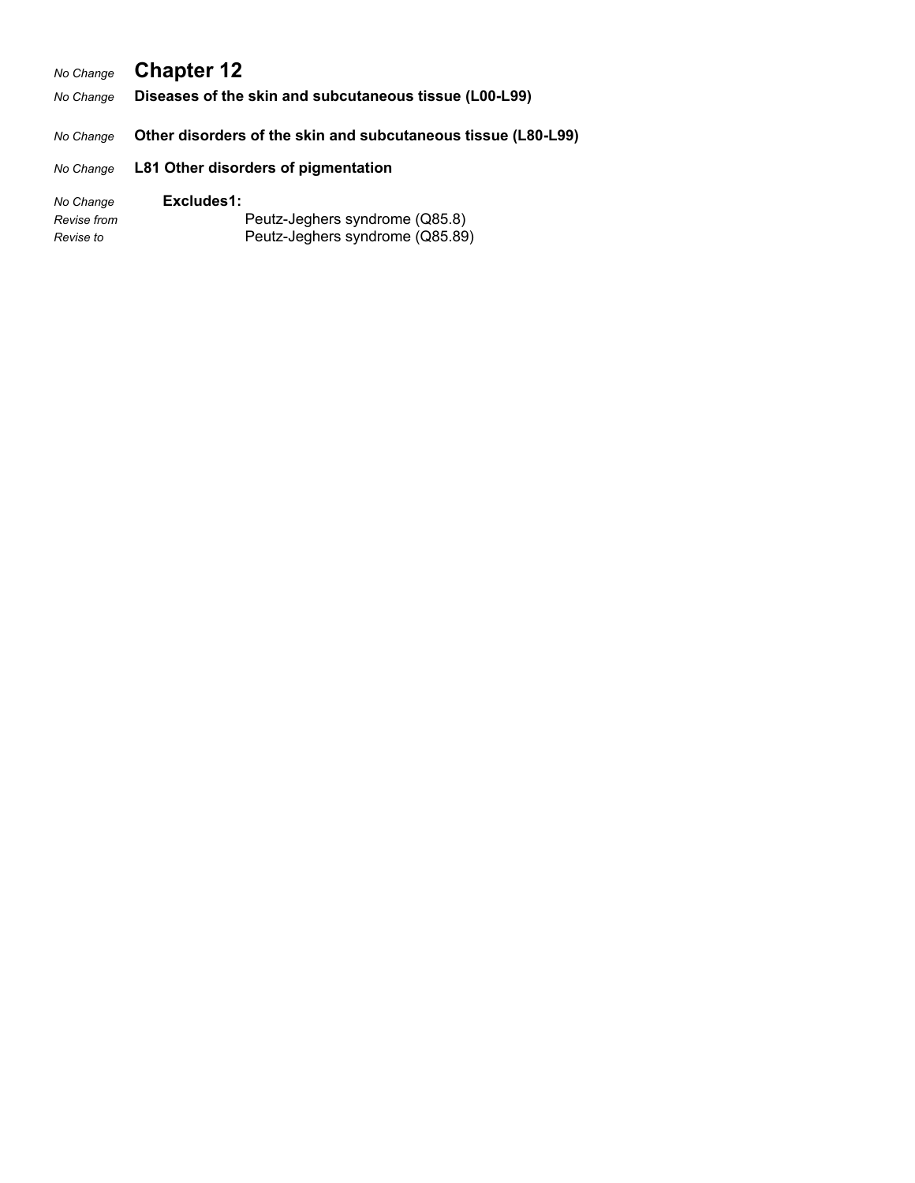*No Change* **Chapter 12**

*No Change* **Diseases of the skin and subcutaneous tissue (L00-L99)**

*No Change* **Other disorders of the skin and subcutaneous tissue (L80-L99)**

*No Change* **L81 Other disorders of pigmentation**

*No Change* **Excludes1:**

*Revise from* Peutz-Jeghers syndrome (Q85.8)

*Revise to* Peutz-Jeghers syndrome (Q85.89)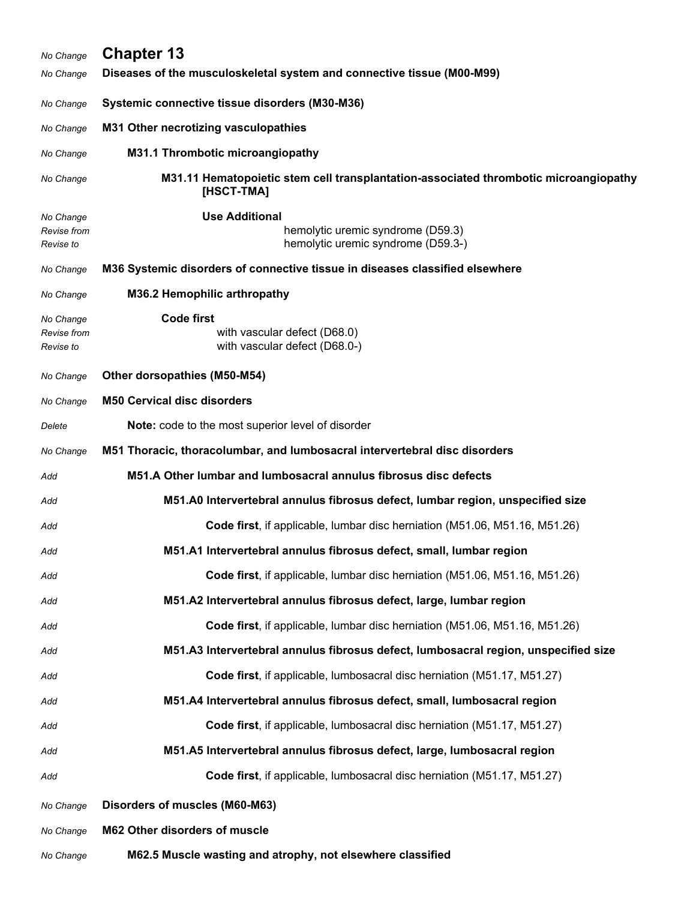| | |
|---|---|
| *No Change* | **Chapter 13** |
| *No Change* | **Diseases of the musculoskeletal system and connective tissue (M00-M99)** |
| *No Change* | **Systemic connective tissue disorders (M30-M36)** |
| *No Change* | **M31 Other necrotizing vasculopathies** |
| *No Change* | **M31.1 Thrombotic microangiopathy** |
| *No Change* | **M31.11 Hematopoietic stem cell transplantation-associated thrombotic microangiopathy [HSCT-TMA]** |
| *No Change* | **Use Additional** |
| *Revise from* | hemolytic uremic syndrome (D59.3) |
| *Revise to* | hemolytic uremic syndrome (D59.3-) |
| *No Change* | **M36 Systemic disorders of connective tissue in diseases classified elsewhere** |
| *No Change* | **M36.2 Hemophilic arthropathy** |
| *No Change* | **Code first** |
| *Revise from* | with vascular defect (D68.0) |
| *Revise to* | with vascular defect (D68.0-) |
| *No Change* | **Other dorsopathies (M50-M54)** |
| *No Change* | **M50 Cervical disc disorders** |
| *Delete* | **Note:** code to the most superior level of disorder |
| *No Change* | **M51 Thoracic, thoracolumbar, and lumbosacral intervertebral disc disorders** |
| *Add* | **M51.A Other lumbar and lumbosacral annulus fibrosus disc defects** |
| *Add* | **M51.A0 Intervertebral annulus fibrosus defect, lumbar region, unspecified size** |
| *Add* | **Code first**, if applicable, lumbar disc herniation (M51.06, M51.16, M51.26) |
| *Add* | **M51.A1 Intervertebral annulus fibrosus defect, small, lumbar region** |
| *Add* | **Code first**, if applicable, lumbar disc herniation (M51.06, M51.16, M51.26) |
| *Add* | **M51.A2 Intervertebral annulus fibrosus defect, large, lumbar region** |
| *Add* | **Code first**, if applicable, lumbar disc herniation (M51.06, M51.16, M51.26) |
| *Add* | **M51.A3 Intervertebral annulus fibrosus defect, lumbosacral region, unspecified size** |
| *Add* | **Code first**, if applicable, lumbosacral disc herniation (M51.17, M51.27) |
| *Add* | **M51.A4 Intervertebral annulus fibrosus defect, small, lumbosacral region** |
| *Add* | **Code first**, if applicable, lumbosacral disc herniation (M51.17, M51.27) |
| *Add* | **M51.A5 Intervertebral annulus fibrosus defect, large, lumbosacral region** |
| *Add* | **Code first**, if applicable, lumbosacral disc herniation (M51.17, M51.27) |
| *No Change* | **Disorders of muscles (M60-M63)** |
| *No Change* | **M62 Other disorders of muscle** |
| *No Change* | **M62.5 Muscle wasting and atrophy, not elsewhere classified** |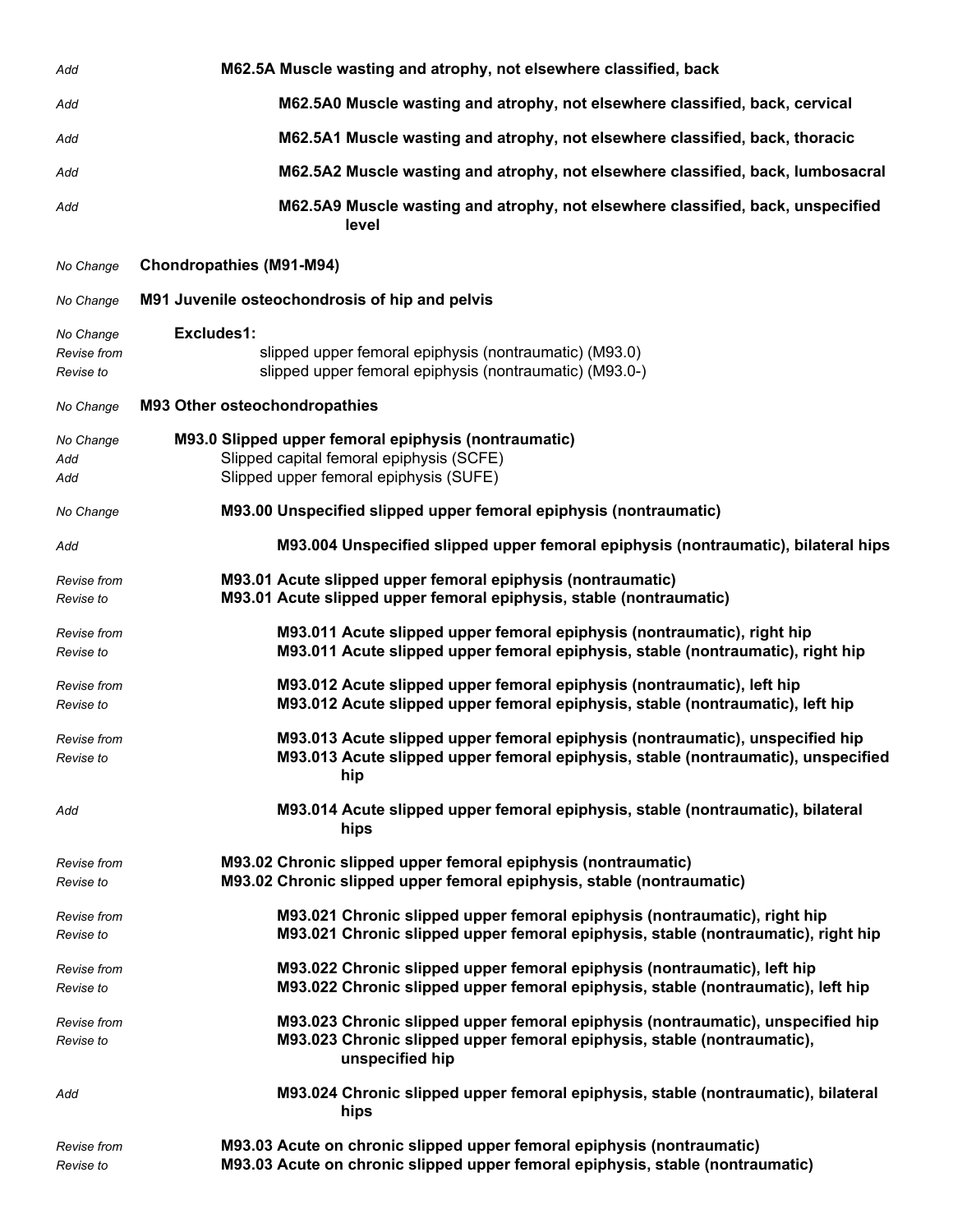| | |
|---|---|
| *Add* | **M62.5A Muscle wasting and atrophy, not elsewhere classified, back** |
| *Add* | **M62.5A0 Muscle wasting and atrophy, not elsewhere classified, back, cervical** |
| *Add* | **M62.5A1 Muscle wasting and atrophy, not elsewhere classified, back, thoracic** |
| *Add* | **M62.5A2 Muscle wasting and atrophy, not elsewhere classified, back, lumbosacral** |
| *Add* | **M62.5A9 Muscle wasting and atrophy, not elsewhere classified, back, unspecified level** |
| *No Change* | **Chondropathies (M91-M94)** |
| *No Change* | **M91 Juvenile osteochondrosis of hip and pelvis** |
| *No Change* | **Excludes1:** |
| *Revise from* | slipped upper femoral epiphysis (nontraumatic) (M93.0) |
| *Revise to* | slipped upper femoral epiphysis (nontraumatic) (M93.0-) |
| *No Change* | **M93 Other osteochondropathies** |
| *No Change* | **M93.0 Slipped upper femoral epiphysis (nontraumatic)** |
| *Add* | Slipped capital femoral epiphysis (SCFE) |
| *Add* | Slipped upper femoral epiphysis (SUFE) |
| *No Change* | **M93.00 Unspecified slipped upper femoral epiphysis (nontraumatic)** |
| *Add* | **M93.004 Unspecified slipped upper femoral epiphysis (nontraumatic), bilateral hips** |
| *Revise from* | **M93.01 Acute slipped upper femoral epiphysis (nontraumatic)** |
| *Revise to* | **M93.01 Acute slipped upper femoral epiphysis, stable (nontraumatic)** |
| *Revise from* | **M93.011 Acute slipped upper femoral epiphysis (nontraumatic), right hip** |
| *Revise to* | **M93.011 Acute slipped upper femoral epiphysis, stable (nontraumatic), right hip** |
| *Revise from* | **M93.012 Acute slipped upper femoral epiphysis (nontraumatic), left hip** |
| *Revise to* | **M93.012 Acute slipped upper femoral epiphysis, stable (nontraumatic), left hip** |
| *Revise from* | **M93.013 Acute slipped upper femoral epiphysis (nontraumatic), unspecified hip** |
| *Revise to* | **M93.013 Acute slipped upper femoral epiphysis, stable (nontraumatic), unspecified hip** |
| *Add* | **M93.014 Acute slipped upper femoral epiphysis, stable (nontraumatic), bilateral hips** |
| *Revise from* | **M93.02 Chronic slipped upper femoral epiphysis (nontraumatic)** |
| *Revise to* | **M93.02 Chronic slipped upper femoral epiphysis, stable (nontraumatic)** |
| *Revise from* | **M93.021 Chronic slipped upper femoral epiphysis (nontraumatic), right hip** |
| *Revise to* | **M93.021 Chronic slipped upper femoral epiphysis, stable (nontraumatic), right hip** |
| *Revise from* | **M93.022 Chronic slipped upper femoral epiphysis (nontraumatic), left hip** |
| *Revise to* | **M93.022 Chronic slipped upper femoral epiphysis, stable (nontraumatic), left hip** |
| *Revise from* | **M93.023 Chronic slipped upper femoral epiphysis (nontraumatic), unspecified hip** |
| *Revise to* | **M93.023 Chronic slipped upper femoral epiphysis, stable (nontraumatic), unspecified hip** |
| *Add* | **M93.024 Chronic slipped upper femoral epiphysis, stable (nontraumatic), bilateral hips** |
| *Revise from* | **M93.03 Acute on chronic slipped upper femoral epiphysis (nontraumatic)** |
| *Revise to* | **M93.03 Acute on chronic slipped upper femoral epiphysis, stable (nontraumatic)** |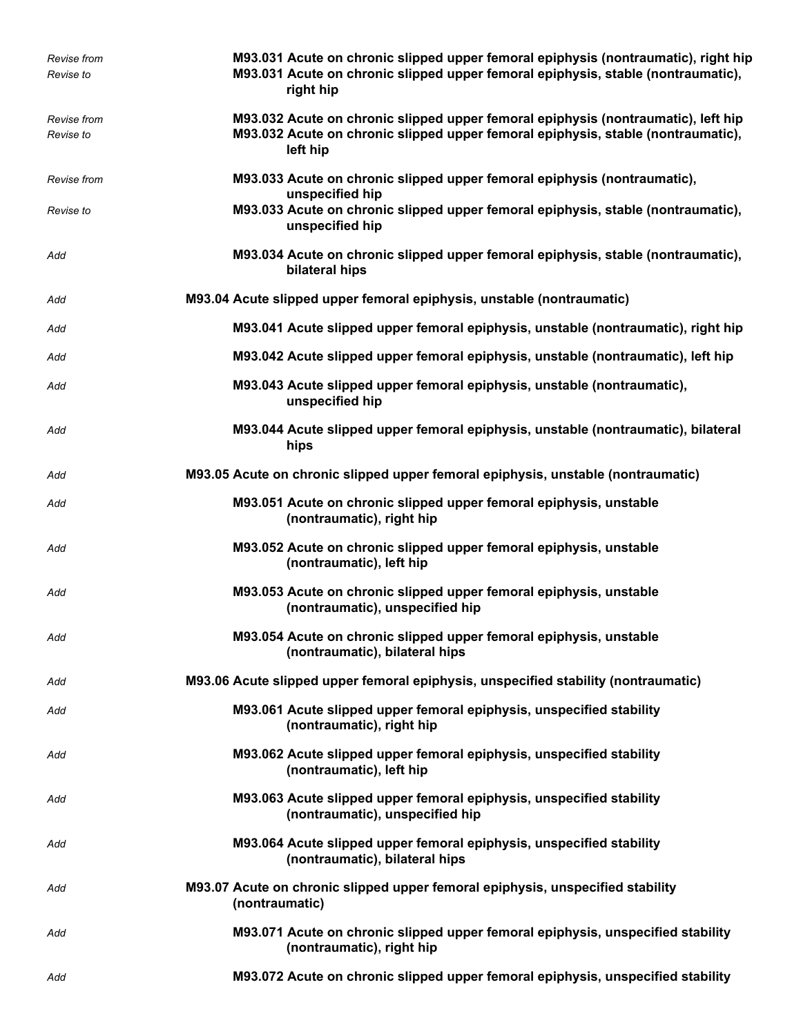*Revise from* **M93.031 Acute on chronic slipped upper femoral epiphysis (nontraumatic), right hip**
*Revise to* **M93.031 Acute on chronic slipped upper femoral epiphysis, stable (nontraumatic), right hip**

*Revise from* **M93.032 Acute on chronic slipped upper femoral epiphysis (nontraumatic), left hip**
*Revise to* **M93.032 Acute on chronic slipped upper femoral epiphysis, stable (nontraumatic), left hip**

*Revise from* **M93.033 Acute on chronic slipped upper femoral epiphysis (nontraumatic), unspecified hip**
*Revise to* **M93.033 Acute on chronic slipped upper femoral epiphysis, stable (nontraumatic), unspecified hip**

*Add* **M93.034 Acute on chronic slipped upper femoral epiphysis, stable (nontraumatic), bilateral hips**

*Add* **M93.04 Acute slipped upper femoral epiphysis, unstable (nontraumatic)**

*Add* **M93.041 Acute slipped upper femoral epiphysis, unstable (nontraumatic), right hip**

*Add* **M93.042 Acute slipped upper femoral epiphysis, unstable (nontraumatic), left hip**

*Add* **M93.043 Acute slipped upper femoral epiphysis, unstable (nontraumatic), unspecified hip**

*Add* **M93.044 Acute slipped upper femoral epiphysis, unstable (nontraumatic), bilateral hips**

*Add* **M93.05 Acute on chronic slipped upper femoral epiphysis, unstable (nontraumatic)**

*Add* **M93.051 Acute on chronic slipped upper femoral epiphysis, unstable (nontraumatic), right hip**

*Add* **M93.052 Acute on chronic slipped upper femoral epiphysis, unstable (nontraumatic), left hip**

*Add* **M93.053 Acute on chronic slipped upper femoral epiphysis, unstable (nontraumatic), unspecified hip**

*Add* **M93.054 Acute on chronic slipped upper femoral epiphysis, unstable (nontraumatic), bilateral hips**

*Add* **M93.06 Acute slipped upper femoral epiphysis, unspecified stability (nontraumatic)**

*Add* **M93.061 Acute slipped upper femoral epiphysis, unspecified stability (nontraumatic), right hip**

*Add* **M93.062 Acute slipped upper femoral epiphysis, unspecified stability (nontraumatic), left hip**

*Add* **M93.063 Acute slipped upper femoral epiphysis, unspecified stability (nontraumatic), unspecified hip**

*Add* **M93.064 Acute slipped upper femoral epiphysis, unspecified stability (nontraumatic), bilateral hips**

*Add* **M93.07 Acute on chronic slipped upper femoral epiphysis, unspecified stability (nontraumatic)**

*Add* **M93.071 Acute on chronic slipped upper femoral epiphysis, unspecified stability (nontraumatic), right hip**

*Add* **M93.072 Acute on chronic slipped upper femoral epiphysis, unspecified stability**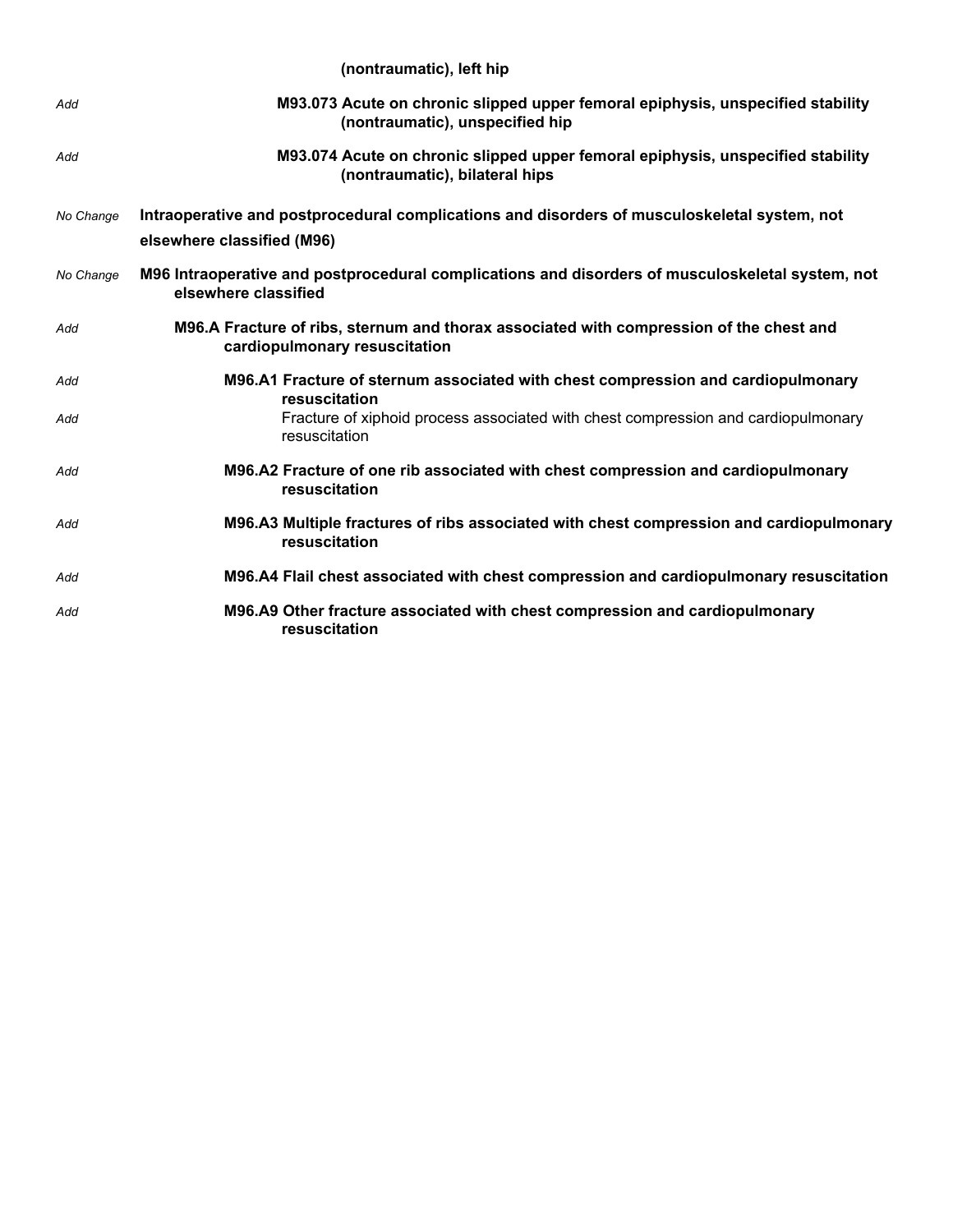**(nontraumatic), left hip**

*Add* **M93.073 Acute on chronic slipped upper femoral epiphysis, unspecified stability (nontraumatic), unspecified hip**

*Add* **M93.074 Acute on chronic slipped upper femoral epiphysis, unspecified stability (nontraumatic), bilateral hips**

*No Change* **Intraoperative and postprocedural complications and disorders of musculoskeletal system, not elsewhere classified (M96)**

*No Change* **M96 Intraoperative and postprocedural complications and disorders of musculoskeletal system, not elsewhere classified**

*Add* **M96.A Fracture of ribs, sternum and thorax associated with compression of the chest and cardiopulmonary resuscitation**

*Add* **M96.A1 Fracture of sternum associated with chest compression and cardiopulmonary resuscitation**

*Add* Fracture of xiphoid process associated with chest compression and cardiopulmonary resuscitation

*Add* **M96.A2 Fracture of one rib associated with chest compression and cardiopulmonary resuscitation**

*Add* **M96.A3 Multiple fractures of ribs associated with chest compression and cardiopulmonary resuscitation**

*Add* **M96.A4 Flail chest associated with chest compression and cardiopulmonary resuscitation**

*Add* **M96.A9 Other fracture associated with chest compression and cardiopulmonary resuscitation**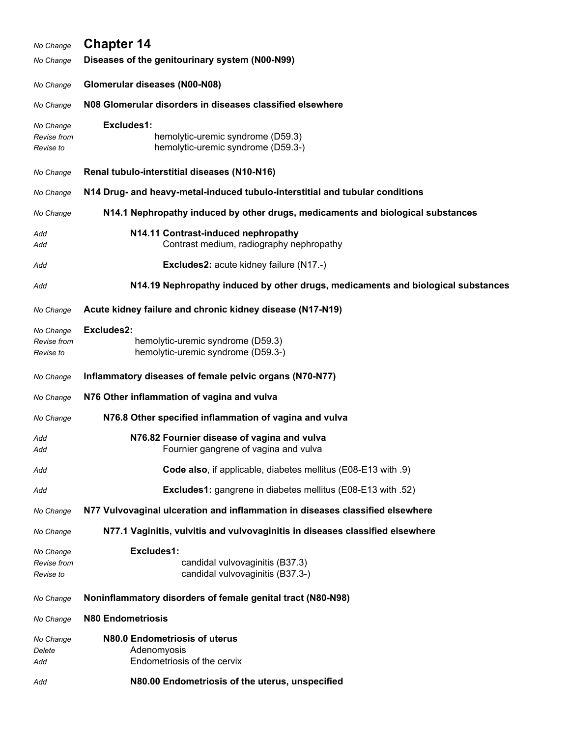| | |
|---|---|
| *No Change* | **Chapter 14** |
| *No Change* | **Diseases of the genitourinary system (N00-N99)** |
| *No Change* | **Glomerular diseases (N00-N08)** |
| *No Change* | **N08 Glomerular disorders in diseases classified elsewhere** |
| *No Change* | **Excludes1:** |
| *Revise from* | hemolytic-uremic syndrome (D59.3) |
| *Revise to* | hemolytic-uremic syndrome (D59.3-) |
| *No Change* | **Renal tubulo-interstitial diseases (N10-N16)** |
| *No Change* | **N14 Drug- and heavy-metal-induced tubulo-interstitial and tubular conditions** |
| *No Change* | **N14.1 Nephropathy induced by other drugs, medicaments and biological substances** |
| *Add* | **N14.11 Contrast-induced nephropathy** |
| *Add* | Contrast medium, radiography nephropathy |
| *Add* | **Excludes2:** acute kidney failure (N17.-) |
| *Add* | **N14.19 Nephropathy induced by other drugs, medicaments and biological substances** |
| *No Change* | **Acute kidney failure and chronic kidney disease (N17-N19)** |
| *No Change* | **Excludes2:** |
| *Revise from* | hemolytic-uremic syndrome (D59.3) |
| *Revise to* | hemolytic-uremic syndrome (D59.3-) |
| *No Change* | **Inflammatory diseases of female pelvic organs (N70-N77)** |
| *No Change* | **N76 Other inflammation of vagina and vulva** |
| *No Change* | **N76.8 Other specified inflammation of vagina and vulva** |
| *Add* | **N76.82 Fournier disease of vagina and vulva** |
| *Add* | Fournier gangrene of vagina and vulva |
| *Add* | **Code also**, if applicable, diabetes mellitus (E08-E13 with .9) |
| *Add* | **Excludes1:** gangrene in diabetes mellitus (E08-E13 with .52) |
| *No Change* | **N77 Vulvovaginal ulceration and inflammation in diseases classified elsewhere** |
| *No Change* | **N77.1 Vaginitis, vulvitis and vulvovaginitis in diseases classified elsewhere** |
| *No Change* | **Excludes1:** |
| *Revise from* | candidal vulvovaginitis (B37.3) |
| *Revise to* | candidal vulvovaginitis (B37.3-) |
| *No Change* | **Noninflammatory disorders of female genital tract (N80-N98)** |
| *No Change* | **N80 Endometriosis** |
| *No Change* | **N80.0 Endometriosis of uterus** |
| *Delete* | Adenomyosis |
| *Add* | Endometriosis of the cervix |
| *Add* | **N80.00 Endometriosis of the uterus, unspecified** |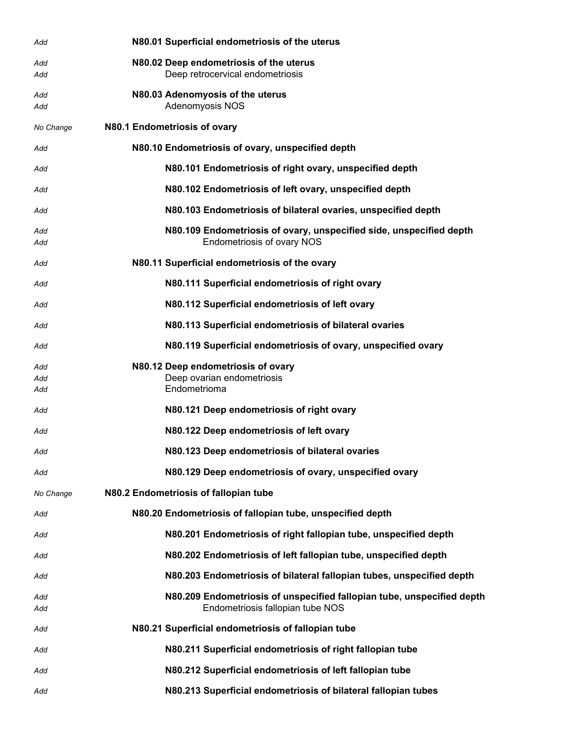| | |
|---|---|
| *Add* | **N80.01 Superficial endometriosis of the uterus** |
| *Add* | **N80.02 Deep endometriosis of the uterus** |
| *Add* | Deep retrocervical endometriosis |
| *Add* | **N80.03 Adenomyosis of the uterus** |
| *Add* | Adenomyosis NOS |
| *No Change* | **N80.1 Endometriosis of ovary** |
| *Add* | **N80.10 Endometriosis of ovary, unspecified depth** |
| *Add* | **N80.101 Endometriosis of right ovary, unspecified depth** |
| *Add* | **N80.102 Endometriosis of left ovary, unspecified depth** |
| *Add* | **N80.103 Endometriosis of bilateral ovaries, unspecified depth** |
| *Add* | **N80.109 Endometriosis of ovary, unspecified side, unspecified depth** |
| *Add* | Endometriosis of ovary NOS |
| *Add* | **N80.11 Superficial endometriosis of the ovary** |
| *Add* | **N80.111 Superficial endometriosis of right ovary** |
| *Add* | **N80.112 Superficial endometriosis of left ovary** |
| *Add* | **N80.113 Superficial endometriosis of bilateral ovaries** |
| *Add* | **N80.119 Superficial endometriosis of ovary, unspecified ovary** |
| *Add* | **N80.12 Deep endometriosis of ovary** |
| *Add* | Deep ovarian endometriosis |
| *Add* | Endometrioma |
| *Add* | **N80.121 Deep endometriosis of right ovary** |
| *Add* | **N80.122 Deep endometriosis of left ovary** |
| *Add* | **N80.123 Deep endometriosis of bilateral ovaries** |
| *Add* | **N80.129 Deep endometriosis of ovary, unspecified ovary** |
| *No Change* | **N80.2 Endometriosis of fallopian tube** |
| *Add* | **N80.20 Endometriosis of fallopian tube, unspecified depth** |
| *Add* | **N80.201 Endometriosis of right fallopian tube, unspecified depth** |
| *Add* | **N80.202 Endometriosis of left fallopian tube, unspecified depth** |
| *Add* | **N80.203 Endometriosis of bilateral fallopian tubes, unspecified depth** |
| *Add* | **N80.209 Endometriosis of unspecified fallopian tube, unspecified depth** |
| *Add* | Endometriosis fallopian tube NOS |
| *Add* | **N80.21 Superficial endometriosis of fallopian tube** |
| *Add* | **N80.211 Superficial endometriosis of right fallopian tube** |
| *Add* | **N80.212 Superficial endometriosis of left fallopian tube** |
| *Add* | **N80.213 Superficial endometriosis of bilateral fallopian tubes** |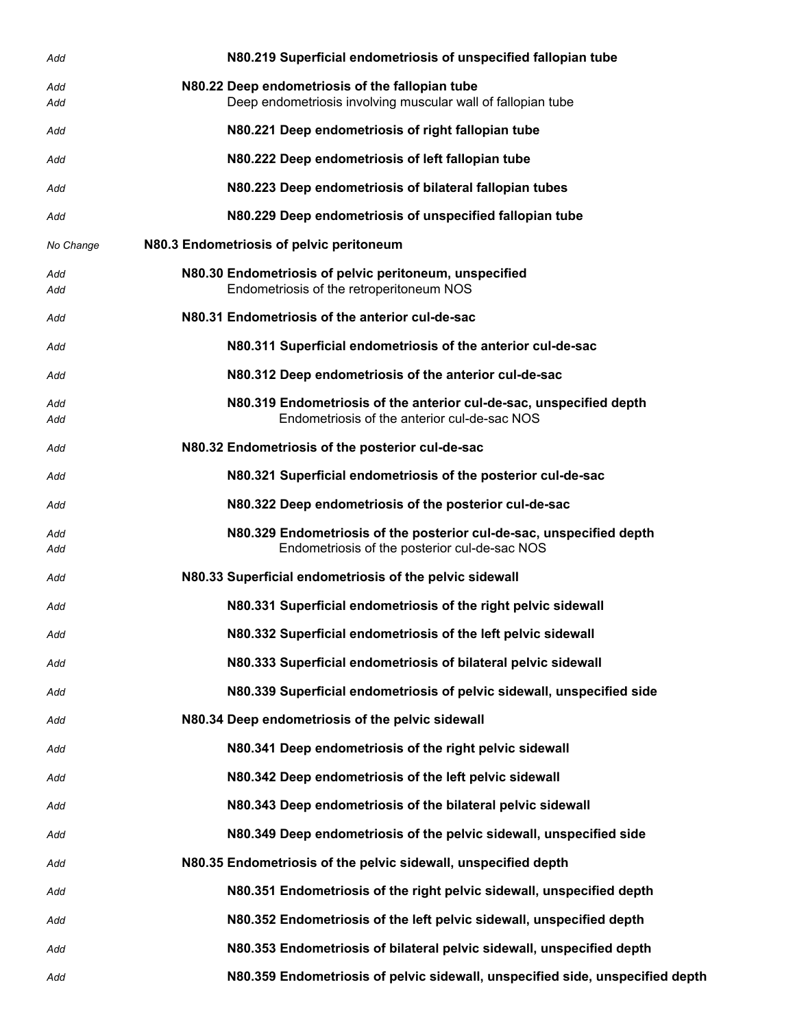| | |
|---|---|
| *Add* | **N80.219 Superficial endometriosis of unspecified fallopian tube** |
| *Add* | **N80.22 Deep endometriosis of the fallopian tube** |
| *Add* | Deep endometriosis involving muscular wall of fallopian tube |
| *Add* | **N80.221 Deep endometriosis of right fallopian tube** |
| *Add* | **N80.222 Deep endometriosis of left fallopian tube** |
| *Add* | **N80.223 Deep endometriosis of bilateral fallopian tubes** |
| *Add* | **N80.229 Deep endometriosis of unspecified fallopian tube** |
| *No Change* | **N80.3 Endometriosis of pelvic peritoneum** |
| *Add* | **N80.30 Endometriosis of pelvic peritoneum, unspecified** |
| *Add* | Endometriosis of the retroperitoneum NOS |
| *Add* | **N80.31 Endometriosis of the anterior cul-de-sac** |
| *Add* | **N80.311 Superficial endometriosis of the anterior cul-de-sac** |
| *Add* | **N80.312 Deep endometriosis of the anterior cul-de-sac** |
| *Add* | **N80.319 Endometriosis of the anterior cul-de-sac, unspecified depth** |
| *Add* | Endometriosis of the anterior cul-de-sac NOS |
| *Add* | **N80.32 Endometriosis of the posterior cul-de-sac** |
| *Add* | **N80.321 Superficial endometriosis of the posterior cul-de-sac** |
| *Add* | **N80.322 Deep endometriosis of the posterior cul-de-sac** |
| *Add* | **N80.329 Endometriosis of the posterior cul-de-sac, unspecified depth** |
| *Add* | Endometriosis of the posterior cul-de-sac NOS |
| *Add* | **N80.33 Superficial endometriosis of the pelvic sidewall** |
| *Add* | **N80.331 Superficial endometriosis of the right pelvic sidewall** |
| *Add* | **N80.332 Superficial endometriosis of the left pelvic sidewall** |
| *Add* | **N80.333 Superficial endometriosis of bilateral pelvic sidewall** |
| *Add* | **N80.339 Superficial endometriosis of pelvic sidewall, unspecified side** |
| *Add* | **N80.34 Deep endometriosis of the pelvic sidewall** |
| *Add* | **N80.341 Deep endometriosis of the right pelvic sidewall** |
| *Add* | **N80.342 Deep endometriosis of the left pelvic sidewall** |
| *Add* | **N80.343 Deep endometriosis of the bilateral pelvic sidewall** |
| *Add* | **N80.349 Deep endometriosis of the pelvic sidewall, unspecified side** |
| *Add* | **N80.35 Endometriosis of the pelvic sidewall, unspecified depth** |
| *Add* | **N80.351 Endometriosis of the right pelvic sidewall, unspecified depth** |
| *Add* | **N80.352 Endometriosis of the left pelvic sidewall, unspecified depth** |
| *Add* | **N80.353 Endometriosis of bilateral pelvic sidewall, unspecified depth** |
| *Add* | **N80.359 Endometriosis of pelvic sidewall, unspecified side, unspecified depth** |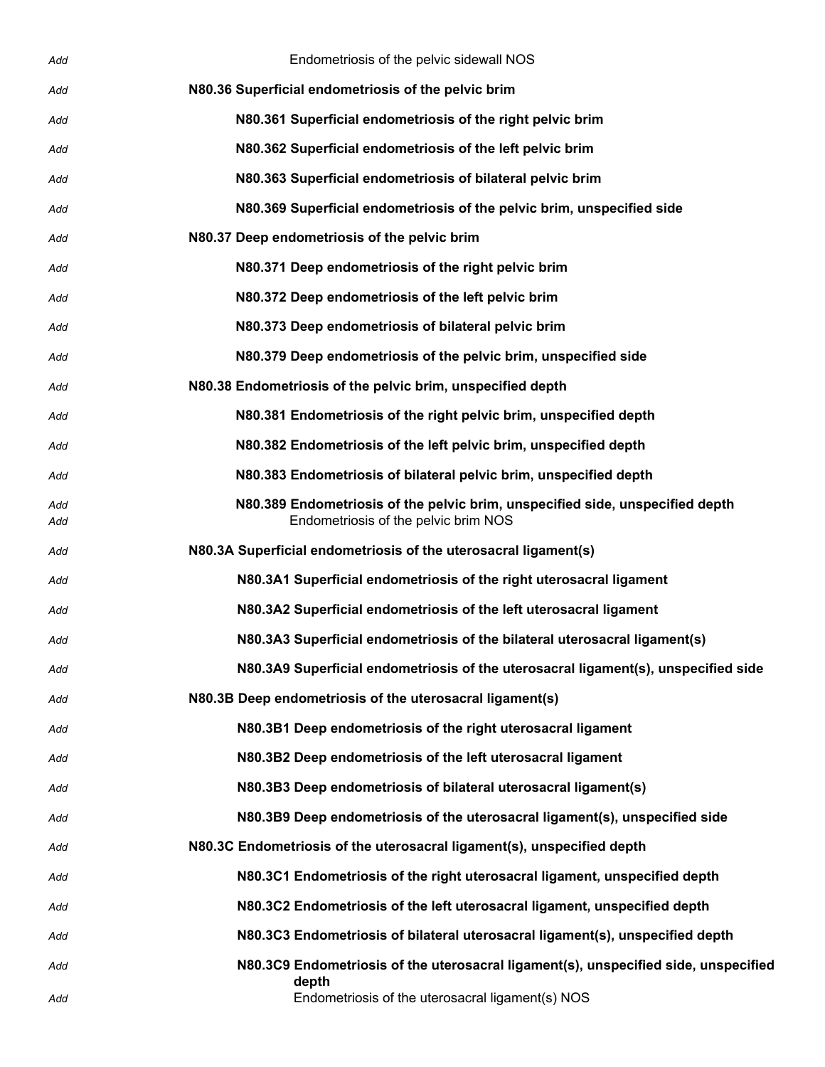Add Endometriosis of the pelvic sidewall NOS

Add **N80.36 Superficial endometriosis of the pelvic brim**

Add **N80.361 Superficial endometriosis of the right pelvic brim**

Add **N80.362 Superficial endometriosis of the left pelvic brim**

Add **N80.363 Superficial endometriosis of bilateral pelvic brim**

Add **N80.369 Superficial endometriosis of the pelvic brim, unspecified side**

Add **N80.37 Deep endometriosis of the pelvic brim**

Add **N80.371 Deep endometriosis of the right pelvic brim**

Add **N80.372 Deep endometriosis of the left pelvic brim**

Add **N80.373 Deep endometriosis of bilateral pelvic brim**

Add **N80.379 Deep endometriosis of the pelvic brim, unspecified side**

Add **N80.38 Endometriosis of the pelvic brim, unspecified depth**

Add **N80.381 Endometriosis of the right pelvic brim, unspecified depth**

Add **N80.382 Endometriosis of the left pelvic brim, unspecified depth**

Add **N80.383 Endometriosis of bilateral pelvic brim, unspecified depth**

Add **N80.389 Endometriosis of the pelvic brim, unspecified side, unspecified depth**
Add Endometriosis of the pelvic brim NOS

Add **N80.3A Superficial endometriosis of the uterosacral ligament(s)**

Add **N80.3A1 Superficial endometriosis of the right uterosacral ligament**

Add **N80.3A2 Superficial endometriosis of the left uterosacral ligament**

Add **N80.3A3 Superficial endometriosis of the bilateral uterosacral ligament(s)**

Add **N80.3A9 Superficial endometriosis of the uterosacral ligament(s), unspecified side**

Add **N80.3B Deep endometriosis of the uterosacral ligament(s)**

Add **N80.3B1 Deep endometriosis of the right uterosacral ligament**

Add **N80.3B2 Deep endometriosis of the left uterosacral ligament**

Add **N80.3B3 Deep endometriosis of bilateral uterosacral ligament(s)**

Add **N80.3B9 Deep endometriosis of the uterosacral ligament(s), unspecified side**

Add **N80.3C Endometriosis of the uterosacral ligament(s), unspecified depth**

Add **N80.3C1 Endometriosis of the right uterosacral ligament, unspecified depth**

Add **N80.3C2 Endometriosis of the left uterosacral ligament, unspecified depth**

Add **N80.3C3 Endometriosis of bilateral uterosacral ligament(s), unspecified depth**

Add **N80.3C9 Endometriosis of the uterosacral ligament(s), unspecified side, unspecified depth**
Add Endometriosis of the uterosacral ligament(s) NOS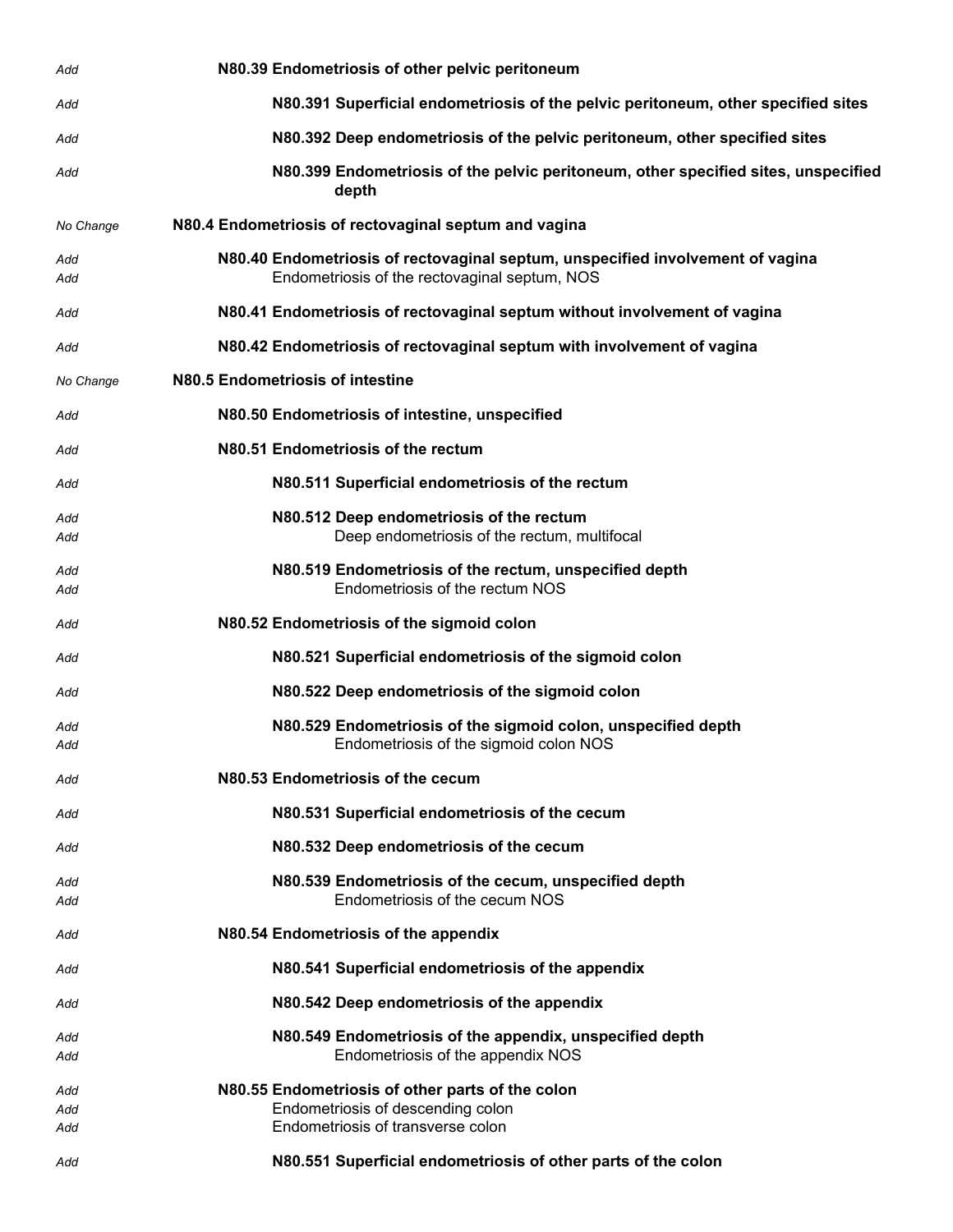| Action | Code / Description |
|---|---|
| Add | **N80.39 Endometriosis of other pelvic peritoneum** |
| Add | **N80.391 Superficial endometriosis of the pelvic peritoneum, other specified sites** |
| Add | **N80.392 Deep endometriosis of the pelvic peritoneum, other specified sites** |
| Add | **N80.399 Endometriosis of the pelvic peritoneum, other specified sites, unspecified depth** |
| No Change | **N80.4 Endometriosis of rectovaginal septum and vagina** |
| Add | **N80.40 Endometriosis of rectovaginal septum, unspecified involvement of vagina** |
| Add | Endometriosis of the rectovaginal septum, NOS |
| Add | **N80.41 Endometriosis of rectovaginal septum without involvement of vagina** |
| Add | **N80.42 Endometriosis of rectovaginal septum with involvement of vagina** |
| No Change | **N80.5 Endometriosis of intestine** |
| Add | **N80.50 Endometriosis of intestine, unspecified** |
| Add | **N80.51 Endometriosis of the rectum** |
| Add | **N80.511 Superficial endometriosis of the rectum** |
| Add | **N80.512 Deep endometriosis of the rectum** |
| Add | Deep endometriosis of the rectum, multifocal |
| Add | **N80.519 Endometriosis of the rectum, unspecified depth** |
| Add | Endometriosis of the rectum NOS |
| Add | **N80.52 Endometriosis of the sigmoid colon** |
| Add | **N80.521 Superficial endometriosis of the sigmoid colon** |
| Add | **N80.522 Deep endometriosis of the sigmoid colon** |
| Add | **N80.529 Endometriosis of the sigmoid colon, unspecified depth** |
| Add | Endometriosis of the sigmoid colon NOS |
| Add | **N80.53 Endometriosis of the cecum** |
| Add | **N80.531 Superficial endometriosis of the cecum** |
| Add | **N80.532 Deep endometriosis of the cecum** |
| Add | **N80.539 Endometriosis of the cecum, unspecified depth** |
| Add | Endometriosis of the cecum NOS |
| Add | **N80.54 Endometriosis of the appendix** |
| Add | **N80.541 Superficial endometriosis of the appendix** |
| Add | **N80.542 Deep endometriosis of the appendix** |
| Add | **N80.549 Endometriosis of the appendix, unspecified depth** |
| Add | Endometriosis of the appendix NOS |
| Add | **N80.55 Endometriosis of other parts of the colon** |
| Add | Endometriosis of descending colon |
| Add | Endometriosis of transverse colon |
| Add | **N80.551 Superficial endometriosis of other parts of the colon** |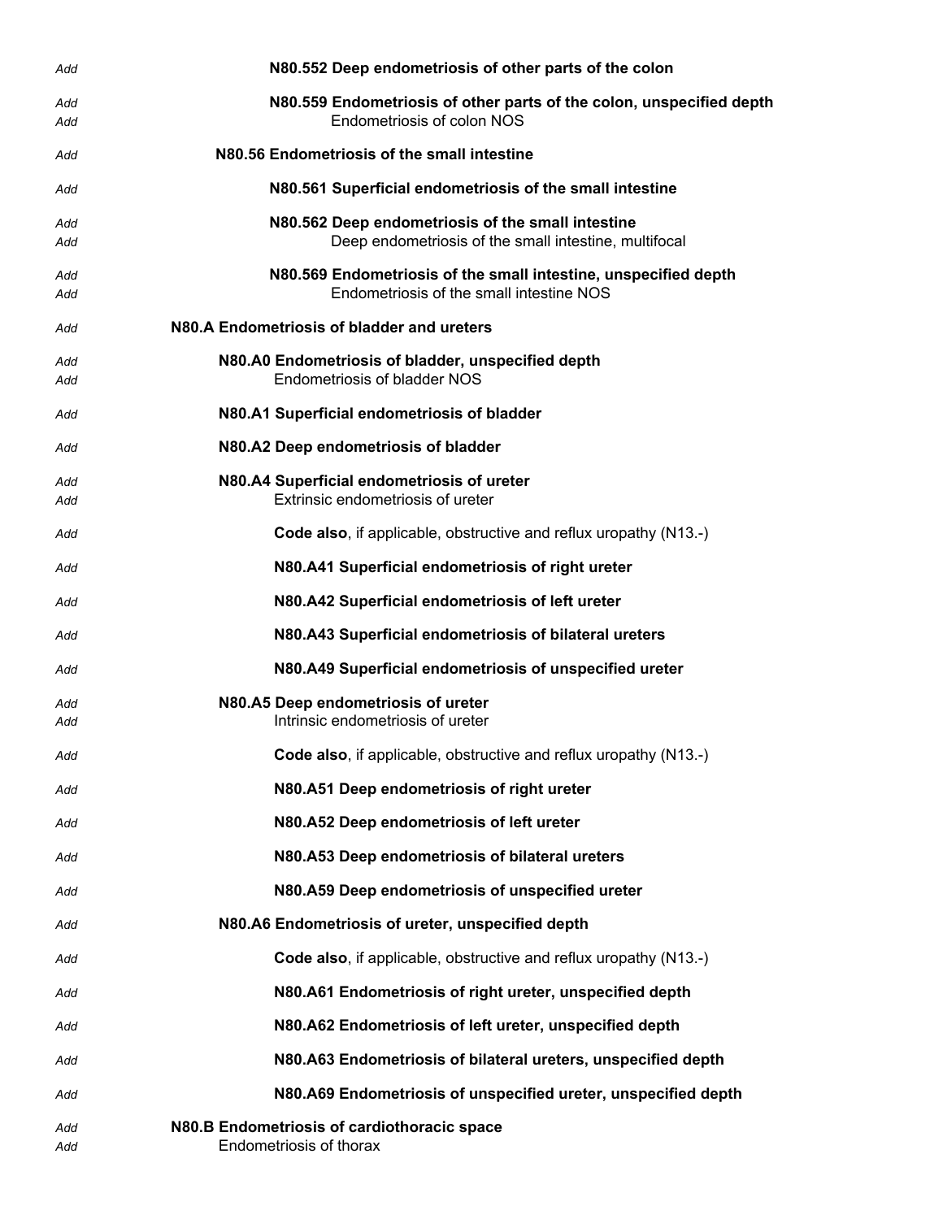Add **N80.552 Deep endometriosis of other parts of the colon**

Add **N80.559 Endometriosis of other parts of the colon, unspecified depth**
Add Endometriosis of colon NOS

Add **N80.56 Endometriosis of the small intestine**

Add **N80.561 Superficial endometriosis of the small intestine**

Add **N80.562 Deep endometriosis of the small intestine**
Add Deep endometriosis of the small intestine, multifocal

Add **N80.569 Endometriosis of the small intestine, unspecified depth**
Add Endometriosis of the small intestine NOS

Add **N80.A Endometriosis of bladder and ureters**

Add **N80.A0 Endometriosis of bladder, unspecified depth**
Add Endometriosis of bladder NOS

Add **N80.A1 Superficial endometriosis of bladder**

Add **N80.A2 Deep endometriosis of bladder**

Add **N80.A4 Superficial endometriosis of ureter**
Add Extrinsic endometriosis of ureter

Add **Code also**, if applicable, obstructive and reflux uropathy (N13.-)

Add **N80.A41 Superficial endometriosis of right ureter**

Add **N80.A42 Superficial endometriosis of left ureter**

Add **N80.A43 Superficial endometriosis of bilateral ureters**

Add **N80.A49 Superficial endometriosis of unspecified ureter**

Add **N80.A5 Deep endometriosis of ureter**
Add Intrinsic endometriosis of ureter

Add **Code also**, if applicable, obstructive and reflux uropathy (N13.-)

Add **N80.A51 Deep endometriosis of right ureter**

Add **N80.A52 Deep endometriosis of left ureter**

Add **N80.A53 Deep endometriosis of bilateral ureters**

Add **N80.A59 Deep endometriosis of unspecified ureter**

Add **N80.A6 Endometriosis of ureter, unspecified depth**

Add **Code also**, if applicable, obstructive and reflux uropathy (N13.-)

Add **N80.A61 Endometriosis of right ureter, unspecified depth**

Add **N80.A62 Endometriosis of left ureter, unspecified depth**

Add **N80.A63 Endometriosis of bilateral ureters, unspecified depth**

Add **N80.A69 Endometriosis of unspecified ureter, unspecified depth**

Add **N80.B Endometriosis of cardiothoracic space**
Add Endometriosis of thorax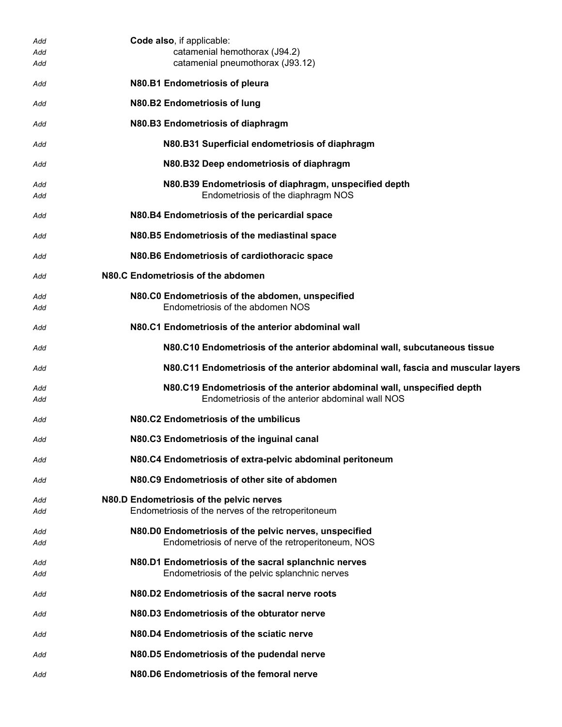Add **Code also**, if applicable:
Add catamenial hemothorax (J94.2)
Add catamenial pneumothorax (J93.12)

Add **N80.B1 Endometriosis of pleura**

Add **N80.B2 Endometriosis of lung**

Add **N80.B3 Endometriosis of diaphragm**

Add **N80.B31 Superficial endometriosis of diaphragm**

Add **N80.B32 Deep endometriosis of diaphragm**

Add **N80.B39 Endometriosis of diaphragm, unspecified depth**
Add Endometriosis of the diaphragm NOS

Add **N80.B4 Endometriosis of the pericardial space**

Add **N80.B5 Endometriosis of the mediastinal space**

Add **N80.B6 Endometriosis of cardiothoracic space**

Add **N80.C Endometriosis of the abdomen**

Add **N80.C0 Endometriosis of the abdomen, unspecified**
Add Endometriosis of the abdomen NOS

Add **N80.C1 Endometriosis of the anterior abdominal wall**

Add **N80.C10 Endometriosis of the anterior abdominal wall, subcutaneous tissue**

Add **N80.C11 Endometriosis of the anterior abdominal wall, fascia and muscular layers**

Add **N80.C19 Endometriosis of the anterior abdominal wall, unspecified depth**
Add Endometriosis of the anterior abdominal wall NOS

Add **N80.C2 Endometriosis of the umbilicus**

Add **N80.C3 Endometriosis of the inguinal canal**

Add **N80.C4 Endometriosis of extra-pelvic abdominal peritoneum**

Add **N80.C9 Endometriosis of other site of abdomen**

Add **N80.D Endometriosis of the pelvic nerves**
Add Endometriosis of the nerves of the retroperitoneum

Add **N80.D0 Endometriosis of the pelvic nerves, unspecified**
Add Endometriosis of nerve of the retroperitoneum, NOS

Add **N80.D1 Endometriosis of the sacral splanchnic nerves**
Add Endometriosis of the pelvic splanchnic nerves

Add **N80.D2 Endometriosis of the sacral nerve roots**

Add **N80.D3 Endometriosis of the obturator nerve**

Add **N80.D4 Endometriosis of the sciatic nerve**

Add **N80.D5 Endometriosis of the pudendal nerve**

Add **N80.D6 Endometriosis of the femoral nerve**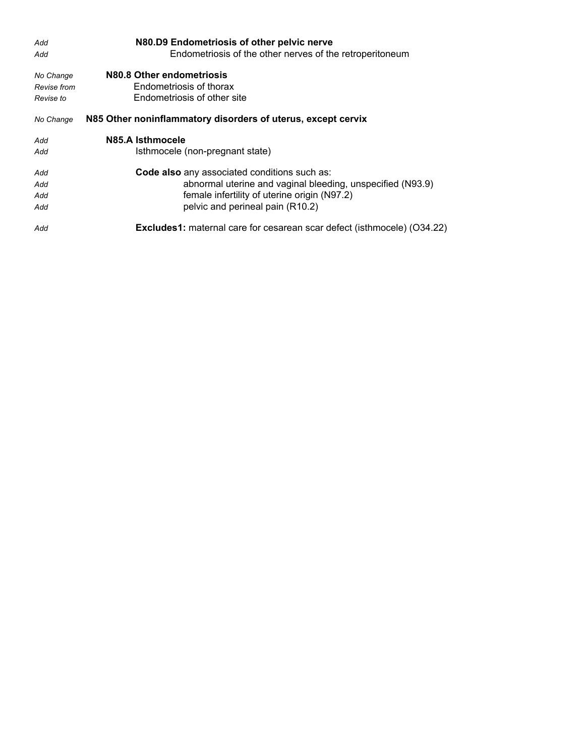| | |
|---|---|
| *Add* | **N80.D9 Endometriosis of other pelvic nerve** |
| *Add* | Endometriosis of the other nerves of the retroperitoneum |
| *No Change* | **N80.8 Other endometriosis** |
| *Revise from* | Endometriosis of thorax |
| *Revise to* | Endometriosis of other site |
| *No Change* | **N85 Other noninflammatory disorders of uterus, except cervix** |
| *Add* | **N85.A Isthmocele** |
| *Add* | Isthmocele (non-pregnant state) |
| *Add* | **Code also** any associated conditions such as: |
| *Add* | abnormal uterine and vaginal bleeding, unspecified (N93.9) |
| *Add* | female infertility of uterine origin (N97.2) |
| *Add* | pelvic and perineal pain (R10.2) |
| *Add* | **Excludes1:** maternal care for cesarean scar defect (isthmocele) (O34.22) |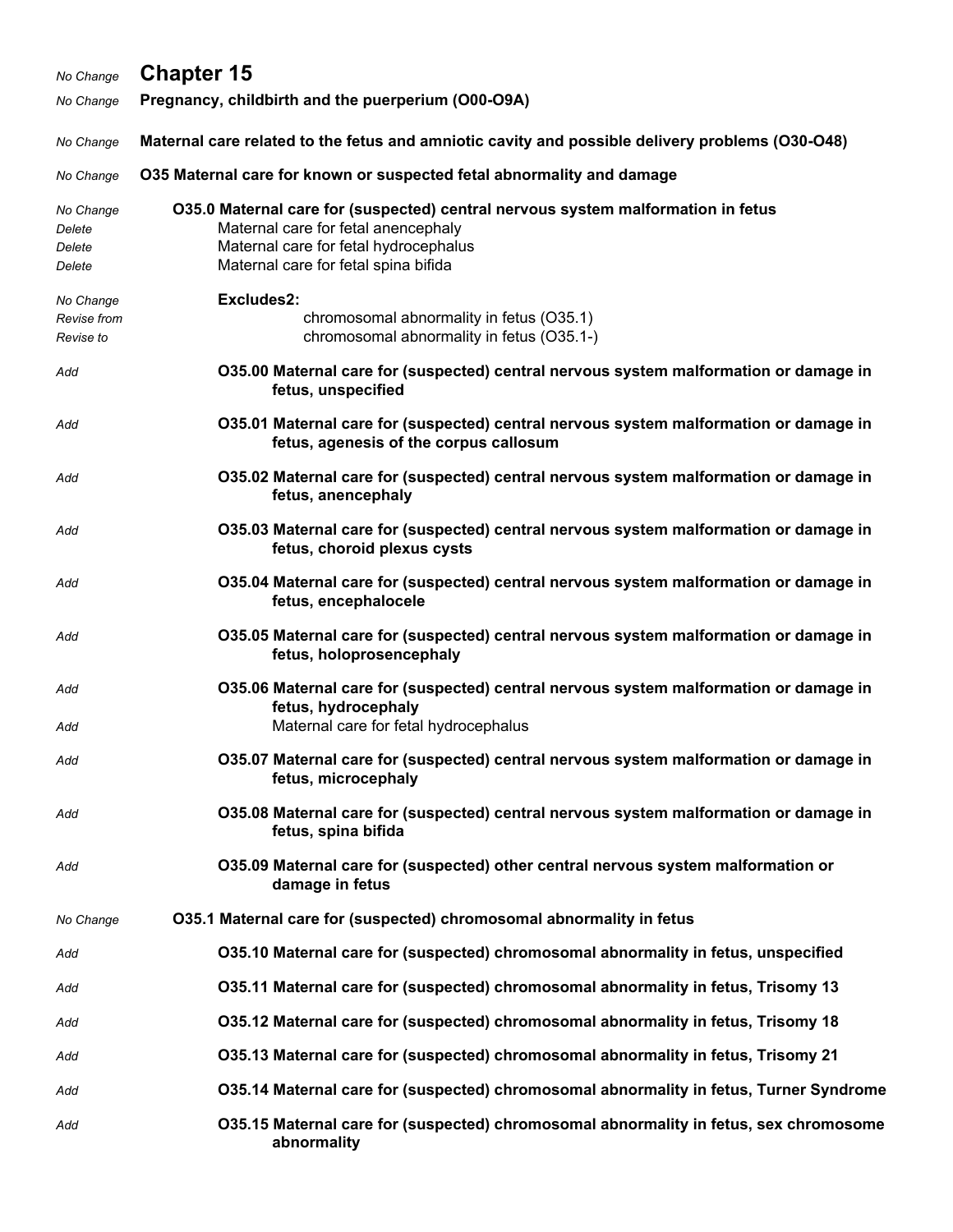| | |
|---|---|
| *No Change* | **Chapter 15** |
| *No Change* | **Pregnancy, childbirth and the puerperium (O00-O9A)** |
| *No Change* | **Maternal care related to the fetus and amniotic cavity and possible delivery problems (O30-O48)** |
| *No Change* | **O35 Maternal care for known or suspected fetal abnormality and damage** |
| *No Change* | **O35.0 Maternal care for (suspected) central nervous system malformation in fetus** |
| *Delete* | Maternal care for fetal anencephaly |
| *Delete* | Maternal care for fetal hydrocephalus |
| *Delete* | Maternal care for fetal spina bifida |
| *No Change* | **Excludes2:** |
| *Revise from* | chromosomal abnormality in fetus (O35.1) |
| *Revise to* | chromosomal abnormality in fetus (O35.1-) |
| *Add* | **O35.00 Maternal care for (suspected) central nervous system malformation or damage in fetus, unspecified** |
| *Add* | **O35.01 Maternal care for (suspected) central nervous system malformation or damage in fetus, agenesis of the corpus callosum** |
| *Add* | **O35.02 Maternal care for (suspected) central nervous system malformation or damage in fetus, anencephaly** |
| *Add* | **O35.03 Maternal care for (suspected) central nervous system malformation or damage in fetus, choroid plexus cysts** |
| *Add* | **O35.04 Maternal care for (suspected) central nervous system malformation or damage in fetus, encephalocele** |
| *Add* | **O35.05 Maternal care for (suspected) central nervous system malformation or damage in fetus, holoprosencephaly** |
| *Add* | **O35.06 Maternal care for (suspected) central nervous system malformation or damage in fetus, hydrocephaly** |
| *Add* | Maternal care for fetal hydrocephalus |
| *Add* | **O35.07 Maternal care for (suspected) central nervous system malformation or damage in fetus, microcephaly** |
| *Add* | **O35.08 Maternal care for (suspected) central nervous system malformation or damage in fetus, spina bifida** |
| *Add* | **O35.09 Maternal care for (suspected) other central nervous system malformation or damage in fetus** |
| *No Change* | **O35.1 Maternal care for (suspected) chromosomal abnormality in fetus** |
| *Add* | **O35.10 Maternal care for (suspected) chromosomal abnormality in fetus, unspecified** |
| *Add* | **O35.11 Maternal care for (suspected) chromosomal abnormality in fetus, Trisomy 13** |
| *Add* | **O35.12 Maternal care for (suspected) chromosomal abnormality in fetus, Trisomy 18** |
| *Add* | **O35.13 Maternal care for (suspected) chromosomal abnormality in fetus, Trisomy 21** |
| *Add* | **O35.14 Maternal care for (suspected) chromosomal abnormality in fetus, Turner Syndrome** |
| *Add* | **O35.15 Maternal care for (suspected) chromosomal abnormality in fetus, sex chromosome abnormality** |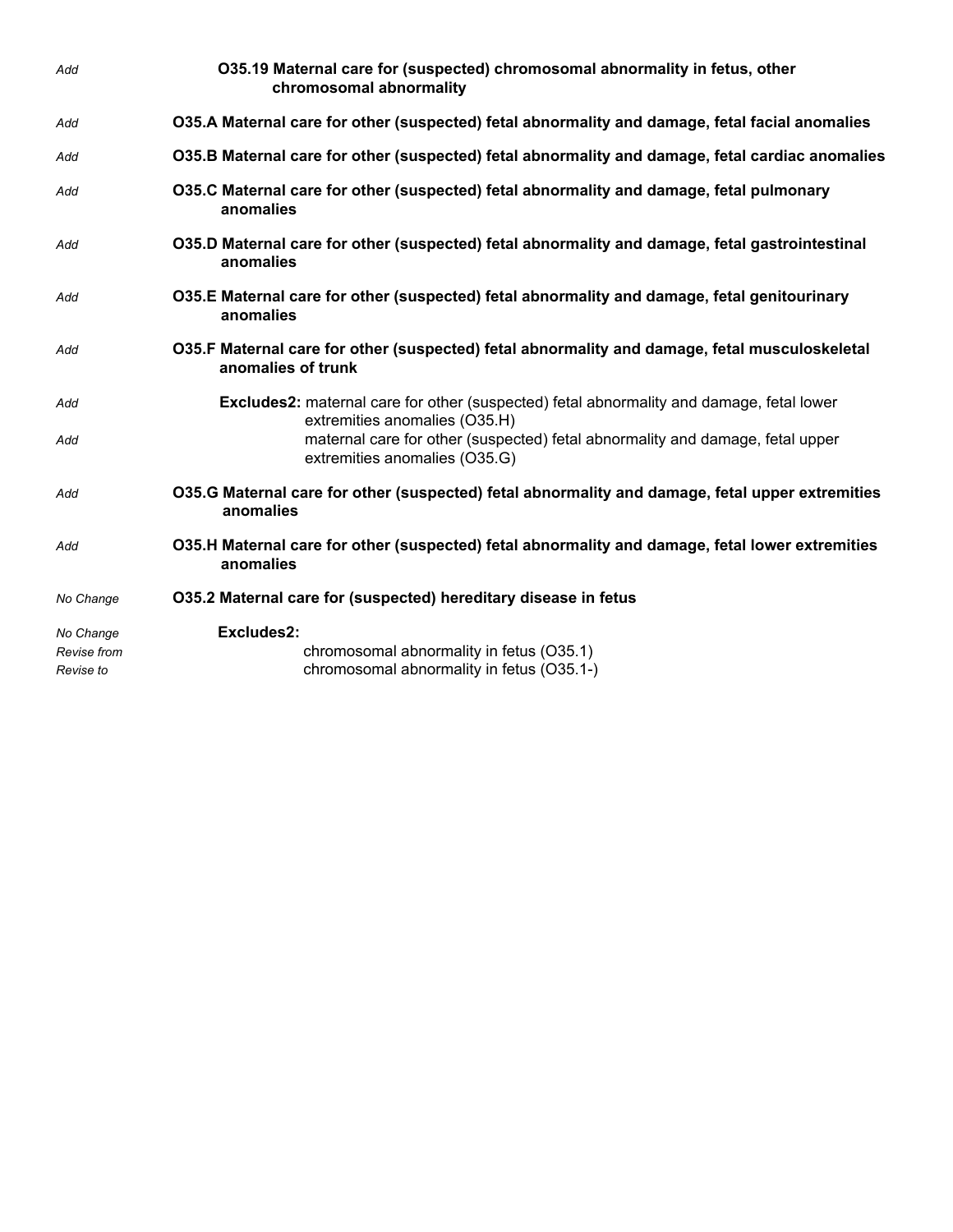| | |
|---|---|
| *Add* | **O35.19 Maternal care for (suspected) chromosomal abnormality in fetus, other chromosomal abnormality** |
| *Add* | **O35.A Maternal care for other (suspected) fetal abnormality and damage, fetal facial anomalies** |
| *Add* | **O35.B Maternal care for other (suspected) fetal abnormality and damage, fetal cardiac anomalies** |
| *Add* | **O35.C Maternal care for other (suspected) fetal abnormality and damage, fetal pulmonary anomalies** |
| *Add* | **O35.D Maternal care for other (suspected) fetal abnormality and damage, fetal gastrointestinal anomalies** |
| *Add* | **O35.E Maternal care for other (suspected) fetal abnormality and damage, fetal genitourinary anomalies** |
| *Add* | **O35.F Maternal care for other (suspected) fetal abnormality and damage, fetal musculoskeletal anomalies of trunk** |
| *Add* | **Excludes2:** maternal care for other (suspected) fetal abnormality and damage, fetal lower extremities anomalies (O35.H) |
| *Add* | maternal care for other (suspected) fetal abnormality and damage, fetal upper extremities anomalies (O35.G) |
| *Add* | **O35.G Maternal care for other (suspected) fetal abnormality and damage, fetal upper extremities anomalies** |
| *Add* | **O35.H Maternal care for other (suspected) fetal abnormality and damage, fetal lower extremities anomalies** |
| *No Change* | **O35.2 Maternal care for (suspected) hereditary disease in fetus** |
| *No Change* | **Excludes2:** |
| *Revise from* | chromosomal abnormality in fetus (O35.1) |
| *Revise to* | chromosomal abnormality in fetus (O35.1-) |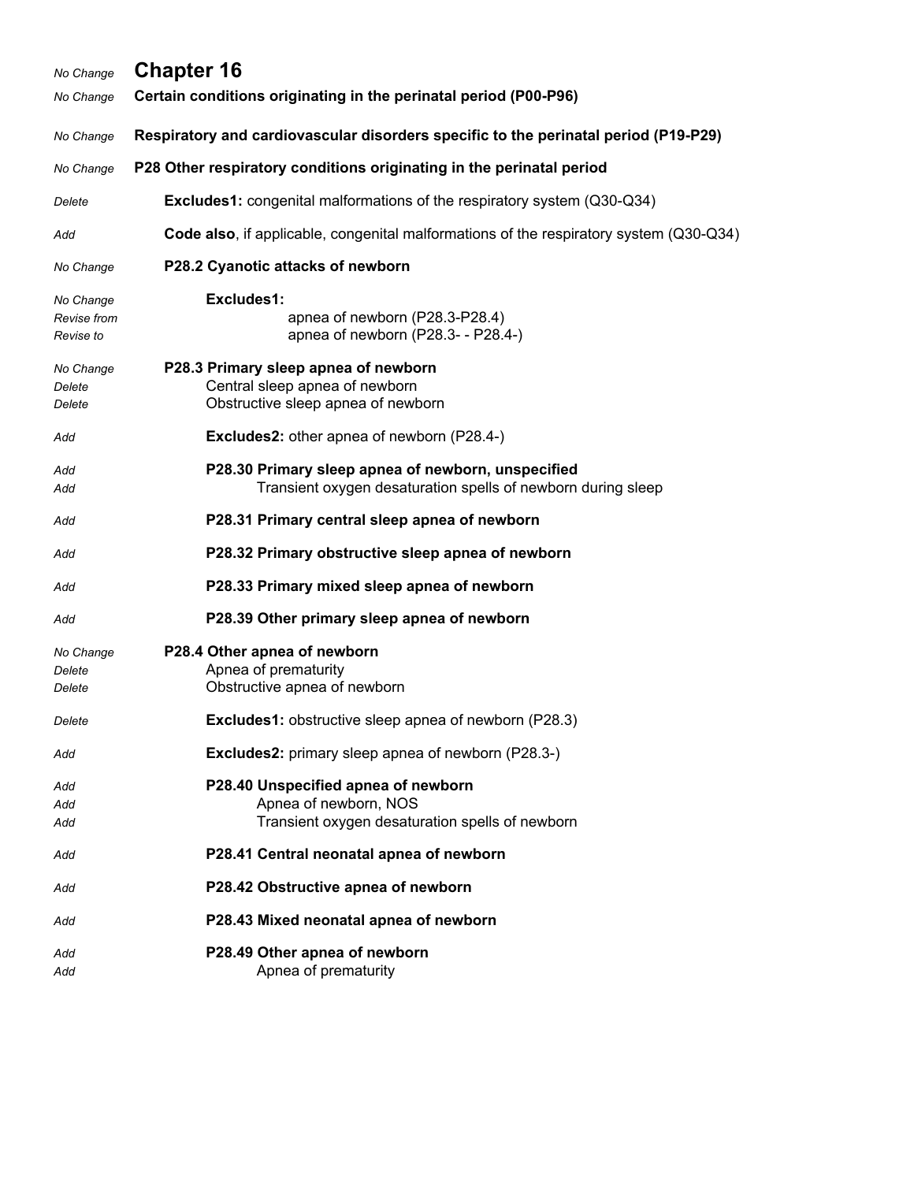| | |
|---|---|
| *No Change* | **Chapter 16** |
| *No Change* | **Certain conditions originating in the perinatal period (P00-P96)** |
| *No Change* | **Respiratory and cardiovascular disorders specific to the perinatal period (P19-P29)** |
| *No Change* | **P28 Other respiratory conditions originating in the perinatal period** |
| *Delete* | **Excludes1:** congenital malformations of the respiratory system (Q30-Q34) |
| *Add* | **Code also**, if applicable, congenital malformations of the respiratory system (Q30-Q34) |
| *No Change* | **P28.2 Cyanotic attacks of newborn** |
| *No Change* | **Excludes1:** |
| *Revise from* | apnea of newborn (P28.3-P28.4) |
| *Revise to* | apnea of newborn (P28.3- - P28.4-) |
| *No Change* | **P28.3 Primary sleep apnea of newborn** |
| *Delete* | Central sleep apnea of newborn |
| *Delete* | Obstructive sleep apnea of newborn |
| *Add* | **Excludes2:** other apnea of newborn (P28.4-) |
| *Add* | **P28.30 Primary sleep apnea of newborn, unspecified** |
| *Add* | Transient oxygen desaturation spells of newborn during sleep |
| *Add* | **P28.31 Primary central sleep apnea of newborn** |
| *Add* | **P28.32 Primary obstructive sleep apnea of newborn** |
| *Add* | **P28.33 Primary mixed sleep apnea of newborn** |
| *Add* | **P28.39 Other primary sleep apnea of newborn** |
| *No Change* | **P28.4 Other apnea of newborn** |
| *Delete* | Apnea of prematurity |
| *Delete* | Obstructive apnea of newborn |
| *Delete* | **Excludes1:** obstructive sleep apnea of newborn (P28.3) |
| *Add* | **Excludes2:** primary sleep apnea of newborn (P28.3-) |
| *Add* | **P28.40 Unspecified apnea of newborn** |
| *Add* | Apnea of newborn, NOS |
| *Add* | Transient oxygen desaturation spells of newborn |
| *Add* | **P28.41 Central neonatal apnea of newborn** |
| *Add* | **P28.42 Obstructive apnea of newborn** |
| *Add* | **P28.43 Mixed neonatal apnea of newborn** |
| *Add* | **P28.49 Other apnea of newborn** |
| *Add* | Apnea of prematurity |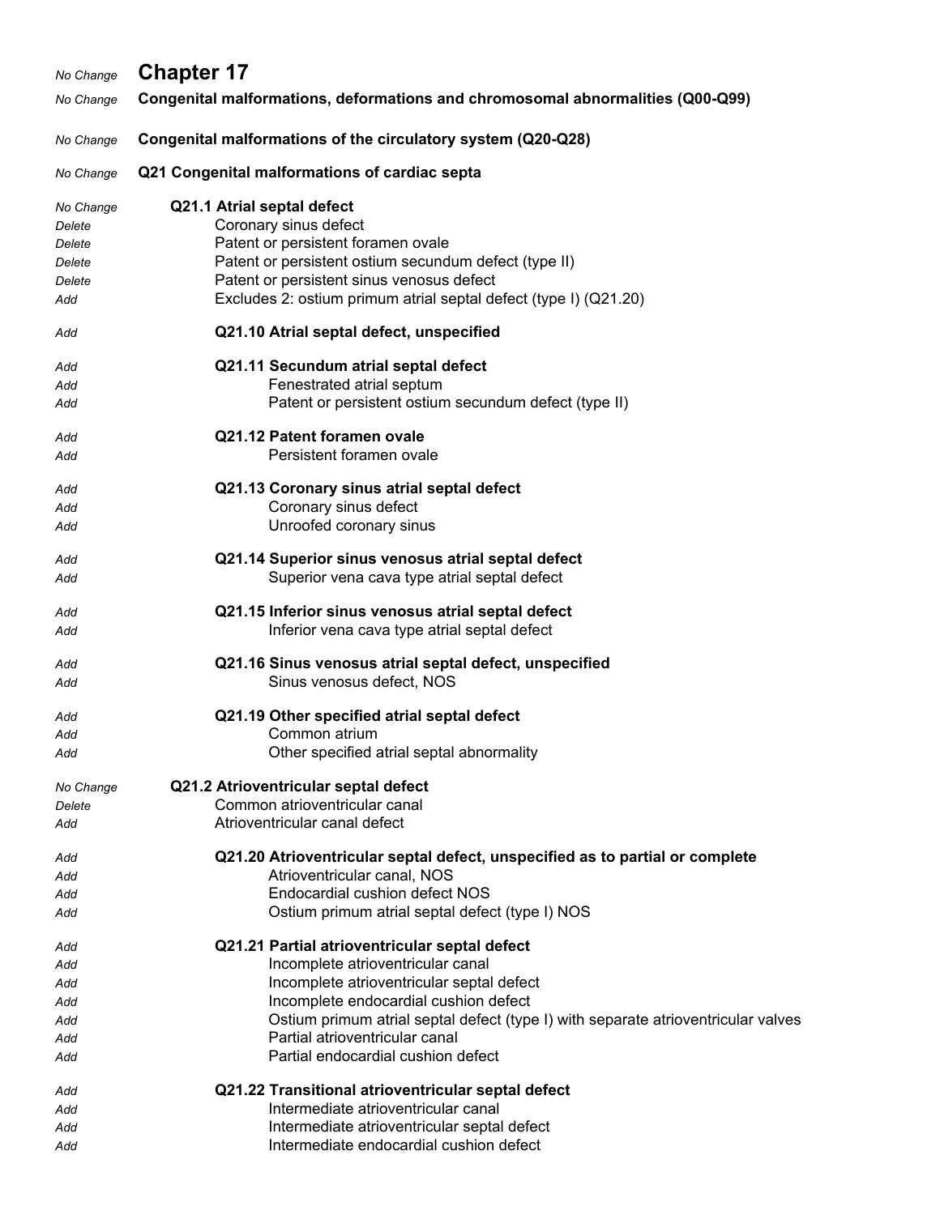*No Change* **Chapter 17**

*No Change* **Congenital malformations, deformations and chromosomal abnormalities (Q00-Q99)**

*No Change* **Congenital malformations of the circulatory system (Q20-Q28)**

*No Change* **Q21 Congenital malformations of cardiac septa**

*No Change* **Q21.1 Atrial septal defect**
*Delete* Coronary sinus defect
*Delete* Patent or persistent foramen ovale
*Delete* Patent or persistent ostium secundum defect (type II)
*Delete* Patent or persistent sinus venosus defect
*Add* Excludes 2: ostium primum atrial septal defect (type I) (Q21.20)

*Add* **Q21.10 Atrial septal defect, unspecified**

*Add* **Q21.11 Secundum atrial septal defect**
*Add* Fenestrated atrial septum
*Add* Patent or persistent ostium secundum defect (type II)

*Add* **Q21.12 Patent foramen ovale**
*Add* Persistent foramen ovale

*Add* **Q21.13 Coronary sinus atrial septal defect**
*Add* Coronary sinus defect
*Add* Unroofed coronary sinus

*Add* **Q21.14 Superior sinus venosus atrial septal defect**
*Add* Superior vena cava type atrial septal defect

*Add* **Q21.15 Inferior sinus venosus atrial septal defect**
*Add* Inferior vena cava type atrial septal defect

*Add* **Q21.16 Sinus venosus atrial septal defect, unspecified**
*Add* Sinus venosus defect, NOS

*Add* **Q21.19 Other specified atrial septal defect**
*Add* Common atrium
*Add* Other specified atrial septal abnormality

*No Change* **Q21.2 Atrioventricular septal defect**
*Delete* Common atrioventricular canal
*Add* Atrioventricular canal defect

*Add* **Q21.20 Atrioventricular septal defect, unspecified as to partial or complete**
*Add* Atrioventricular canal, NOS
*Add* Endocardial cushion defect NOS
*Add* Ostium primum atrial septal defect (type I) NOS

*Add* **Q21.21 Partial atrioventricular septal defect**
*Add* Incomplete atrioventricular canal
*Add* Incomplete atrioventricular septal defect
*Add* Incomplete endocardial cushion defect
*Add* Ostium primum atrial septal defect (type I) with separate atrioventricular valves
*Add* Partial atrioventricular canal
*Add* Partial endocardial cushion defect

*Add* **Q21.22 Transitional atrioventricular septal defect**
*Add* Intermediate atrioventricular canal
*Add* Intermediate atrioventricular septal defect
*Add* Intermediate endocardial cushion defect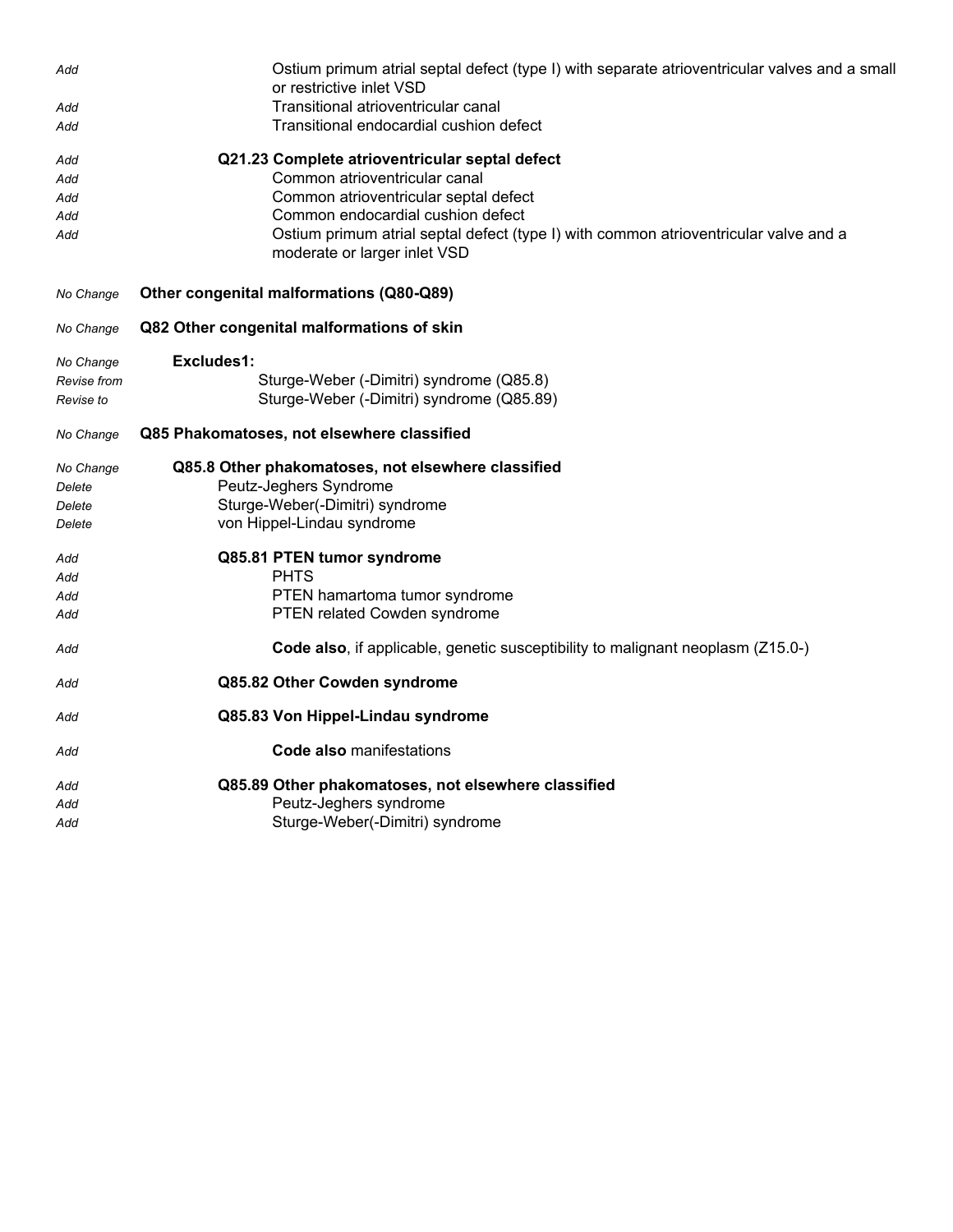| | |
|---|---|
| *Add* | Ostium primum atrial septal defect (type I) with separate atrioventricular valves and a small or restrictive inlet VSD |
| *Add* | Transitional atrioventricular canal |
| *Add* | Transitional endocardial cushion defect |
| *Add* | **Q21.23 Complete atrioventricular septal defect** |
| *Add* | Common atrioventricular canal |
| *Add* | Common atrioventricular septal defect |
| *Add* | Common endocardial cushion defect |
| *Add* | Ostium primum atrial septal defect (type I) with common atrioventricular valve and a moderate or larger inlet VSD |
| *No Change* | **Other congenital malformations (Q80-Q89)** |
| *No Change* | **Q82 Other congenital malformations of skin** |
| *No Change* | **Excludes1:** |
| *Revise from* | Sturge-Weber (-Dimitri) syndrome (Q85.8) |
| *Revise to* | Sturge-Weber (-Dimitri) syndrome (Q85.89) |
| *No Change* | **Q85 Phakomatoses, not elsewhere classified** |
| *No Change* | **Q85.8 Other phakomatoses, not elsewhere classified** |
| *Delete* | Peutz-Jeghers Syndrome |
| *Delete* | Sturge-Weber(-Dimitri) syndrome |
| *Delete* | von Hippel-Lindau syndrome |
| *Add* | **Q85.81 PTEN tumor syndrome** |
| *Add* | PHTS |
| *Add* | PTEN hamartoma tumor syndrome |
| *Add* | PTEN related Cowden syndrome |
| *Add* | **Code also**, if applicable, genetic susceptibility to malignant neoplasm (Z15.0-) |
| *Add* | **Q85.82 Other Cowden syndrome** |
| *Add* | **Q85.83 Von Hippel-Lindau syndrome** |
| *Add* | **Code also** manifestations |
| *Add* | **Q85.89 Other phakomatoses, not elsewhere classified** |
| *Add* | Peutz-Jeghers syndrome |
| *Add* | Sturge-Weber(-Dimitri) syndrome |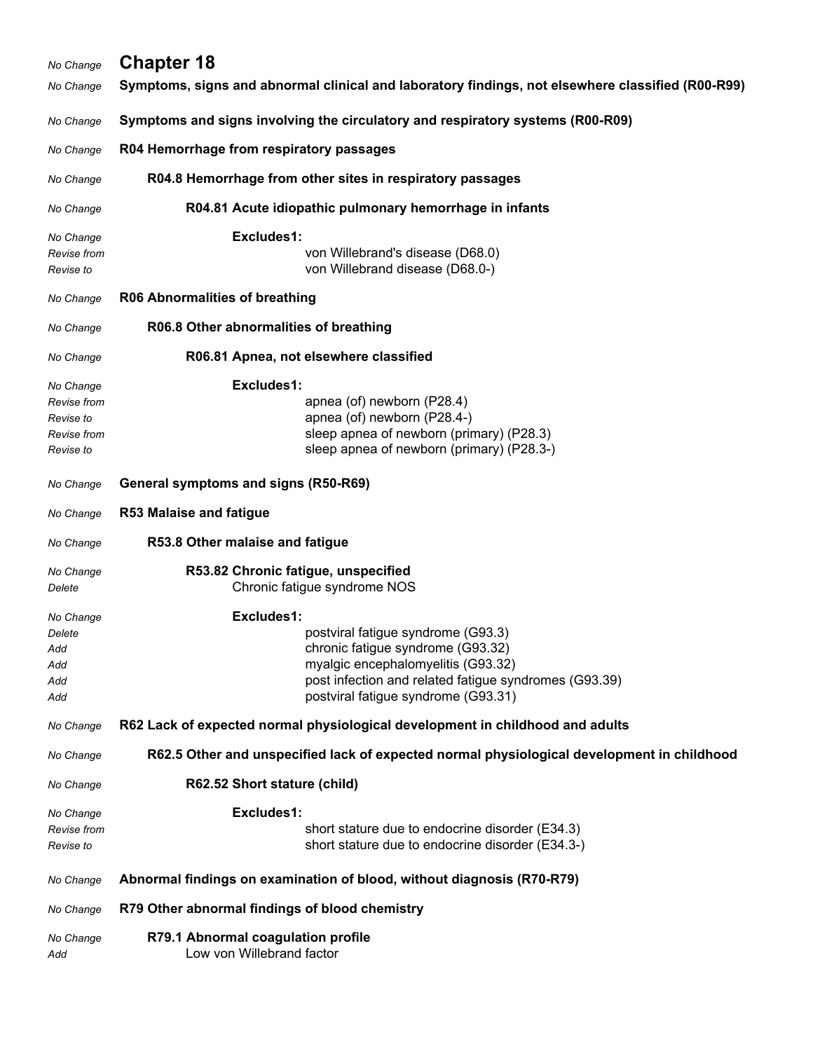| | |
|---|---|
| *No Change* | **Chapter 18** |
| *No Change* | **Symptoms, signs and abnormal clinical and laboratory findings, not elsewhere classified (R00-R99)** |
| *No Change* | **Symptoms and signs involving the circulatory and respiratory systems (R00-R09)** |
| *No Change* | **R04 Hemorrhage from respiratory passages** |
| *No Change* | **R04.8 Hemorrhage from other sites in respiratory passages** |
| *No Change* | **R04.81 Acute idiopathic pulmonary hemorrhage in infants** |
| *No Change* | **Excludes1:** |
| *Revise from* | von Willebrand's disease (D68.0) |
| *Revise to* | von Willebrand disease (D68.0-) |
| *No Change* | **R06 Abnormalities of breathing** |
| *No Change* | **R06.8 Other abnormalities of breathing** |
| *No Change* | **R06.81 Apnea, not elsewhere classified** |
| *No Change* | **Excludes1:** |
| *Revise from* | apnea (of) newborn (P28.4) |
| *Revise to* | apnea (of) newborn (P28.4-) |
| *Revise from* | sleep apnea of newborn (primary) (P28.3) |
| *Revise to* | sleep apnea of newborn (primary) (P28.3-) |
| *No Change* | **General symptoms and signs (R50-R69)** |
| *No Change* | **R53 Malaise and fatigue** |
| *No Change* | **R53.8 Other malaise and fatigue** |
| *No Change* | **R53.82 Chronic fatigue, unspecified** |
| *Delete* | Chronic fatigue syndrome NOS |
| *No Change* | **Excludes1:** |
| *Delete* | postviral fatigue syndrome (G93.3) |
| *Add* | chronic fatigue syndrome (G93.32) |
| *Add* | myalgic encephalomyelitis (G93.32) |
| *Add* | post infection and related fatigue syndromes (G93.39) |
| *Add* | postviral fatigue syndrome (G93.31) |
| *No Change* | **R62 Lack of expected normal physiological development in childhood and adults** |
| *No Change* | **R62.5 Other and unspecified lack of expected normal physiological development in childhood** |
| *No Change* | **R62.52 Short stature (child)** |
| *No Change* | **Excludes1:** |
| *Revise from* | short stature due to endocrine disorder (E34.3) |
| *Revise to* | short stature due to endocrine disorder (E34.3-) |
| *No Change* | **Abnormal findings on examination of blood, without diagnosis (R70-R79)** |
| *No Change* | **R79 Other abnormal findings of blood chemistry** |
| *No Change* | **R79.1 Abnormal coagulation profile** |
| *Add* | Low von Willebrand factor |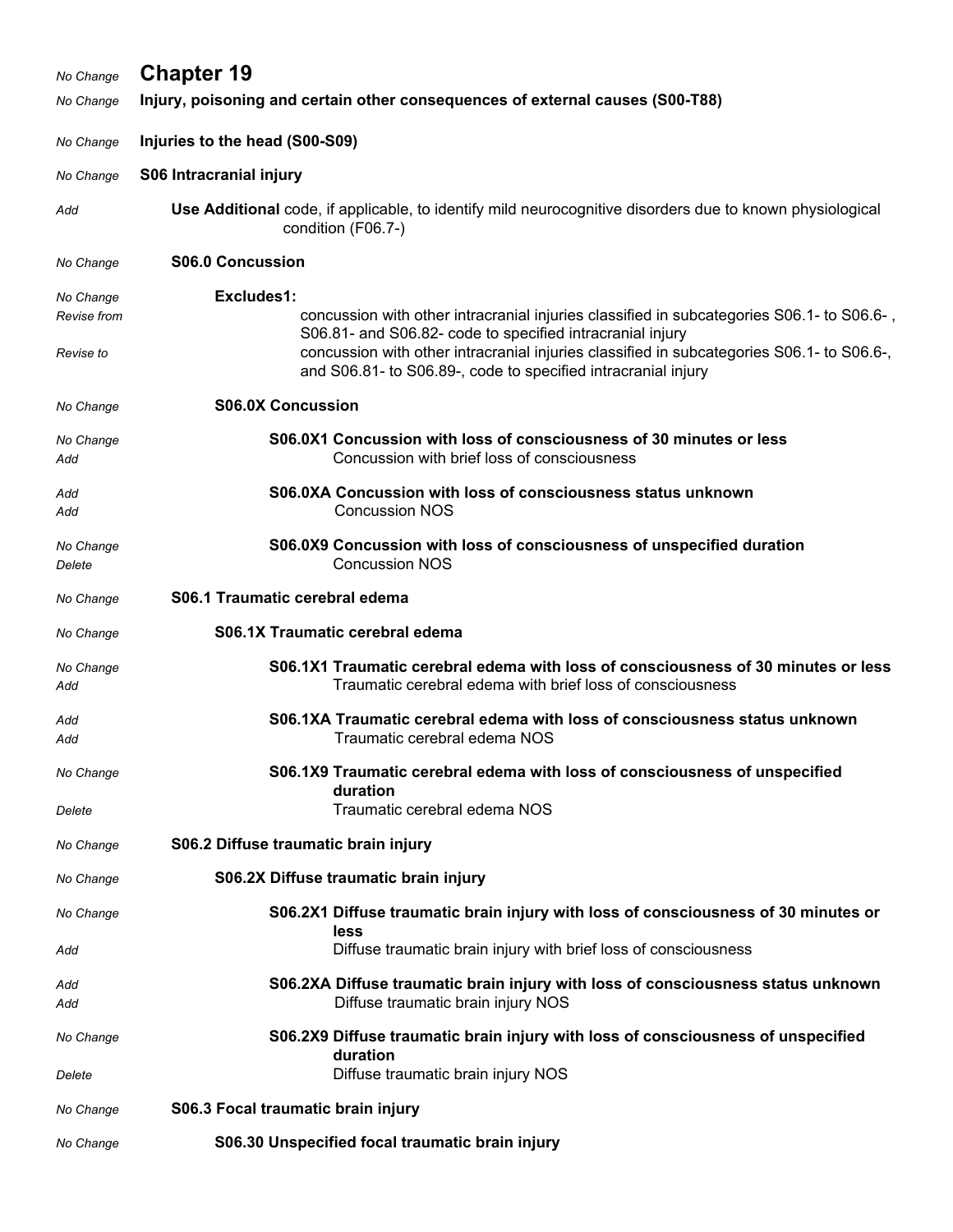| | |
|---|---|
| *No Change* | **Chapter 19** |
| *No Change* | **Injury, poisoning and certain other consequences of external causes (S00-T88)** |
| *No Change* | **Injuries to the head (S00-S09)** |
| *No Change* | **S06 Intracranial injury** |
| *Add* | **Use Additional** code, if applicable, to identify mild neurocognitive disorders due to known physiological condition (F06.7-) |
| *No Change* | **S06.0 Concussion** |
| *No Change* | **Excludes1:** |
| *Revise from* | concussion with other intracranial injuries classified in subcategories S06.1- to S06.6- , S06.81- and S06.82- code to specified intracranial injury |
| *Revise to* | concussion with other intracranial injuries classified in subcategories S06.1- to S06.6-, and S06.81- to S06.89-, code to specified intracranial injury |
| *No Change* | **S06.0X Concussion** |
| *No Change* | **S06.0X1 Concussion with loss of consciousness of 30 minutes or less** |
| *Add* | Concussion with brief loss of consciousness |
| *Add* | **S06.0XA Concussion with loss of consciousness status unknown** |
| *Add* | Concussion NOS |
| *No Change* | **S06.0X9 Concussion with loss of consciousness of unspecified duration** |
| *Delete* | Concussion NOS |
| *No Change* | **S06.1 Traumatic cerebral edema** |
| *No Change* | **S06.1X Traumatic cerebral edema** |
| *No Change* | **S06.1X1 Traumatic cerebral edema with loss of consciousness of 30 minutes or less** |
| *Add* | Traumatic cerebral edema with brief loss of consciousness |
| *Add* | **S06.1XA Traumatic cerebral edema with loss of consciousness status unknown** |
| *Add* | Traumatic cerebral edema NOS |
| *No Change* | **S06.1X9 Traumatic cerebral edema with loss of consciousness of unspecified duration** |
| *Delete* | Traumatic cerebral edema NOS |
| *No Change* | **S06.2 Diffuse traumatic brain injury** |
| *No Change* | **S06.2X Diffuse traumatic brain injury** |
| *No Change* | **S06.2X1 Diffuse traumatic brain injury with loss of consciousness of 30 minutes or less** |
| *Add* | Diffuse traumatic brain injury with brief loss of consciousness |
| *Add* | **S06.2XA Diffuse traumatic brain injury with loss of consciousness status unknown** |
| *Add* | Diffuse traumatic brain injury NOS |
| *No Change* | **S06.2X9 Diffuse traumatic brain injury with loss of consciousness of unspecified duration** |
| *Delete* | Diffuse traumatic brain injury NOS |
| *No Change* | **S06.3 Focal traumatic brain injury** |
| *No Change* | **S06.30 Unspecified focal traumatic brain injury** |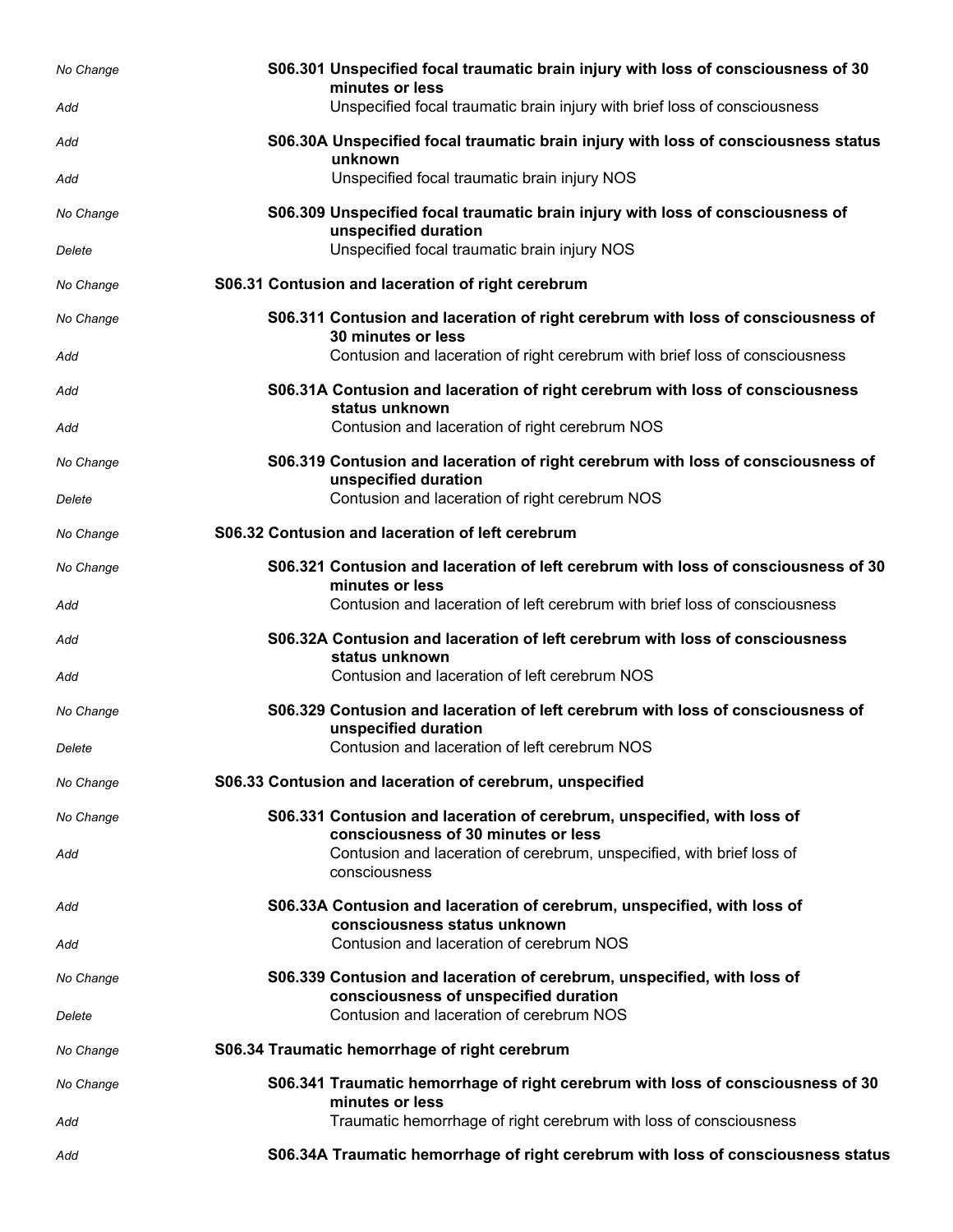| | |
|---|---|
| *No Change* | **S06.301 Unspecified focal traumatic brain injury with loss of consciousness of 30 minutes or less** |
| *Add* | Unspecified focal traumatic brain injury with brief loss of consciousness |
| *Add* | **S06.30A Unspecified focal traumatic brain injury with loss of consciousness status unknown** |
| *Add* | Unspecified focal traumatic brain injury NOS |
| *No Change* | **S06.309 Unspecified focal traumatic brain injury with loss of consciousness of unspecified duration** |
| *Delete* | Unspecified focal traumatic brain injury NOS |
| *No Change* | **S06.31 Contusion and laceration of right cerebrum** |
| *No Change* | **S06.311 Contusion and laceration of right cerebrum with loss of consciousness of 30 minutes or less** |
| *Add* | Contusion and laceration of right cerebrum with brief loss of consciousness |
| *Add* | **S06.31A Contusion and laceration of right cerebrum with loss of consciousness status unknown** |
| *Add* | Contusion and laceration of right cerebrum NOS |
| *No Change* | **S06.319 Contusion and laceration of right cerebrum with loss of consciousness of unspecified duration** |
| *Delete* | Contusion and laceration of right cerebrum NOS |
| *No Change* | **S06.32 Contusion and laceration of left cerebrum** |
| *No Change* | **S06.321 Contusion and laceration of left cerebrum with loss of consciousness of 30 minutes or less** |
| *Add* | Contusion and laceration of left cerebrum with brief loss of consciousness |
| *Add* | **S06.32A Contusion and laceration of left cerebrum with loss of consciousness status unknown** |
| *Add* | Contusion and laceration of left cerebrum NOS |
| *No Change* | **S06.329 Contusion and laceration of left cerebrum with loss of consciousness of unspecified duration** |
| *Delete* | Contusion and laceration of left cerebrum NOS |
| *No Change* | **S06.33 Contusion and laceration of cerebrum, unspecified** |
| *No Change* | **S06.331 Contusion and laceration of cerebrum, unspecified, with loss of consciousness of 30 minutes or less** |
| *Add* | Contusion and laceration of cerebrum, unspecified, with brief loss of consciousness |
| *Add* | **S06.33A Contusion and laceration of cerebrum, unspecified, with loss of consciousness status unknown** |
| *Add* | Contusion and laceration of cerebrum NOS |
| *No Change* | **S06.339 Contusion and laceration of cerebrum, unspecified, with loss of consciousness of unspecified duration** |
| *Delete* | Contusion and laceration of cerebrum NOS |
| *No Change* | **S06.34 Traumatic hemorrhage of right cerebrum** |
| *No Change* | **S06.341 Traumatic hemorrhage of right cerebrum with loss of consciousness of 30 minutes or less** |
| *Add* | Traumatic hemorrhage of right cerebrum with loss of consciousness |
| *Add* | **S06.34A Traumatic hemorrhage of right cerebrum with loss of consciousness status** |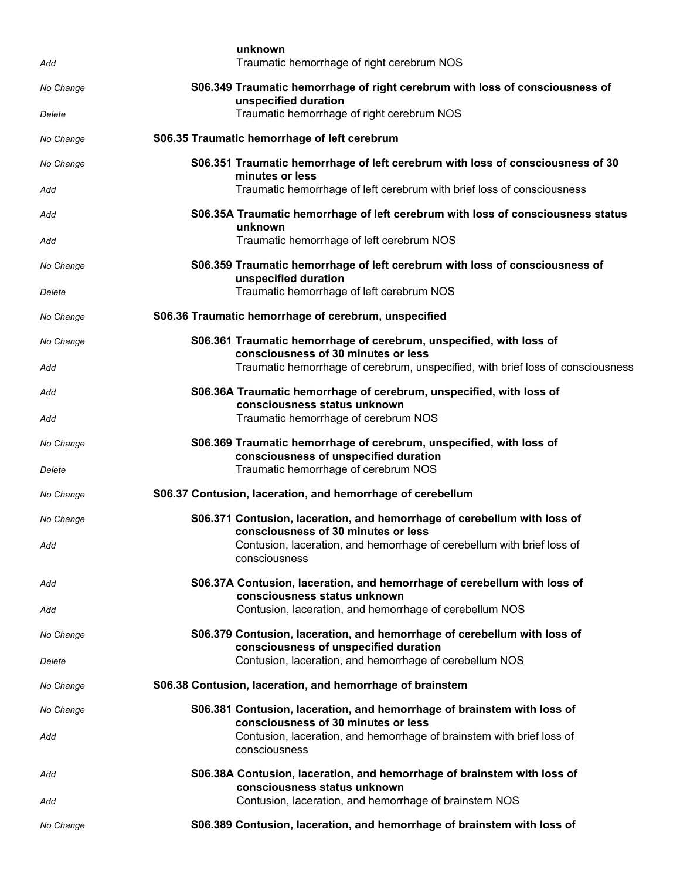| | |
|---|---|
| | **unknown** |
| *Add* | Traumatic hemorrhage of right cerebrum NOS |
| *No Change* | **S06.349 Traumatic hemorrhage of right cerebrum with loss of consciousness of unspecified duration** |
| *Delete* | Traumatic hemorrhage of right cerebrum NOS |
| *No Change* | **S06.35 Traumatic hemorrhage of left cerebrum** |
| *No Change* | **S06.351 Traumatic hemorrhage of left cerebrum with loss of consciousness of 30 minutes or less** |
| *Add* | Traumatic hemorrhage of left cerebrum with brief loss of consciousness |
| *Add* | **S06.35A Traumatic hemorrhage of left cerebrum with loss of consciousness status unknown** |
| *Add* | Traumatic hemorrhage of left cerebrum NOS |
| *No Change* | **S06.359 Traumatic hemorrhage of left cerebrum with loss of consciousness of unspecified duration** |
| *Delete* | Traumatic hemorrhage of left cerebrum NOS |
| *No Change* | **S06.36 Traumatic hemorrhage of cerebrum, unspecified** |
| *No Change* | **S06.361 Traumatic hemorrhage of cerebrum, unspecified, with loss of consciousness of 30 minutes or less** |
| *Add* | Traumatic hemorrhage of cerebrum, unspecified, with brief loss of consciousness |
| *Add* | **S06.36A Traumatic hemorrhage of cerebrum, unspecified, with loss of consciousness status unknown** |
| *Add* | Traumatic hemorrhage of cerebrum NOS |
| *No Change* | **S06.369 Traumatic hemorrhage of cerebrum, unspecified, with loss of consciousness of unspecified duration** |
| *Delete* | Traumatic hemorrhage of cerebrum NOS |
| *No Change* | **S06.37 Contusion, laceration, and hemorrhage of cerebellum** |
| *No Change* | **S06.371 Contusion, laceration, and hemorrhage of cerebellum with loss of consciousness of 30 minutes or less** |
| *Add* | Contusion, laceration, and hemorrhage of cerebellum with brief loss of consciousness |
| *Add* | **S06.37A Contusion, laceration, and hemorrhage of cerebellum with loss of consciousness status unknown** |
| *Add* | Contusion, laceration, and hemorrhage of cerebellum NOS |
| *No Change* | **S06.379 Contusion, laceration, and hemorrhage of cerebellum with loss of consciousness of unspecified duration** |
| *Delete* | Contusion, laceration, and hemorrhage of cerebellum NOS |
| *No Change* | **S06.38 Contusion, laceration, and hemorrhage of brainstem** |
| *No Change* | **S06.381 Contusion, laceration, and hemorrhage of brainstem with loss of consciousness of 30 minutes or less** |
| *Add* | Contusion, laceration, and hemorrhage of brainstem with brief loss of consciousness |
| *Add* | **S06.38A Contusion, laceration, and hemorrhage of brainstem with loss of consciousness status unknown** |
| *Add* | Contusion, laceration, and hemorrhage of brainstem NOS |
| *No Change* | **S06.389 Contusion, laceration, and hemorrhage of brainstem with loss of** |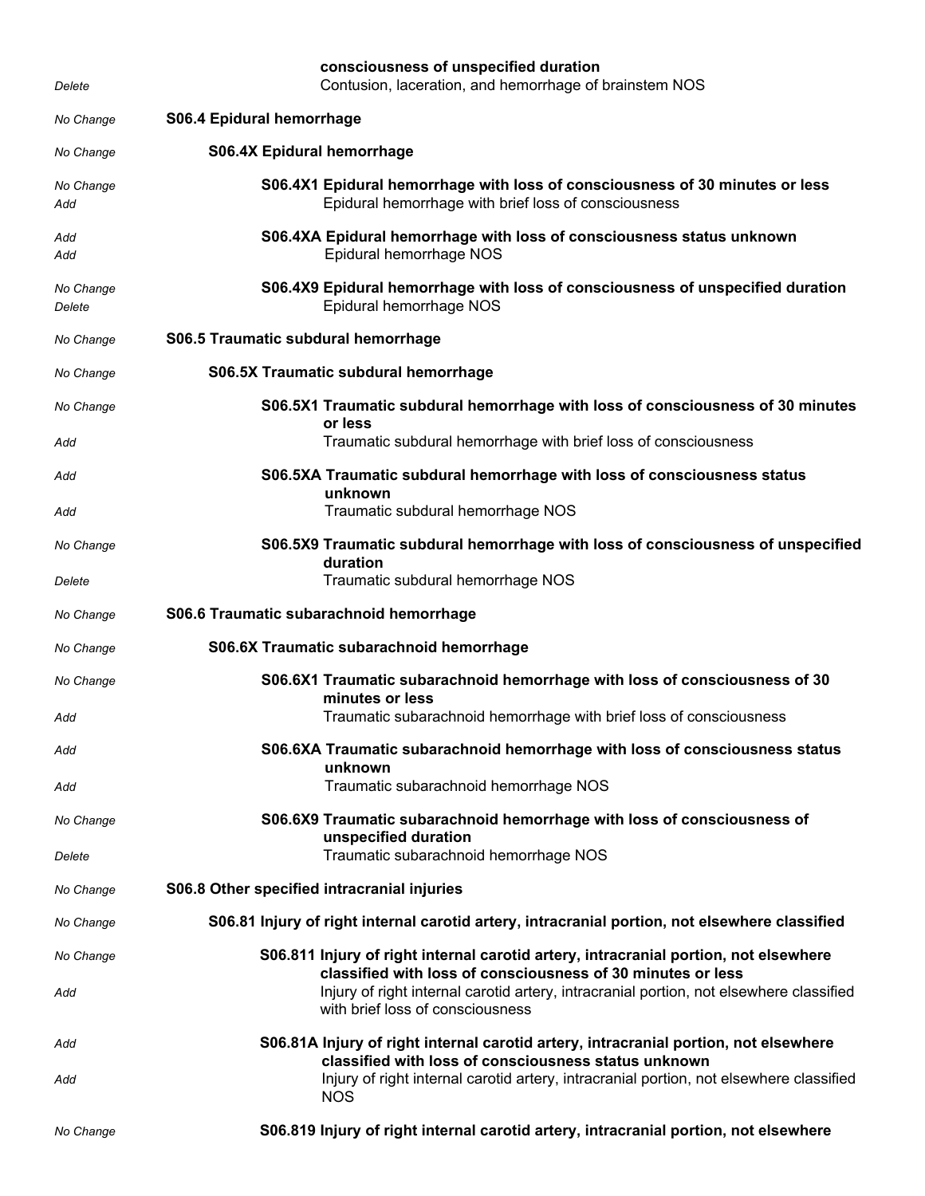| | |
|---|---|
| | **consciousness of unspecified duration** |
| *Delete* | Contusion, laceration, and hemorrhage of brainstem NOS |
| *No Change* | **S06.4 Epidural hemorrhage** |
| *No Change* | **S06.4X Epidural hemorrhage** |
| *No Change* | **S06.4X1 Epidural hemorrhage with loss of consciousness of 30 minutes or less** |
| *Add* | Epidural hemorrhage with brief loss of consciousness |
| *Add* | **S06.4XA Epidural hemorrhage with loss of consciousness status unknown** |
| *Add* | Epidural hemorrhage NOS |
| *No Change* | **S06.4X9 Epidural hemorrhage with loss of consciousness of unspecified duration** |
| *Delete* | Epidural hemorrhage NOS |
| *No Change* | **S06.5 Traumatic subdural hemorrhage** |
| *No Change* | **S06.5X Traumatic subdural hemorrhage** |
| *No Change* | **S06.5X1 Traumatic subdural hemorrhage with loss of consciousness of 30 minutes or less** |
| *Add* | Traumatic subdural hemorrhage with brief loss of consciousness |
| *Add* | **S06.5XA Traumatic subdural hemorrhage with loss of consciousness status unknown** |
| *Add* | Traumatic subdural hemorrhage NOS |
| *No Change* | **S06.5X9 Traumatic subdural hemorrhage with loss of consciousness of unspecified duration** |
| *Delete* | Traumatic subdural hemorrhage NOS |
| *No Change* | **S06.6 Traumatic subarachnoid hemorrhage** |
| *No Change* | **S06.6X Traumatic subarachnoid hemorrhage** |
| *No Change* | **S06.6X1 Traumatic subarachnoid hemorrhage with loss of consciousness of 30 minutes or less** |
| *Add* | Traumatic subarachnoid hemorrhage with brief loss of consciousness |
| *Add* | **S06.6XA Traumatic subarachnoid hemorrhage with loss of consciousness status unknown** |
| *Add* | Traumatic subarachnoid hemorrhage NOS |
| *No Change* | **S06.6X9 Traumatic subarachnoid hemorrhage with loss of consciousness of unspecified duration** |
| *Delete* | Traumatic subarachnoid hemorrhage NOS |
| *No Change* | **S06.8 Other specified intracranial injuries** |
| *No Change* | **S06.81 Injury of right internal carotid artery, intracranial portion, not elsewhere classified** |
| *No Change* | **S06.811 Injury of right internal carotid artery, intracranial portion, not elsewhere classified with loss of consciousness of 30 minutes or less** |
| *Add* | Injury of right internal carotid artery, intracranial portion, not elsewhere classified with brief loss of consciousness |
| *Add* | **S06.81A Injury of right internal carotid artery, intracranial portion, not elsewhere classified with loss of consciousness status unknown** |
| *Add* | Injury of right internal carotid artery, intracranial portion, not elsewhere classified NOS |
| *No Change* | **S06.819 Injury of right internal carotid artery, intracranial portion, not elsewhere** |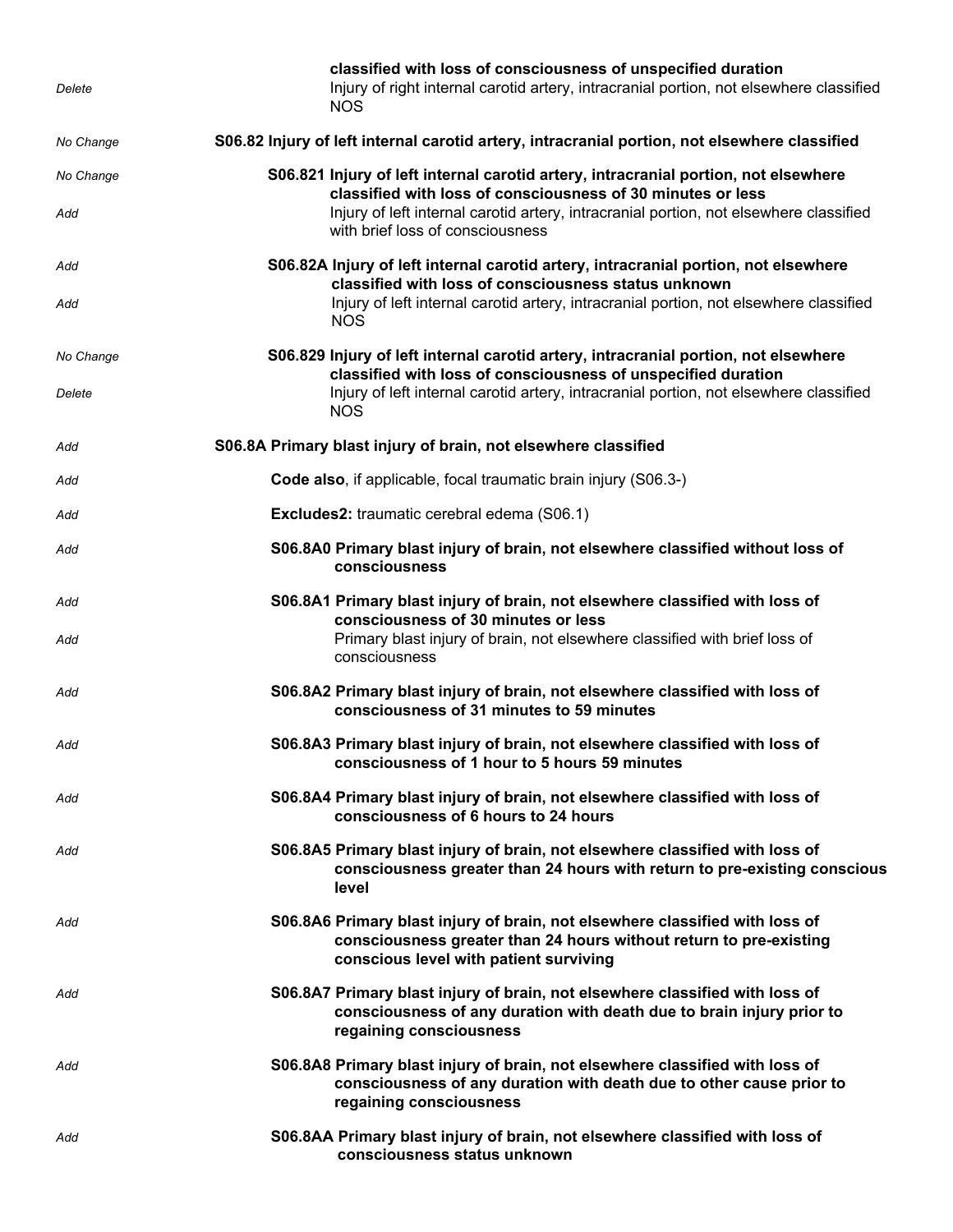| | |
|---|---|
| | **classified with loss of consciousness of unspecified duration** |
| *Delete* | Injury of right internal carotid artery, intracranial portion, not elsewhere classified NOS |
| *No Change* | **S06.82 Injury of left internal carotid artery, intracranial portion, not elsewhere classified** |
| *No Change* | **S06.821 Injury of left internal carotid artery, intracranial portion, not elsewhere classified with loss of consciousness of 30 minutes or less** |
| *Add* | Injury of left internal carotid artery, intracranial portion, not elsewhere classified with brief loss of consciousness |
| *Add* | **S06.82A Injury of left internal carotid artery, intracranial portion, not elsewhere classified with loss of consciousness status unknown** |
| *Add* | Injury of left internal carotid artery, intracranial portion, not elsewhere classified NOS |
| *No Change* | **S06.829 Injury of left internal carotid artery, intracranial portion, not elsewhere classified with loss of consciousness of unspecified duration** |
| *Delete* | Injury of left internal carotid artery, intracranial portion, not elsewhere classified NOS |
| *Add* | **S06.8A Primary blast injury of brain, not elsewhere classified** |
| *Add* | **Code also**, if applicable, focal traumatic brain injury (S06.3-) |
| *Add* | **Excludes2:** traumatic cerebral edema (S06.1) |
| *Add* | **S06.8A0 Primary blast injury of brain, not elsewhere classified without loss of consciousness** |
| *Add* | **S06.8A1 Primary blast injury of brain, not elsewhere classified with loss of consciousness of 30 minutes or less** |
| *Add* | Primary blast injury of brain, not elsewhere classified with brief loss of consciousness |
| *Add* | **S06.8A2 Primary blast injury of brain, not elsewhere classified with loss of consciousness of 31 minutes to 59 minutes** |
| *Add* | **S06.8A3 Primary blast injury of brain, not elsewhere classified with loss of consciousness of 1 hour to 5 hours 59 minutes** |
| *Add* | **S06.8A4 Primary blast injury of brain, not elsewhere classified with loss of consciousness of 6 hours to 24 hours** |
| *Add* | **S06.8A5 Primary blast injury of brain, not elsewhere classified with loss of consciousness greater than 24 hours with return to pre-existing conscious level** |
| *Add* | **S06.8A6 Primary blast injury of brain, not elsewhere classified with loss of consciousness greater than 24 hours without return to pre-existing conscious level with patient surviving** |
| *Add* | **S06.8A7 Primary blast injury of brain, not elsewhere classified with loss of consciousness of any duration with death due to brain injury prior to regaining consciousness** |
| *Add* | **S06.8A8 Primary blast injury of brain, not elsewhere classified with loss of consciousness of any duration with death due to other cause prior to regaining consciousness** |
| *Add* | **S06.8AA Primary blast injury of brain, not elsewhere classified with loss of consciousness status unknown** |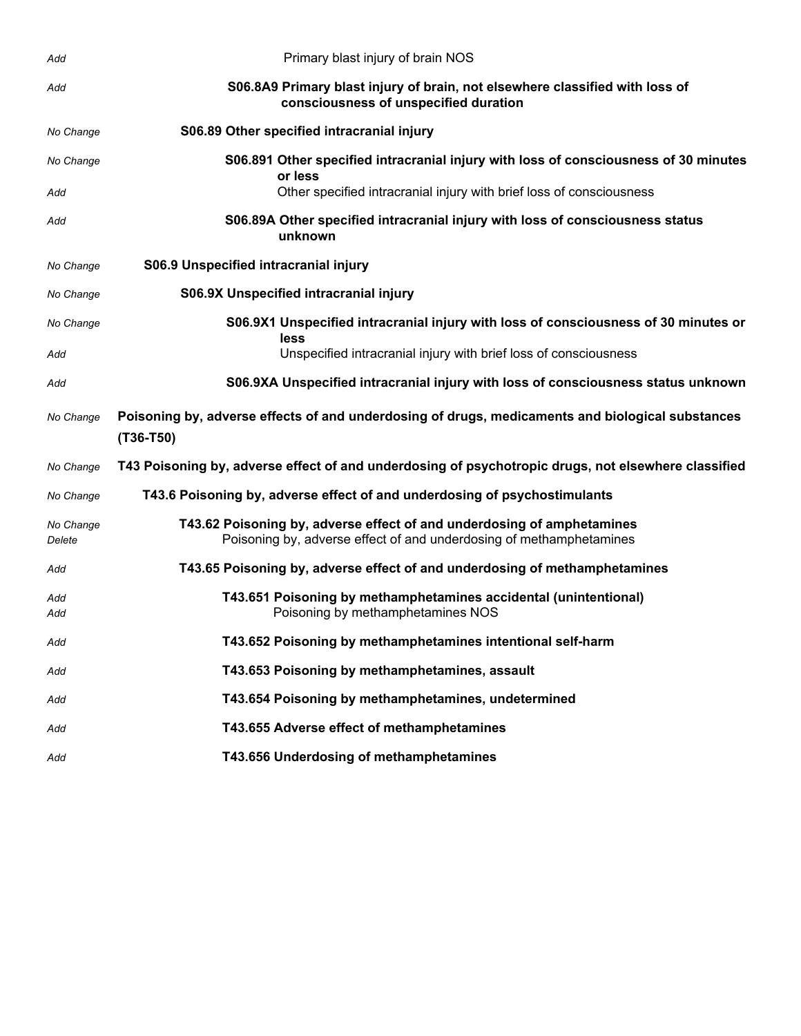| | |
|---|---|
| *Add* | Primary blast injury of brain NOS |
| *Add* | **S06.8A9 Primary blast injury of brain, not elsewhere classified with loss of consciousness of unspecified duration** |
| *No Change* | **S06.89 Other specified intracranial injury** |
| *No Change* | **S06.891 Other specified intracranial injury with loss of consciousness of 30 minutes or less** |
| *Add* | Other specified intracranial injury with brief loss of consciousness |
| *Add* | **S06.89A Other specified intracranial injury with loss of consciousness status unknown** |
| *No Change* | **S06.9 Unspecified intracranial injury** |
| *No Change* | **S06.9X Unspecified intracranial injury** |
| *No Change* | **S06.9X1 Unspecified intracranial injury with loss of consciousness of 30 minutes or less** |
| *Add* | Unspecified intracranial injury with brief loss of consciousness |
| *Add* | **S06.9XA Unspecified intracranial injury with loss of consciousness status unknown** |
| *No Change* | **Poisoning by, adverse effects of and underdosing of drugs, medicaments and biological substances (T36-T50)** |
| *No Change* | **T43 Poisoning by, adverse effect of and underdosing of psychotropic drugs, not elsewhere classified** |
| *No Change* | **T43.6 Poisoning by, adverse effect of and underdosing of psychostimulants** |
| *No Change* | **T43.62 Poisoning by, adverse effect of and underdosing of amphetamines** |
| *Delete* | Poisoning by, adverse effect of and underdosing of methamphetamines |
| *Add* | **T43.65 Poisoning by, adverse effect of and underdosing of methamphetamines** |
| *Add* | **T43.651 Poisoning by methamphetamines accidental (unintentional)** |
| *Add* | Poisoning by methamphetamines NOS |
| *Add* | **T43.652 Poisoning by methamphetamines intentional self-harm** |
| *Add* | **T43.653 Poisoning by methamphetamines, assault** |
| *Add* | **T43.654 Poisoning by methamphetamines, undetermined** |
| *Add* | **T43.655 Adverse effect of methamphetamines** |
| *Add* | **T43.656 Underdosing of methamphetamines** |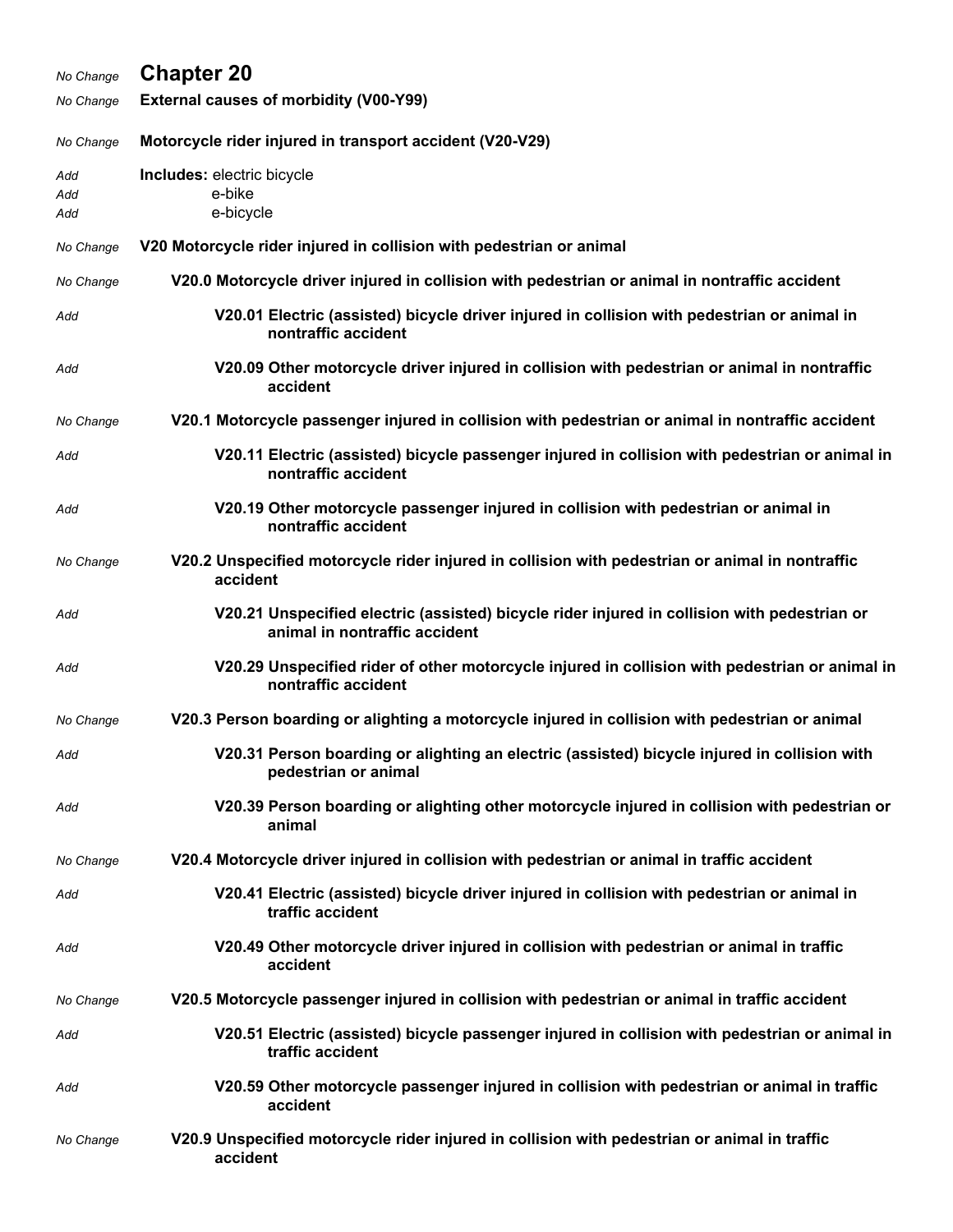*No Change* **Chapter 20**

*No Change* **External causes of morbidity (V00-Y99)**

*No Change* **Motorcycle rider injured in transport accident (V20-V29)**

*Add* **Includes:** electric bicycle
*Add* e-bike
*Add* e-bicycle

*No Change* **V20 Motorcycle rider injured in collision with pedestrian or animal**

*No Change* **V20.0 Motorcycle driver injured in collision with pedestrian or animal in nontraffic accident**

*Add* **V20.01 Electric (assisted) bicycle driver injured in collision with pedestrian or animal in nontraffic accident**

*Add* **V20.09 Other motorcycle driver injured in collision with pedestrian or animal in nontraffic accident**

*No Change* **V20.1 Motorcycle passenger injured in collision with pedestrian or animal in nontraffic accident**

*Add* **V20.11 Electric (assisted) bicycle passenger injured in collision with pedestrian or animal in nontraffic accident**

*Add* **V20.19 Other motorcycle passenger injured in collision with pedestrian or animal in nontraffic accident**

*No Change* **V20.2 Unspecified motorcycle rider injured in collision with pedestrian or animal in nontraffic accident**

*Add* **V20.21 Unspecified electric (assisted) bicycle rider injured in collision with pedestrian or animal in nontraffic accident**

*Add* **V20.29 Unspecified rider of other motorcycle injured in collision with pedestrian or animal in nontraffic accident**

*No Change* **V20.3 Person boarding or alighting a motorcycle injured in collision with pedestrian or animal**

*Add* **V20.31 Person boarding or alighting an electric (assisted) bicycle injured in collision with pedestrian or animal**

*Add* **V20.39 Person boarding or alighting other motorcycle injured in collision with pedestrian or animal**

*No Change* **V20.4 Motorcycle driver injured in collision with pedestrian or animal in traffic accident**

*Add* **V20.41 Electric (assisted) bicycle driver injured in collision with pedestrian or animal in traffic accident**

*Add* **V20.49 Other motorcycle driver injured in collision with pedestrian or animal in traffic accident**

*No Change* **V20.5 Motorcycle passenger injured in collision with pedestrian or animal in traffic accident**

*Add* **V20.51 Electric (assisted) bicycle passenger injured in collision with pedestrian or animal in traffic accident**

*Add* **V20.59 Other motorcycle passenger injured in collision with pedestrian or animal in traffic accident**

*No Change* **V20.9 Unspecified motorcycle rider injured in collision with pedestrian or animal in traffic accident**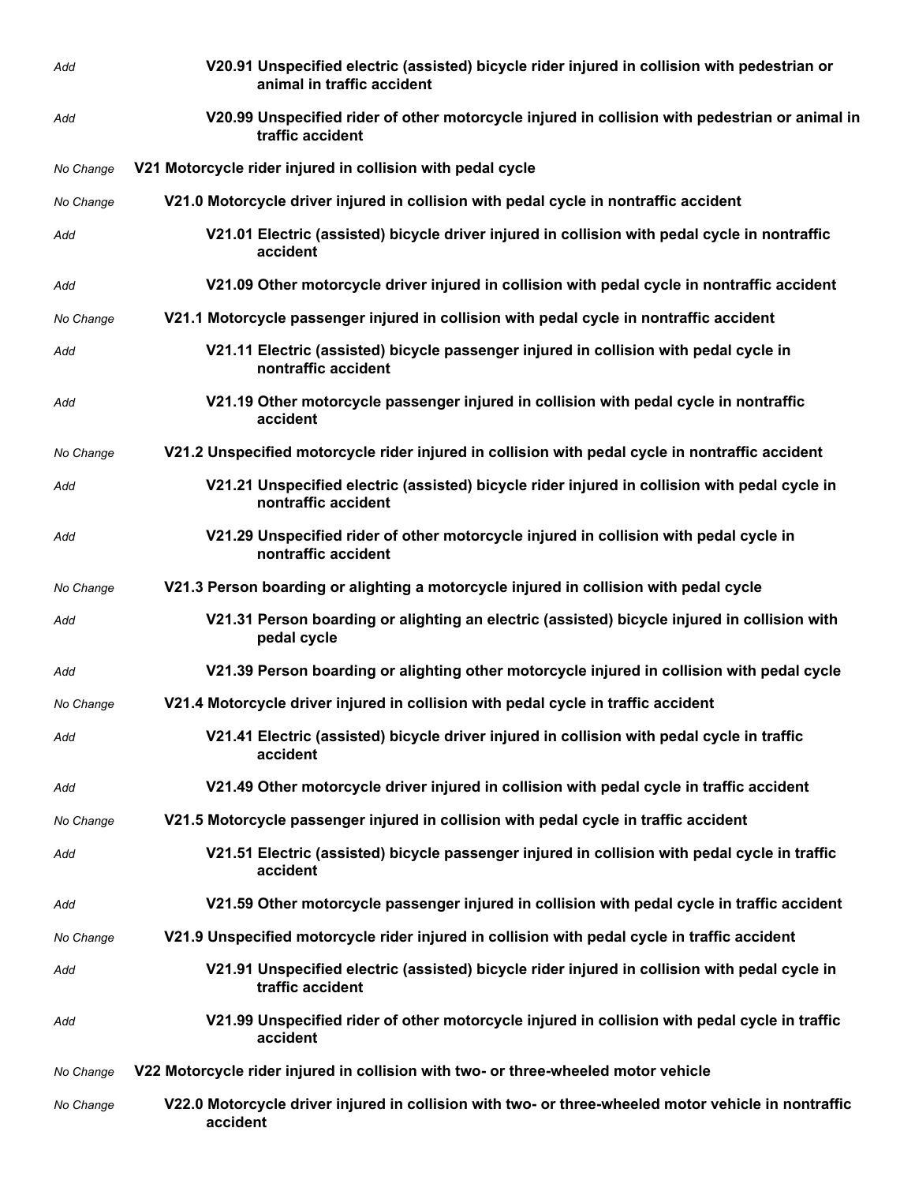| | |
|---|---|
| *Add* | **V20.91 Unspecified electric (assisted) bicycle rider injured in collision with pedestrian or animal in traffic accident** |
| *Add* | **V20.99 Unspecified rider of other motorcycle injured in collision with pedestrian or animal in traffic accident** |
| *No Change* | **V21 Motorcycle rider injured in collision with pedal cycle** |
| *No Change* | **V21.0 Motorcycle driver injured in collision with pedal cycle in nontraffic accident** |
| *Add* | **V21.01 Electric (assisted) bicycle driver injured in collision with pedal cycle in nontraffic accident** |
| *Add* | **V21.09 Other motorcycle driver injured in collision with pedal cycle in nontraffic accident** |
| *No Change* | **V21.1 Motorcycle passenger injured in collision with pedal cycle in nontraffic accident** |
| *Add* | **V21.11 Electric (assisted) bicycle passenger injured in collision with pedal cycle in nontraffic accident** |
| *Add* | **V21.19 Other motorcycle passenger injured in collision with pedal cycle in nontraffic accident** |
| *No Change* | **V21.2 Unspecified motorcycle rider injured in collision with pedal cycle in nontraffic accident** |
| *Add* | **V21.21 Unspecified electric (assisted) bicycle rider injured in collision with pedal cycle in nontraffic accident** |
| *Add* | **V21.29 Unspecified rider of other motorcycle injured in collision with pedal cycle in nontraffic accident** |
| *No Change* | **V21.3 Person boarding or alighting a motorcycle injured in collision with pedal cycle** |
| *Add* | **V21.31 Person boarding or alighting an electric (assisted) bicycle injured in collision with pedal cycle** |
| *Add* | **V21.39 Person boarding or alighting other motorcycle injured in collision with pedal cycle** |
| *No Change* | **V21.4 Motorcycle driver injured in collision with pedal cycle in traffic accident** |
| *Add* | **V21.41 Electric (assisted) bicycle driver injured in collision with pedal cycle in traffic accident** |
| *Add* | **V21.49 Other motorcycle driver injured in collision with pedal cycle in traffic accident** |
| *No Change* | **V21.5 Motorcycle passenger injured in collision with pedal cycle in traffic accident** |
| *Add* | **V21.51 Electric (assisted) bicycle passenger injured in collision with pedal cycle in traffic accident** |
| *Add* | **V21.59 Other motorcycle passenger injured in collision with pedal cycle in traffic accident** |
| *No Change* | **V21.9 Unspecified motorcycle rider injured in collision with pedal cycle in traffic accident** |
| *Add* | **V21.91 Unspecified electric (assisted) bicycle rider injured in collision with pedal cycle in traffic accident** |
| *Add* | **V21.99 Unspecified rider of other motorcycle injured in collision with pedal cycle in traffic accident** |
| *No Change* | **V22 Motorcycle rider injured in collision with two- or three-wheeled motor vehicle** |
| *No Change* | **V22.0 Motorcycle driver injured in collision with two- or three-wheeled motor vehicle in nontraffic accident** |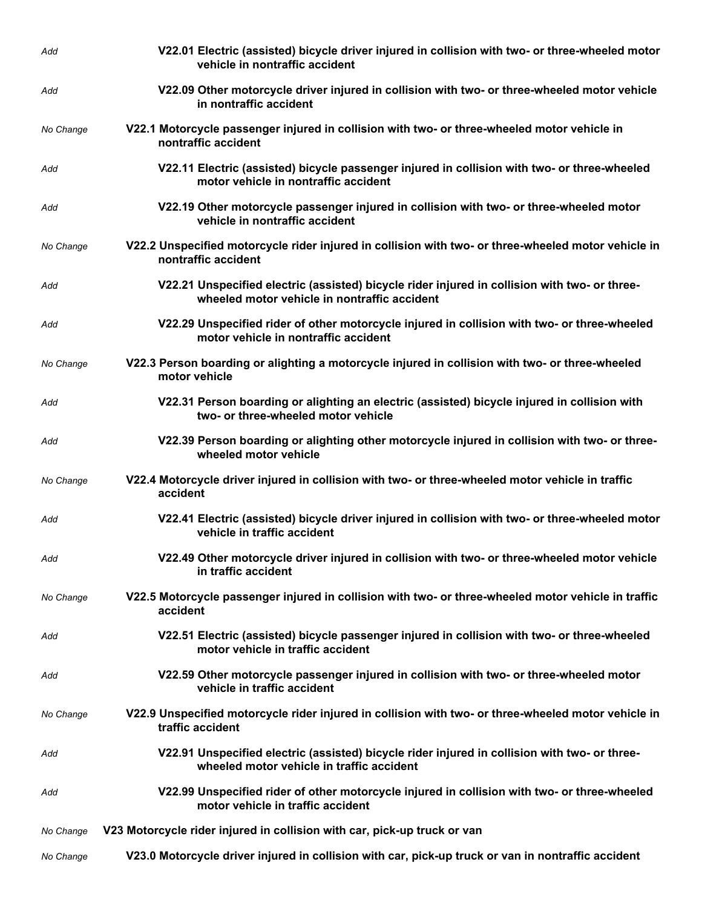| Action | Code and Description |
|---|---|
| *Add* | **V22.01 Electric (assisted) bicycle driver injured in collision with two- or three-wheeled motor vehicle in nontraffic accident** |
| *Add* | **V22.09 Other motorcycle driver injured in collision with two- or three-wheeled motor vehicle in nontraffic accident** |
| *No Change* | **V22.1 Motorcycle passenger injured in collision with two- or three-wheeled motor vehicle in nontraffic accident** |
| *Add* | **V22.11 Electric (assisted) bicycle passenger injured in collision with two- or three-wheeled motor vehicle in nontraffic accident** |
| *Add* | **V22.19 Other motorcycle passenger injured in collision with two- or three-wheeled motor vehicle in nontraffic accident** |
| *No Change* | **V22.2 Unspecified motorcycle rider injured in collision with two- or three-wheeled motor vehicle in nontraffic accident** |
| *Add* | **V22.21 Unspecified electric (assisted) bicycle rider injured in collision with two- or three-wheeled motor vehicle in nontraffic accident** |
| *Add* | **V22.29 Unspecified rider of other motorcycle injured in collision with two- or three-wheeled motor vehicle in nontraffic accident** |
| *No Change* | **V22.3 Person boarding or alighting a motorcycle injured in collision with two- or three-wheeled motor vehicle** |
| *Add* | **V22.31 Person boarding or alighting an electric (assisted) bicycle injured in collision with two- or three-wheeled motor vehicle** |
| *Add* | **V22.39 Person boarding or alighting other motorcycle injured in collision with two- or three-wheeled motor vehicle** |
| *No Change* | **V22.4 Motorcycle driver injured in collision with two- or three-wheeled motor vehicle in traffic accident** |
| *Add* | **V22.41 Electric (assisted) bicycle driver injured in collision with two- or three-wheeled motor vehicle in traffic accident** |
| *Add* | **V22.49 Other motorcycle driver injured in collision with two- or three-wheeled motor vehicle in traffic accident** |
| *No Change* | **V22.5 Motorcycle passenger injured in collision with two- or three-wheeled motor vehicle in traffic accident** |
| *Add* | **V22.51 Electric (assisted) bicycle passenger injured in collision with two- or three-wheeled motor vehicle in traffic accident** |
| *Add* | **V22.59 Other motorcycle passenger injured in collision with two- or three-wheeled motor vehicle in traffic accident** |
| *No Change* | **V22.9 Unspecified motorcycle rider injured in collision with two- or three-wheeled motor vehicle in traffic accident** |
| *Add* | **V22.91 Unspecified electric (assisted) bicycle rider injured in collision with two- or three-wheeled motor vehicle in traffic accident** |
| *Add* | **V22.99 Unspecified rider of other motorcycle injured in collision with two- or three-wheeled motor vehicle in traffic accident** |
| *No Change* | **V23 Motorcycle rider injured in collision with car, pick-up truck or van** |
| *No Change* | **V23.0 Motorcycle driver injured in collision with car, pick-up truck or van in nontraffic accident** |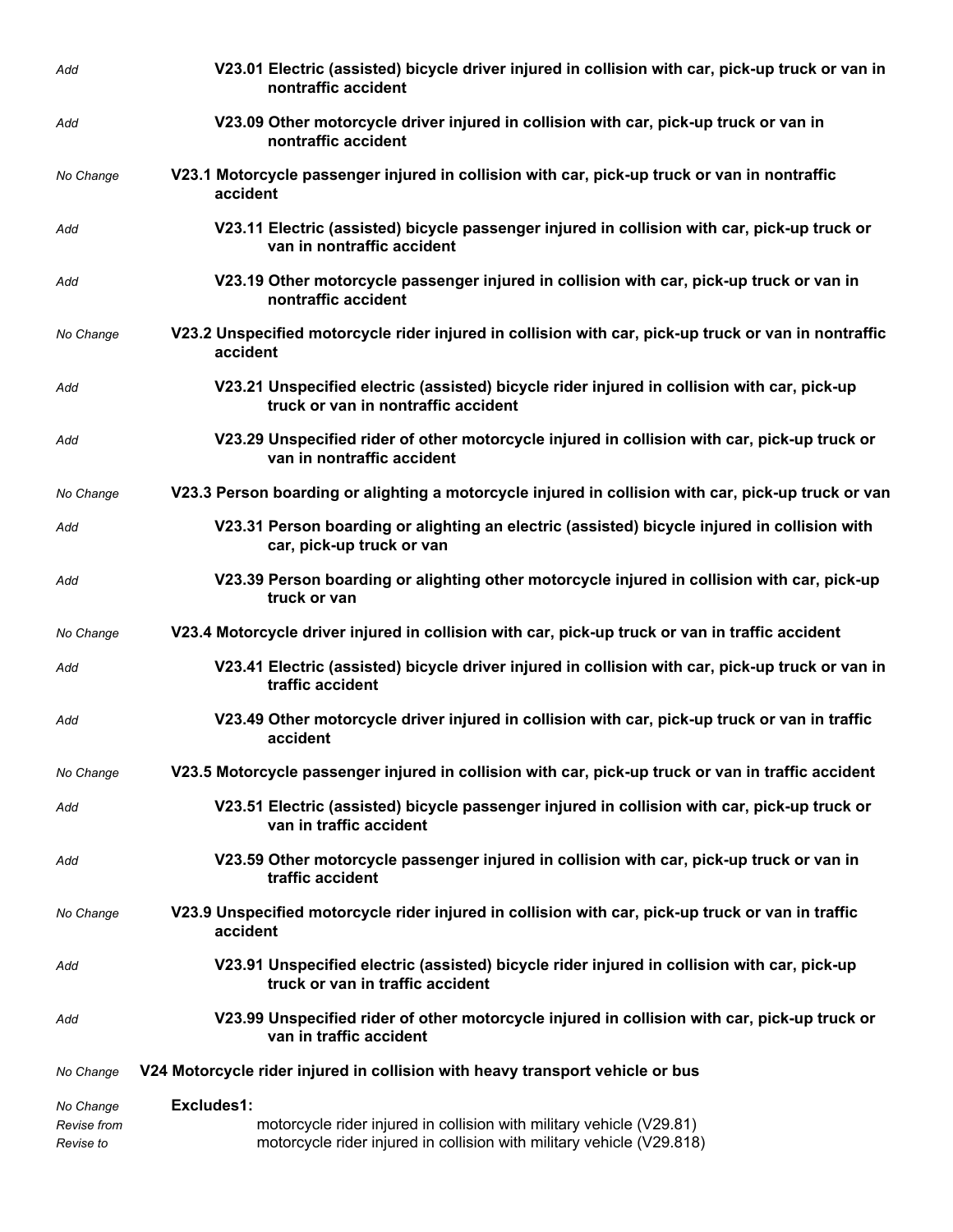| | |
|---|---|
| *Add* | **V23.01 Electric (assisted) bicycle driver injured in collision with car, pick-up truck or van in nontraffic accident** |
| *Add* | **V23.09 Other motorcycle driver injured in collision with car, pick-up truck or van in nontraffic accident** |
| *No Change* | **V23.1 Motorcycle passenger injured in collision with car, pick-up truck or van in nontraffic accident** |
| *Add* | **V23.11 Electric (assisted) bicycle passenger injured in collision with car, pick-up truck or van in nontraffic accident** |
| *Add* | **V23.19 Other motorcycle passenger injured in collision with car, pick-up truck or van in nontraffic accident** |
| *No Change* | **V23.2 Unspecified motorcycle rider injured in collision with car, pick-up truck or van in nontraffic accident** |
| *Add* | **V23.21 Unspecified electric (assisted) bicycle rider injured in collision with car, pick-up truck or van in nontraffic accident** |
| *Add* | **V23.29 Unspecified rider of other motorcycle injured in collision with car, pick-up truck or van in nontraffic accident** |
| *No Change* | **V23.3 Person boarding or alighting a motorcycle injured in collision with car, pick-up truck or van** |
| *Add* | **V23.31 Person boarding or alighting an electric (assisted) bicycle injured in collision with car, pick-up truck or van** |
| *Add* | **V23.39 Person boarding or alighting other motorcycle injured in collision with car, pick-up truck or van** |
| *No Change* | **V23.4 Motorcycle driver injured in collision with car, pick-up truck or van in traffic accident** |
| *Add* | **V23.41 Electric (assisted) bicycle driver injured in collision with car, pick-up truck or van in traffic accident** |
| *Add* | **V23.49 Other motorcycle driver injured in collision with car, pick-up truck or van in traffic accident** |
| *No Change* | **V23.5 Motorcycle passenger injured in collision with car, pick-up truck or van in traffic accident** |
| *Add* | **V23.51 Electric (assisted) bicycle passenger injured in collision with car, pick-up truck or van in traffic accident** |
| *Add* | **V23.59 Other motorcycle passenger injured in collision with car, pick-up truck or van in traffic accident** |
| *No Change* | **V23.9 Unspecified motorcycle rider injured in collision with car, pick-up truck or van in traffic accident** |
| *Add* | **V23.91 Unspecified electric (assisted) bicycle rider injured in collision with car, pick-up truck or van in traffic accident** |
| *Add* | **V23.99 Unspecified rider of other motorcycle injured in collision with car, pick-up truck or van in traffic accident** |
| *No Change* | **V24 Motorcycle rider injured in collision with heavy transport vehicle or bus** |
| *No Change* | **Excludes1:** |
| *Revise from* | motorcycle rider injured in collision with military vehicle (V29.81) |
| *Revise to* | motorcycle rider injured in collision with military vehicle (V29.818) |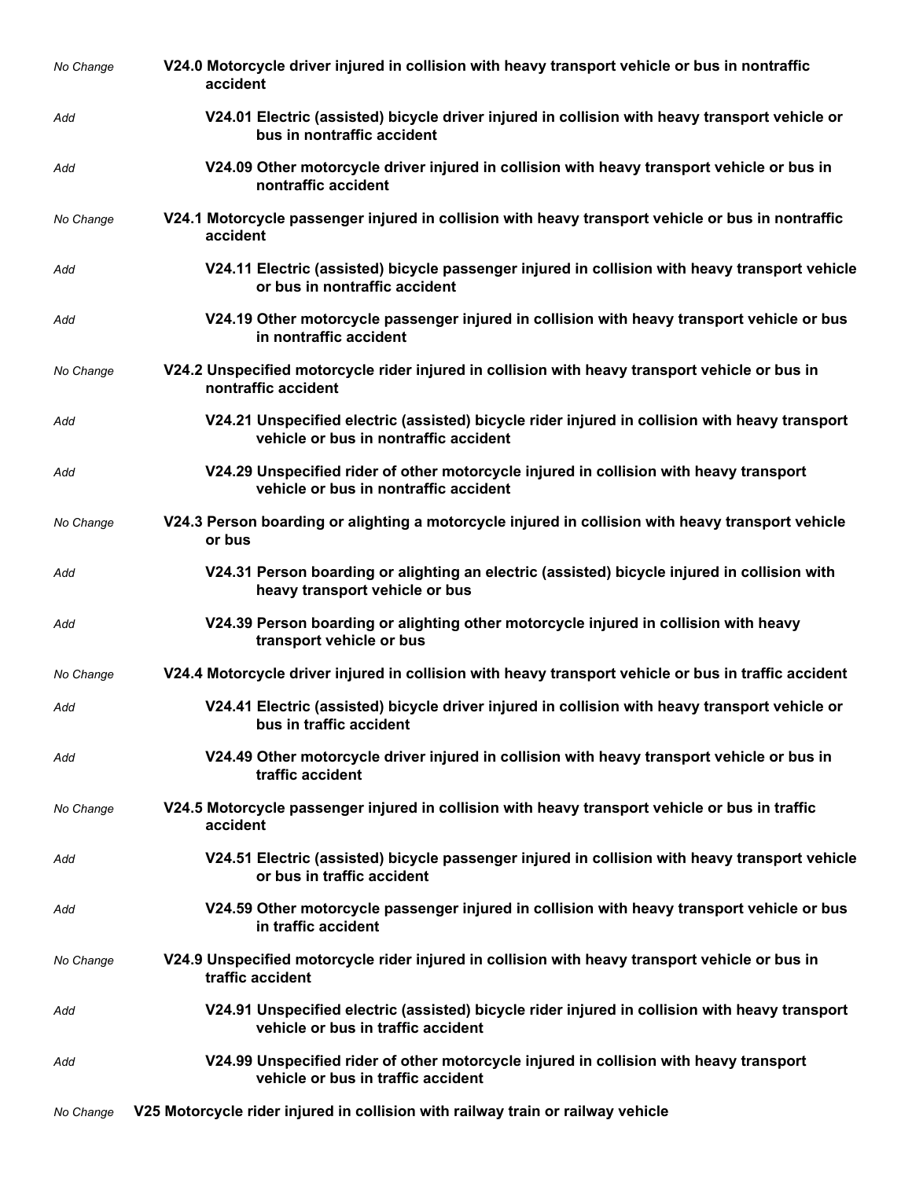*No Change* **V24.0 Motorcycle driver injured in collision with heavy transport vehicle or bus in nontraffic accident**

*Add* **V24.01 Electric (assisted) bicycle driver injured in collision with heavy transport vehicle or bus in nontraffic accident**

*Add* **V24.09 Other motorcycle driver injured in collision with heavy transport vehicle or bus in nontraffic accident**

*No Change* **V24.1 Motorcycle passenger injured in collision with heavy transport vehicle or bus in nontraffic accident**

*Add* **V24.11 Electric (assisted) bicycle passenger injured in collision with heavy transport vehicle or bus in nontraffic accident**

*Add* **V24.19 Other motorcycle passenger injured in collision with heavy transport vehicle or bus in nontraffic accident**

*No Change* **V24.2 Unspecified motorcycle rider injured in collision with heavy transport vehicle or bus in nontraffic accident**

*Add* **V24.21 Unspecified electric (assisted) bicycle rider injured in collision with heavy transport vehicle or bus in nontraffic accident**

*Add* **V24.29 Unspecified rider of other motorcycle injured in collision with heavy transport vehicle or bus in nontraffic accident**

*No Change* **V24.3 Person boarding or alighting a motorcycle injured in collision with heavy transport vehicle or bus**

*Add* **V24.31 Person boarding or alighting an electric (assisted) bicycle injured in collision with heavy transport vehicle or bus**

*Add* **V24.39 Person boarding or alighting other motorcycle injured in collision with heavy transport vehicle or bus**

*No Change* **V24.4 Motorcycle driver injured in collision with heavy transport vehicle or bus in traffic accident**

*Add* **V24.41 Electric (assisted) bicycle driver injured in collision with heavy transport vehicle or bus in traffic accident**

*Add* **V24.49 Other motorcycle driver injured in collision with heavy transport vehicle or bus in traffic accident**

*No Change* **V24.5 Motorcycle passenger injured in collision with heavy transport vehicle or bus in traffic accident**

*Add* **V24.51 Electric (assisted) bicycle passenger injured in collision with heavy transport vehicle or bus in traffic accident**

*Add* **V24.59 Other motorcycle passenger injured in collision with heavy transport vehicle or bus in traffic accident**

*No Change* **V24.9 Unspecified motorcycle rider injured in collision with heavy transport vehicle or bus in traffic accident**

*Add* **V24.91 Unspecified electric (assisted) bicycle rider injured in collision with heavy transport vehicle or bus in traffic accident**

*Add* **V24.99 Unspecified rider of other motorcycle injured in collision with heavy transport vehicle or bus in traffic accident**

*No Change* **V25 Motorcycle rider injured in collision with railway train or railway vehicle**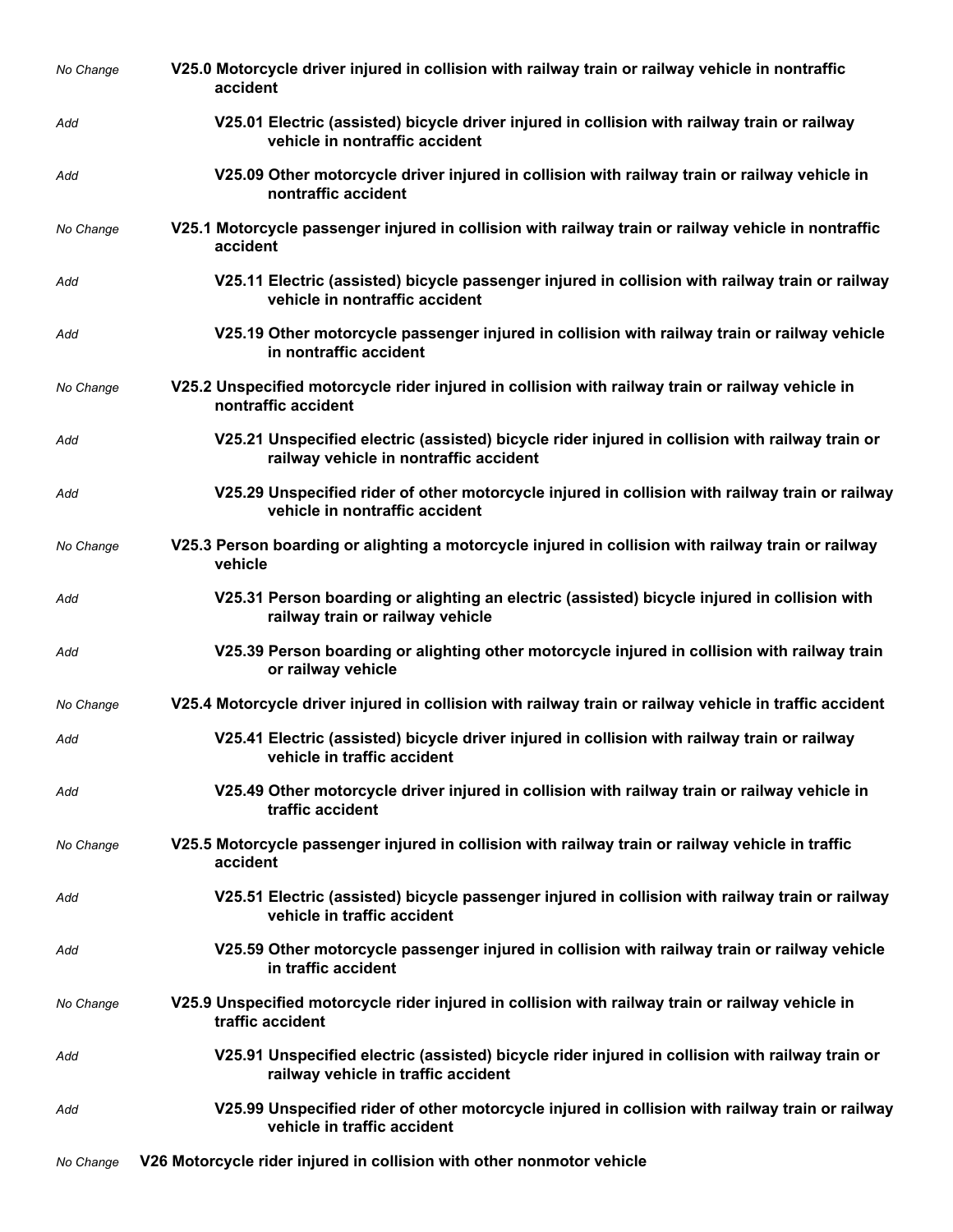*No Change* **V25.0 Motorcycle driver injured in collision with railway train or railway vehicle in nontraffic accident**

*Add* **V25.01 Electric (assisted) bicycle driver injured in collision with railway train or railway vehicle in nontraffic accident**

*Add* **V25.09 Other motorcycle driver injured in collision with railway train or railway vehicle in nontraffic accident**

*No Change* **V25.1 Motorcycle passenger injured in collision with railway train or railway vehicle in nontraffic accident**

*Add* **V25.11 Electric (assisted) bicycle passenger injured in collision with railway train or railway vehicle in nontraffic accident**

*Add* **V25.19 Other motorcycle passenger injured in collision with railway train or railway vehicle in nontraffic accident**

*No Change* **V25.2 Unspecified motorcycle rider injured in collision with railway train or railway vehicle in nontraffic accident**

*Add* **V25.21 Unspecified electric (assisted) bicycle rider injured in collision with railway train or railway vehicle in nontraffic accident**

*Add* **V25.29 Unspecified rider of other motorcycle injured in collision with railway train or railway vehicle in nontraffic accident**

*No Change* **V25.3 Person boarding or alighting a motorcycle injured in collision with railway train or railway vehicle**

*Add* **V25.31 Person boarding or alighting an electric (assisted) bicycle injured in collision with railway train or railway vehicle**

*Add* **V25.39 Person boarding or alighting other motorcycle injured in collision with railway train or railway vehicle**

*No Change* **V25.4 Motorcycle driver injured in collision with railway train or railway vehicle in traffic accident**

*Add* **V25.41 Electric (assisted) bicycle driver injured in collision with railway train or railway vehicle in traffic accident**

*Add* **V25.49 Other motorcycle driver injured in collision with railway train or railway vehicle in traffic accident**

*No Change* **V25.5 Motorcycle passenger injured in collision with railway train or railway vehicle in traffic accident**

*Add* **V25.51 Electric (assisted) bicycle passenger injured in collision with railway train or railway vehicle in traffic accident**

*Add* **V25.59 Other motorcycle passenger injured in collision with railway train or railway vehicle in traffic accident**

*No Change* **V25.9 Unspecified motorcycle rider injured in collision with railway train or railway vehicle in traffic accident**

*Add* **V25.91 Unspecified electric (assisted) bicycle rider injured in collision with railway train or railway vehicle in traffic accident**

*Add* **V25.99 Unspecified rider of other motorcycle injured in collision with railway train or railway vehicle in traffic accident**

*No Change* **V26 Motorcycle rider injured in collision with other nonmotor vehicle**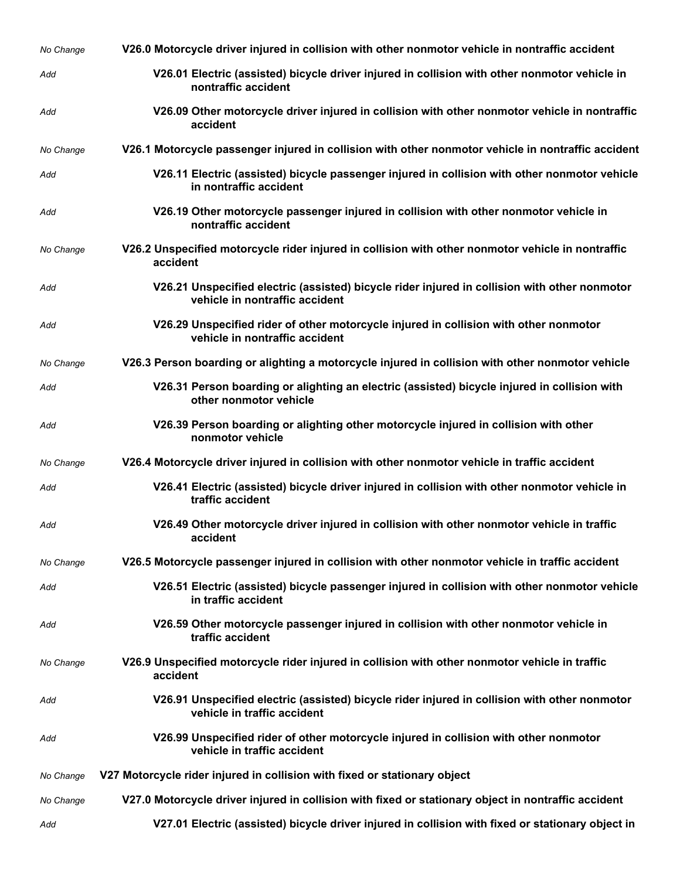| | |
|---|---|
| *No Change* | **V26.0 Motorcycle driver injured in collision with other nonmotor vehicle in nontraffic accident** |
| *Add* | **V26.01 Electric (assisted) bicycle driver injured in collision with other nonmotor vehicle in nontraffic accident** |
| *Add* | **V26.09 Other motorcycle driver injured in collision with other nonmotor vehicle in nontraffic accident** |
| *No Change* | **V26.1 Motorcycle passenger injured in collision with other nonmotor vehicle in nontraffic accident** |
| *Add* | **V26.11 Electric (assisted) bicycle passenger injured in collision with other nonmotor vehicle in nontraffic accident** |
| *Add* | **V26.19 Other motorcycle passenger injured in collision with other nonmotor vehicle in nontraffic accident** |
| *No Change* | **V26.2 Unspecified motorcycle rider injured in collision with other nonmotor vehicle in nontraffic accident** |
| *Add* | **V26.21 Unspecified electric (assisted) bicycle rider injured in collision with other nonmotor vehicle in nontraffic accident** |
| *Add* | **V26.29 Unspecified rider of other motorcycle injured in collision with other nonmotor vehicle in nontraffic accident** |
| *No Change* | **V26.3 Person boarding or alighting a motorcycle injured in collision with other nonmotor vehicle** |
| *Add* | **V26.31 Person boarding or alighting an electric (assisted) bicycle injured in collision with other nonmotor vehicle** |
| *Add* | **V26.39 Person boarding or alighting other motorcycle injured in collision with other nonmotor vehicle** |
| *No Change* | **V26.4 Motorcycle driver injured in collision with other nonmotor vehicle in traffic accident** |
| *Add* | **V26.41 Electric (assisted) bicycle driver injured in collision with other nonmotor vehicle in traffic accident** |
| *Add* | **V26.49 Other motorcycle driver injured in collision with other nonmotor vehicle in traffic accident** |
| *No Change* | **V26.5 Motorcycle passenger injured in collision with other nonmotor vehicle in traffic accident** |
| *Add* | **V26.51 Electric (assisted) bicycle passenger injured in collision with other nonmotor vehicle in traffic accident** |
| *Add* | **V26.59 Other motorcycle passenger injured in collision with other nonmotor vehicle in traffic accident** |
| *No Change* | **V26.9 Unspecified motorcycle rider injured in collision with other nonmotor vehicle in traffic accident** |
| *Add* | **V26.91 Unspecified electric (assisted) bicycle rider injured in collision with other nonmotor vehicle in traffic accident** |
| *Add* | **V26.99 Unspecified rider of other motorcycle injured in collision with other nonmotor vehicle in traffic accident** |
| *No Change* | **V27 Motorcycle rider injured in collision with fixed or stationary object** |
| *No Change* | **V27.0 Motorcycle driver injured in collision with fixed or stationary object in nontraffic accident** |
| *Add* | **V27.01 Electric (assisted) bicycle driver injured in collision with fixed or stationary object in** |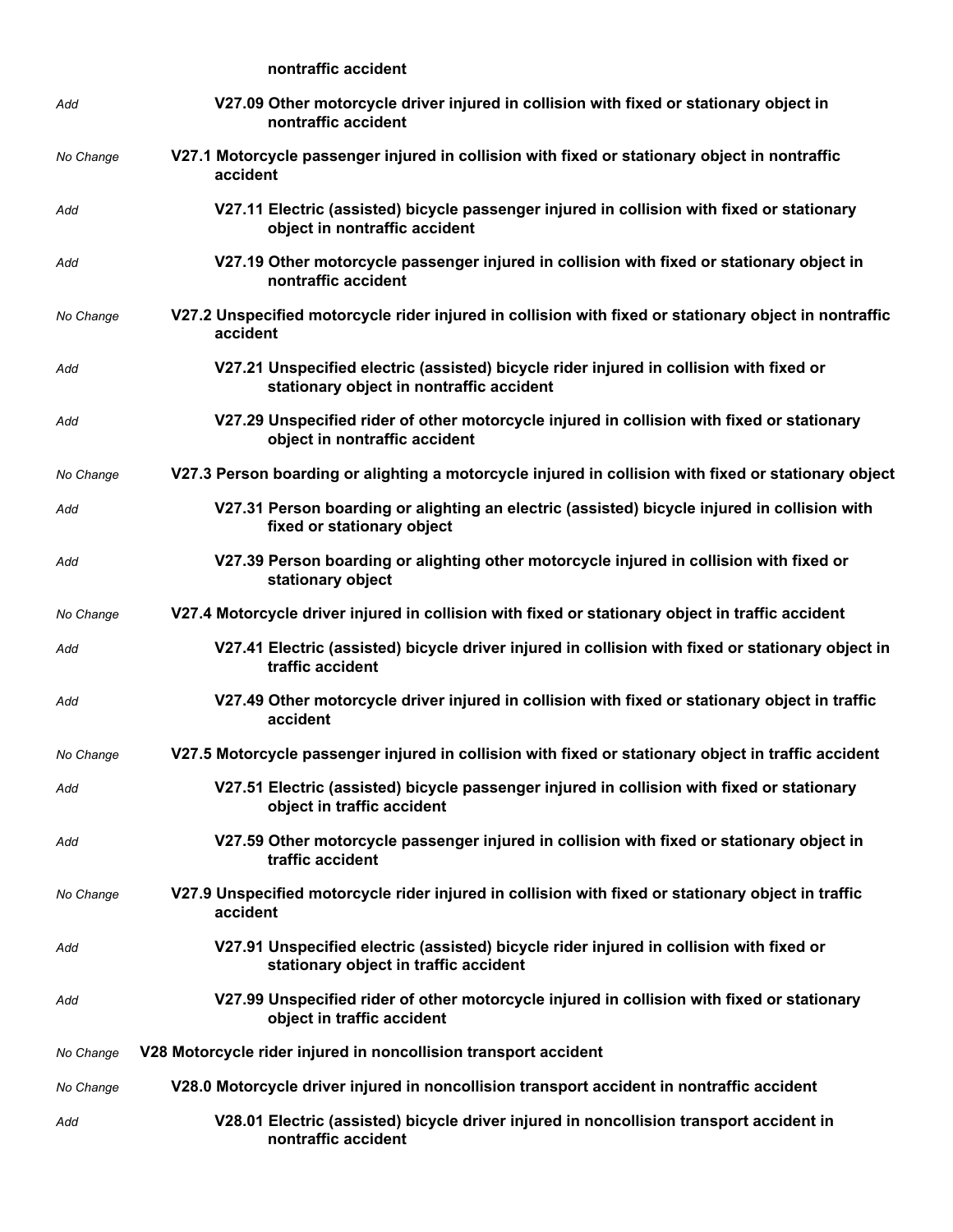| | |
|---|---|
| | **nontraffic accident** |
| *Add* | **V27.09 Other motorcycle driver injured in collision with fixed or stationary object in nontraffic accident** |
| *No Change* | **V27.1 Motorcycle passenger injured in collision with fixed or stationary object in nontraffic accident** |
| *Add* | **V27.11 Electric (assisted) bicycle passenger injured in collision with fixed or stationary object in nontraffic accident** |
| *Add* | **V27.19 Other motorcycle passenger injured in collision with fixed or stationary object in nontraffic accident** |
| *No Change* | **V27.2 Unspecified motorcycle rider injured in collision with fixed or stationary object in nontraffic accident** |
| *Add* | **V27.21 Unspecified electric (assisted) bicycle rider injured in collision with fixed or stationary object in nontraffic accident** |
| *Add* | **V27.29 Unspecified rider of other motorcycle injured in collision with fixed or stationary object in nontraffic accident** |
| *No Change* | **V27.3 Person boarding or alighting a motorcycle injured in collision with fixed or stationary object** |
| *Add* | **V27.31 Person boarding or alighting an electric (assisted) bicycle injured in collision with fixed or stationary object** |
| *Add* | **V27.39 Person boarding or alighting other motorcycle injured in collision with fixed or stationary object** |
| *No Change* | **V27.4 Motorcycle driver injured in collision with fixed or stationary object in traffic accident** |
| *Add* | **V27.41 Electric (assisted) bicycle driver injured in collision with fixed or stationary object in traffic accident** |
| *Add* | **V27.49 Other motorcycle driver injured in collision with fixed or stationary object in traffic accident** |
| *No Change* | **V27.5 Motorcycle passenger injured in collision with fixed or stationary object in traffic accident** |
| *Add* | **V27.51 Electric (assisted) bicycle passenger injured in collision with fixed or stationary object in traffic accident** |
| *Add* | **V27.59 Other motorcycle passenger injured in collision with fixed or stationary object in traffic accident** |
| *No Change* | **V27.9 Unspecified motorcycle rider injured in collision with fixed or stationary object in traffic accident** |
| *Add* | **V27.91 Unspecified electric (assisted) bicycle rider injured in collision with fixed or stationary object in traffic accident** |
| *Add* | **V27.99 Unspecified rider of other motorcycle injured in collision with fixed or stationary object in traffic accident** |
| *No Change* | **V28 Motorcycle rider injured in noncollision transport accident** |
| *No Change* | **V28.0 Motorcycle driver injured in noncollision transport accident in nontraffic accident** |
| *Add* | **V28.01 Electric (assisted) bicycle driver injured in noncollision transport accident in nontraffic accident** |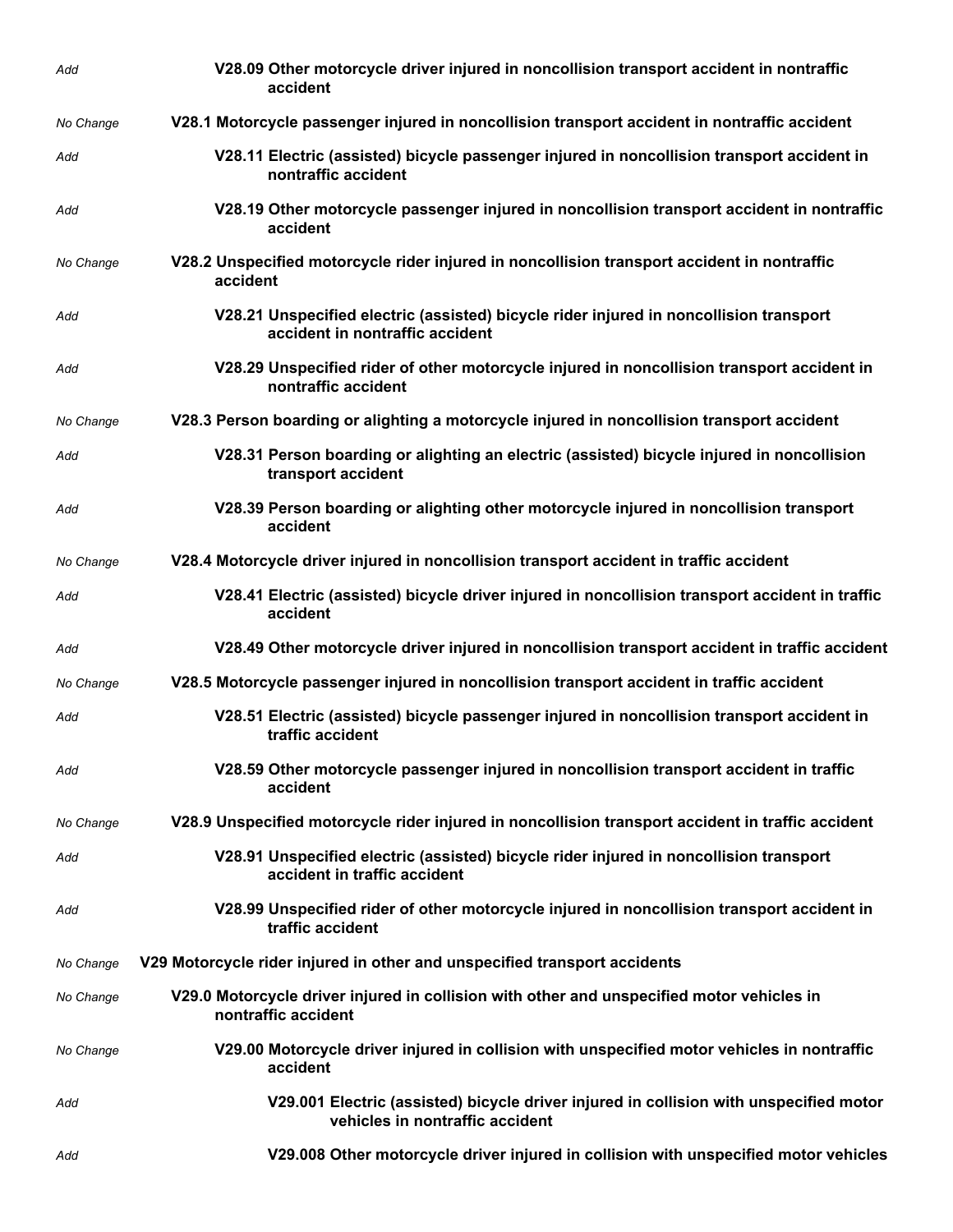| | |
|---|---|
| *Add* | **V28.09 Other motorcycle driver injured in noncollision transport accident in nontraffic accident** |
| *No Change* | **V28.1 Motorcycle passenger injured in noncollision transport accident in nontraffic accident** |
| *Add* | **V28.11 Electric (assisted) bicycle passenger injured in noncollision transport accident in nontraffic accident** |
| *Add* | **V28.19 Other motorcycle passenger injured in noncollision transport accident in nontraffic accident** |
| *No Change* | **V28.2 Unspecified motorcycle rider injured in noncollision transport accident in nontraffic accident** |
| *Add* | **V28.21 Unspecified electric (assisted) bicycle rider injured in noncollision transport accident in nontraffic accident** |
| *Add* | **V28.29 Unspecified rider of other motorcycle injured in noncollision transport accident in nontraffic accident** |
| *No Change* | **V28.3 Person boarding or alighting a motorcycle injured in noncollision transport accident** |
| *Add* | **V28.31 Person boarding or alighting an electric (assisted) bicycle injured in noncollision transport accident** |
| *Add* | **V28.39 Person boarding or alighting other motorcycle injured in noncollision transport accident** |
| *No Change* | **V28.4 Motorcycle driver injured in noncollision transport accident in traffic accident** |
| *Add* | **V28.41 Electric (assisted) bicycle driver injured in noncollision transport accident in traffic accident** |
| *Add* | **V28.49 Other motorcycle driver injured in noncollision transport accident in traffic accident** |
| *No Change* | **V28.5 Motorcycle passenger injured in noncollision transport accident in traffic accident** |
| *Add* | **V28.51 Electric (assisted) bicycle passenger injured in noncollision transport accident in traffic accident** |
| *Add* | **V28.59 Other motorcycle passenger injured in noncollision transport accident in traffic accident** |
| *No Change* | **V28.9 Unspecified motorcycle rider injured in noncollision transport accident in traffic accident** |
| *Add* | **V28.91 Unspecified electric (assisted) bicycle rider injured in noncollision transport accident in traffic accident** |
| *Add* | **V28.99 Unspecified rider of other motorcycle injured in noncollision transport accident in traffic accident** |
| *No Change* | **V29 Motorcycle rider injured in other and unspecified transport accidents** |
| *No Change* | **V29.0 Motorcycle driver injured in collision with other and unspecified motor vehicles in nontraffic accident** |
| *No Change* | **V29.00 Motorcycle driver injured in collision with unspecified motor vehicles in nontraffic accident** |
| *Add* | **V29.001 Electric (assisted) bicycle driver injured in collision with unspecified motor vehicles in nontraffic accident** |
| *Add* | **V29.008 Other motorcycle driver injured in collision with unspecified motor vehicles** |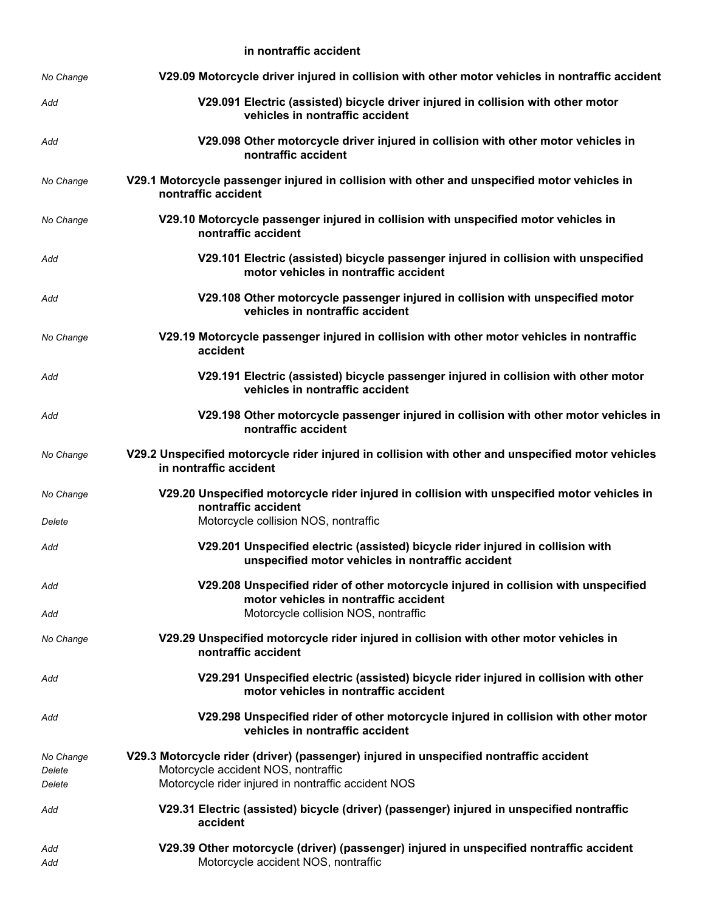in nontraffic accident

| | |
|---|---|
| *No Change* | **V29.09 Motorcycle driver injured in collision with other motor vehicles in nontraffic accident** |
| *Add* | **V29.091 Electric (assisted) bicycle driver injured in collision with other motor vehicles in nontraffic accident** |
| *Add* | **V29.098 Other motorcycle driver injured in collision with other motor vehicles in nontraffic accident** |
| *No Change* | **V29.1 Motorcycle passenger injured in collision with other and unspecified motor vehicles in nontraffic accident** |
| *No Change* | **V29.10 Motorcycle passenger injured in collision with unspecified motor vehicles in nontraffic accident** |
| *Add* | **V29.101 Electric (assisted) bicycle passenger injured in collision with unspecified motor vehicles in nontraffic accident** |
| *Add* | **V29.108 Other motorcycle passenger injured in collision with unspecified motor vehicles in nontraffic accident** |
| *No Change* | **V29.19 Motorcycle passenger injured in collision with other motor vehicles in nontraffic accident** |
| *Add* | **V29.191 Electric (assisted) bicycle passenger injured in collision with other motor vehicles in nontraffic accident** |
| *Add* | **V29.198 Other motorcycle passenger injured in collision with other motor vehicles in nontraffic accident** |
| *No Change* | **V29.2 Unspecified motorcycle rider injured in collision with other and unspecified motor vehicles in nontraffic accident** |
| *No Change* | **V29.20 Unspecified motorcycle rider injured in collision with unspecified motor vehicles in nontraffic accident** |
| *Delete* | Motorcycle collision NOS, nontraffic |
| *Add* | **V29.201 Unspecified electric (assisted) bicycle rider injured in collision with unspecified motor vehicles in nontraffic accident** |
| *Add* | **V29.208 Unspecified rider of other motorcycle injured in collision with unspecified motor vehicles in nontraffic accident** |
| *Add* | Motorcycle collision NOS, nontraffic |
| *No Change* | **V29.29 Unspecified motorcycle rider injured in collision with other motor vehicles in nontraffic accident** |
| *Add* | **V29.291 Unspecified electric (assisted) bicycle rider injured in collision with other motor vehicles in nontraffic accident** |
| *Add* | **V29.298 Unspecified rider of other motorcycle injured in collision with other motor vehicles in nontraffic accident** |
| *No Change* | **V29.3 Motorcycle rider (driver) (passenger) injured in unspecified nontraffic accident** |
| *Delete* | Motorcycle accident NOS, nontraffic |
| *Delete* | Motorcycle rider injured in nontraffic accident NOS |
| *Add* | **V29.31 Electric (assisted) bicycle (driver) (passenger) injured in unspecified nontraffic accident** |
| *Add* | **V29.39 Other motorcycle (driver) (passenger) injured in unspecified nontraffic accident** |
| *Add* | Motorcycle accident NOS, nontraffic |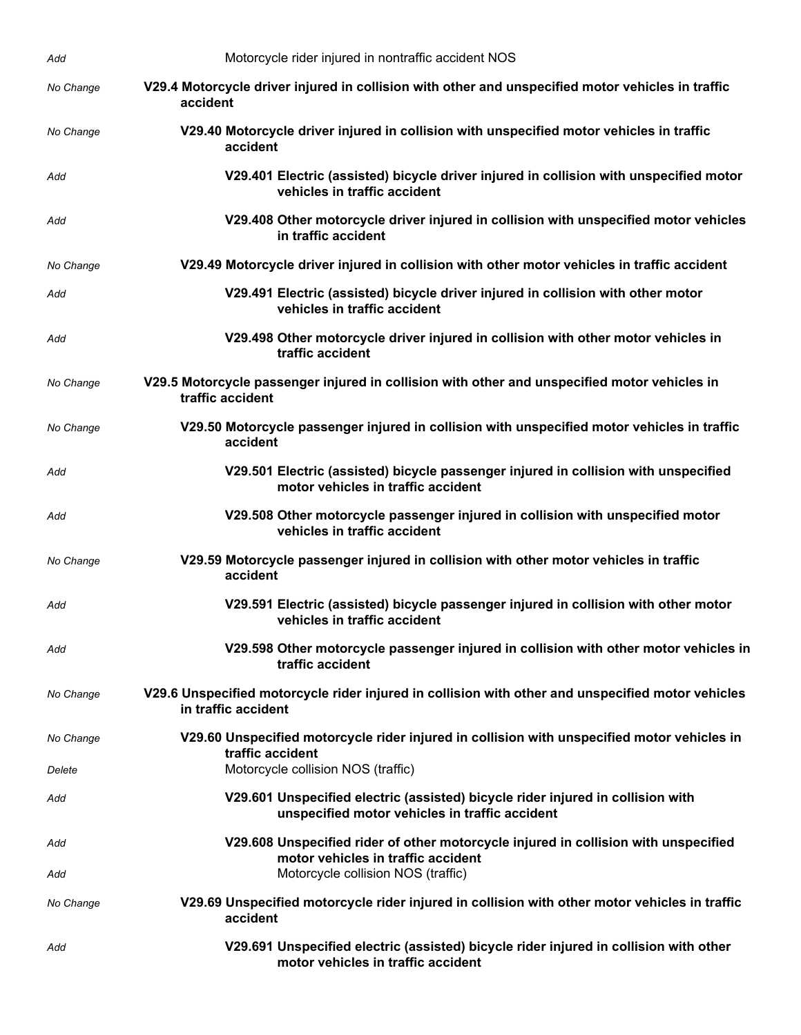| | |
|---|---|
| *Add* | Motorcycle rider injured in nontraffic accident NOS |
| *No Change* | **V29.4 Motorcycle driver injured in collision with other and unspecified motor vehicles in traffic accident** |
| *No Change* | **V29.40 Motorcycle driver injured in collision with unspecified motor vehicles in traffic accident** |
| *Add* | **V29.401 Electric (assisted) bicycle driver injured in collision with unspecified motor vehicles in traffic accident** |
| *Add* | **V29.408 Other motorcycle driver injured in collision with unspecified motor vehicles in traffic accident** |
| *No Change* | **V29.49 Motorcycle driver injured in collision with other motor vehicles in traffic accident** |
| *Add* | **V29.491 Electric (assisted) bicycle driver injured in collision with other motor vehicles in traffic accident** |
| *Add* | **V29.498 Other motorcycle driver injured in collision with other motor vehicles in traffic accident** |
| *No Change* | **V29.5 Motorcycle passenger injured in collision with other and unspecified motor vehicles in traffic accident** |
| *No Change* | **V29.50 Motorcycle passenger injured in collision with unspecified motor vehicles in traffic accident** |
| *Add* | **V29.501 Electric (assisted) bicycle passenger injured in collision with unspecified motor vehicles in traffic accident** |
| *Add* | **V29.508 Other motorcycle passenger injured in collision with unspecified motor vehicles in traffic accident** |
| *No Change* | **V29.59 Motorcycle passenger injured in collision with other motor vehicles in traffic accident** |
| *Add* | **V29.591 Electric (assisted) bicycle passenger injured in collision with other motor vehicles in traffic accident** |
| *Add* | **V29.598 Other motorcycle passenger injured in collision with other motor vehicles in traffic accident** |
| *No Change* | **V29.6 Unspecified motorcycle rider injured in collision with other and unspecified motor vehicles in traffic accident** |
| *No Change* | **V29.60 Unspecified motorcycle rider injured in collision with unspecified motor vehicles in traffic accident** |
| *Delete* | Motorcycle collision NOS (traffic) |
| *Add* | **V29.601 Unspecified electric (assisted) bicycle rider injured in collision with unspecified motor vehicles in traffic accident** |
| *Add* | **V29.608 Unspecified rider of other motorcycle injured in collision with unspecified motor vehicles in traffic accident** |
| *Add* | Motorcycle collision NOS (traffic) |
| *No Change* | **V29.69 Unspecified motorcycle rider injured in collision with other motor vehicles in traffic accident** |
| *Add* | **V29.691 Unspecified electric (assisted) bicycle rider injured in collision with other motor vehicles in traffic accident** |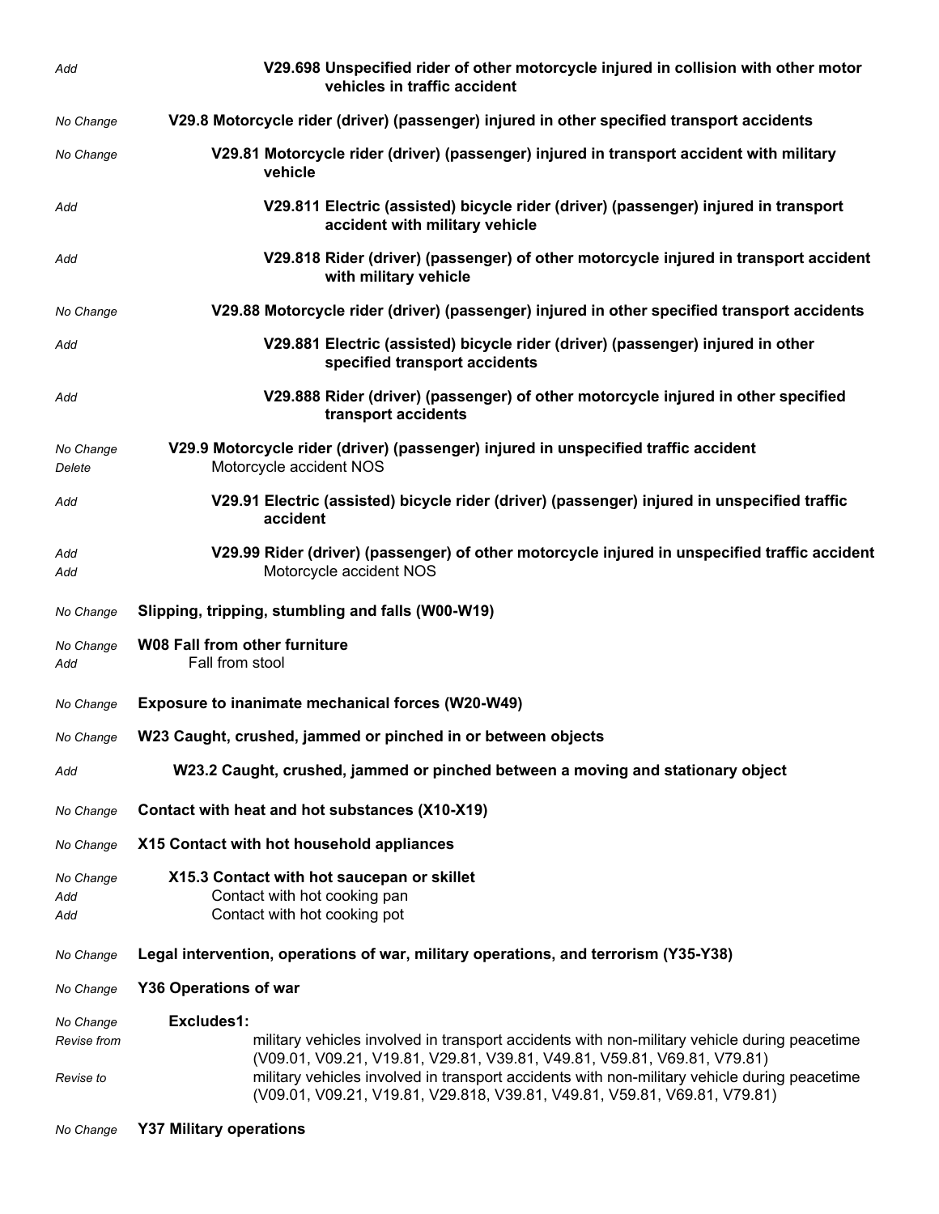| | |
|---|---|
| *Add* | **V29.698 Unspecified rider of other motorcycle injured in collision with other motor vehicles in traffic accident** |
| *No Change* | **V29.8 Motorcycle rider (driver) (passenger) injured in other specified transport accidents** |
| *No Change* | **V29.81 Motorcycle rider (driver) (passenger) injured in transport accident with military vehicle** |
| *Add* | **V29.811 Electric (assisted) bicycle rider (driver) (passenger) injured in transport accident with military vehicle** |
| *Add* | **V29.818 Rider (driver) (passenger) of other motorcycle injured in transport accident with military vehicle** |
| *No Change* | **V29.88 Motorcycle rider (driver) (passenger) injured in other specified transport accidents** |
| *Add* | **V29.881 Electric (assisted) bicycle rider (driver) (passenger) injured in other specified transport accidents** |
| *Add* | **V29.888 Rider (driver) (passenger) of other motorcycle injured in other specified transport accidents** |
| *No Change* | **V29.9 Motorcycle rider (driver) (passenger) injured in unspecified traffic accident** |
| *Delete* | Motorcycle accident NOS |
| *Add* | **V29.91 Electric (assisted) bicycle rider (driver) (passenger) injured in unspecified traffic accident** |
| *Add* | **V29.99 Rider (driver) (passenger) of other motorcycle injured in unspecified traffic accident** |
| *Add* | Motorcycle accident NOS |
| *No Change* | **Slipping, tripping, stumbling and falls (W00-W19)** |
| *No Change* | **W08 Fall from other furniture** |
| *Add* | Fall from stool |
| *No Change* | **Exposure to inanimate mechanical forces (W20-W49)** |
| *No Change* | **W23 Caught, crushed, jammed or pinched in or between objects** |
| *Add* | **W23.2 Caught, crushed, jammed or pinched between a moving and stationary object** |
| *No Change* | **Contact with heat and hot substances (X10-X19)** |
| *No Change* | **X15 Contact with hot household appliances** |
| *No Change* | **X15.3 Contact with hot saucepan or skillet** |
| *Add* | Contact with hot cooking pan |
| *Add* | Contact with hot cooking pot |
| *No Change* | **Legal intervention, operations of war, military operations, and terrorism (Y35-Y38)** |
| *No Change* | **Y36 Operations of war** |
| *No Change* | **Excludes1:** |
| *Revise from* | military vehicles involved in transport accidents with non-military vehicle during peacetime (V09.01, V09.21, V19.81, V29.81, V39.81, V49.81, V59.81, V69.81, V79.81) |
| *Revise to* | military vehicles involved in transport accidents with non-military vehicle during peacetime (V09.01, V09.21, V19.81, V29.818, V39.81, V49.81, V59.81, V69.81, V79.81) |
| *No Change* | **Y37 Military operations** |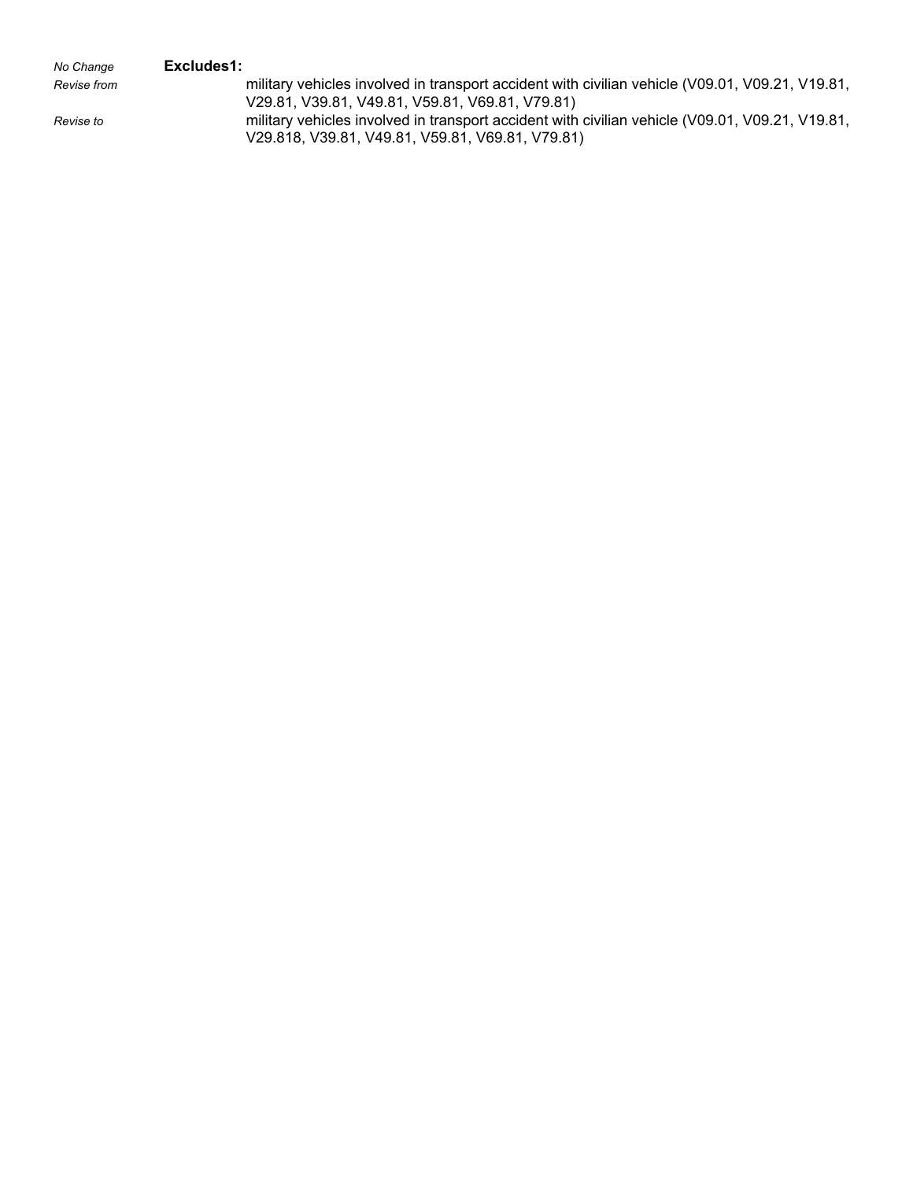| | | |
|---|---|---|
| *No Change* | **Excludes1:** | |
| *Revise from* | | military vehicles involved in transport accident with civilian vehicle (V09.01, V09.21, V19.81, V29.81, V39.81, V49.81, V59.81, V69.81, V79.81) |
| *Revise to* | | military vehicles involved in transport accident with civilian vehicle (V09.01, V09.21, V19.81, V29.818, V39.81, V49.81, V59.81, V69.81, V79.81) |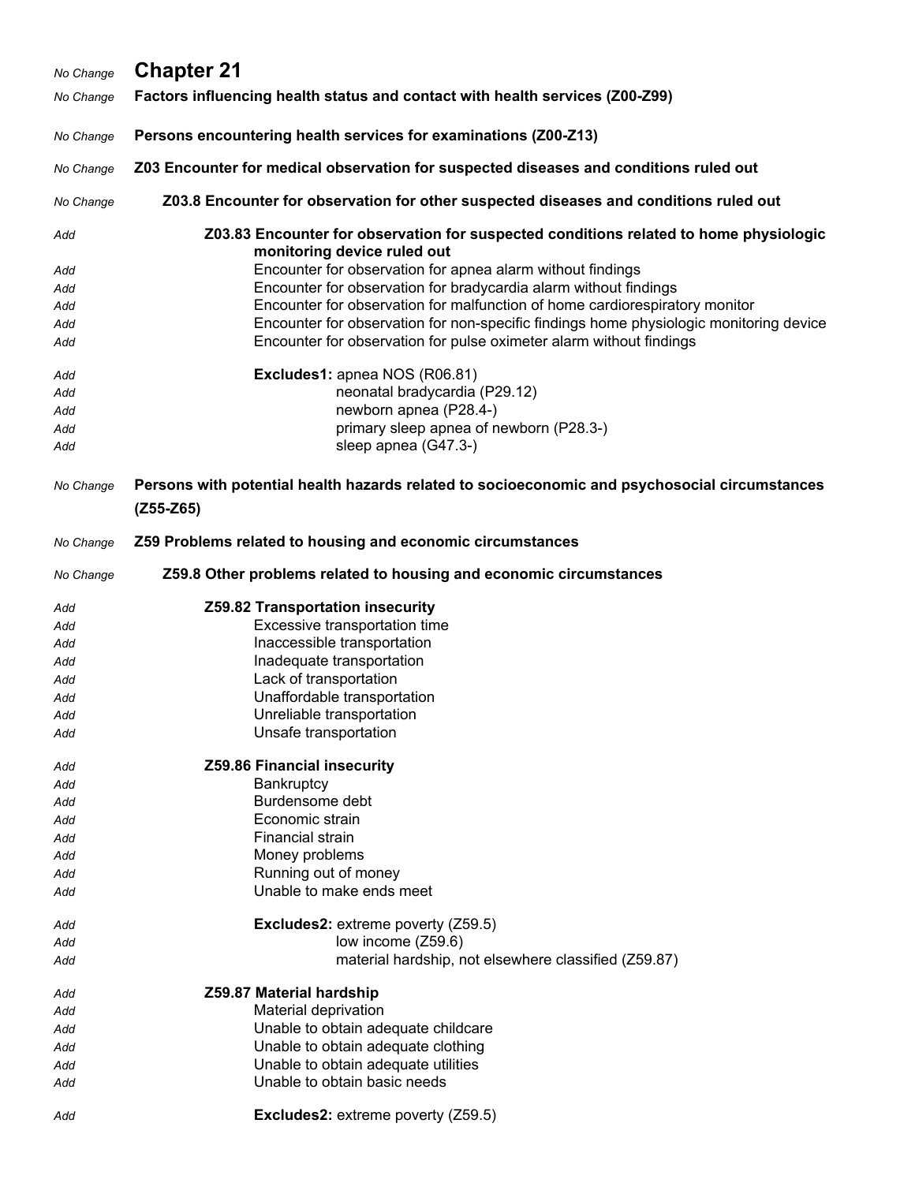| | |
|---|---|
| *No Change* | **Chapter 21** |
| *No Change* | **Factors influencing health status and contact with health services (Z00-Z99)** |
| *No Change* | **Persons encountering health services for examinations (Z00-Z13)** |
| *No Change* | **Z03 Encounter for medical observation for suspected diseases and conditions ruled out** |
| *No Change* | **Z03.8 Encounter for observation for other suspected diseases and conditions ruled out** |
| *Add* | **Z03.83 Encounter for observation for suspected conditions related to home physiologic monitoring device ruled out** |
| *Add* | Encounter for observation for apnea alarm without findings |
| *Add* | Encounter for observation for bradycardia alarm without findings |
| *Add* | Encounter for observation for malfunction of home cardiorespiratory monitor |
| *Add* | Encounter for observation for non-specific findings home physiologic monitoring device |
| *Add* | Encounter for observation for pulse oximeter alarm without findings |
| *Add* | **Excludes1:** apnea NOS (R06.81) |
| *Add* | neonatal bradycardia (P29.12) |
| *Add* | newborn apnea (P28.4-) |
| *Add* | primary sleep apnea of newborn (P28.3-) |
| *Add* | sleep apnea (G47.3-) |
| *No Change* | **Persons with potential health hazards related to socioeconomic and psychosocial circumstances (Z55-Z65)** |
| *No Change* | **Z59 Problems related to housing and economic circumstances** |
| *No Change* | **Z59.8 Other problems related to housing and economic circumstances** |
| *Add* | **Z59.82 Transportation insecurity** |
| *Add* | Excessive transportation time |
| *Add* | Inaccessible transportation |
| *Add* | Inadequate transportation |
| *Add* | Lack of transportation |
| *Add* | Unaffordable transportation |
| *Add* | Unreliable transportation |
| *Add* | Unsafe transportation |
| *Add* | **Z59.86 Financial insecurity** |
| *Add* | Bankruptcy |
| *Add* | Burdensome debt |
| *Add* | Economic strain |
| *Add* | Financial strain |
| *Add* | Money problems |
| *Add* | Running out of money |
| *Add* | Unable to make ends meet |
| *Add* | **Excludes2:** extreme poverty (Z59.5) |
| *Add* | low income (Z59.6) |
| *Add* | material hardship, not elsewhere classified (Z59.87) |
| *Add* | **Z59.87 Material hardship** |
| *Add* | Material deprivation |
| *Add* | Unable to obtain adequate childcare |
| *Add* | Unable to obtain adequate clothing |
| *Add* | Unable to obtain adequate utilities |
| *Add* | Unable to obtain basic needs |
| *Add* | **Excludes2:** extreme poverty (Z59.5) |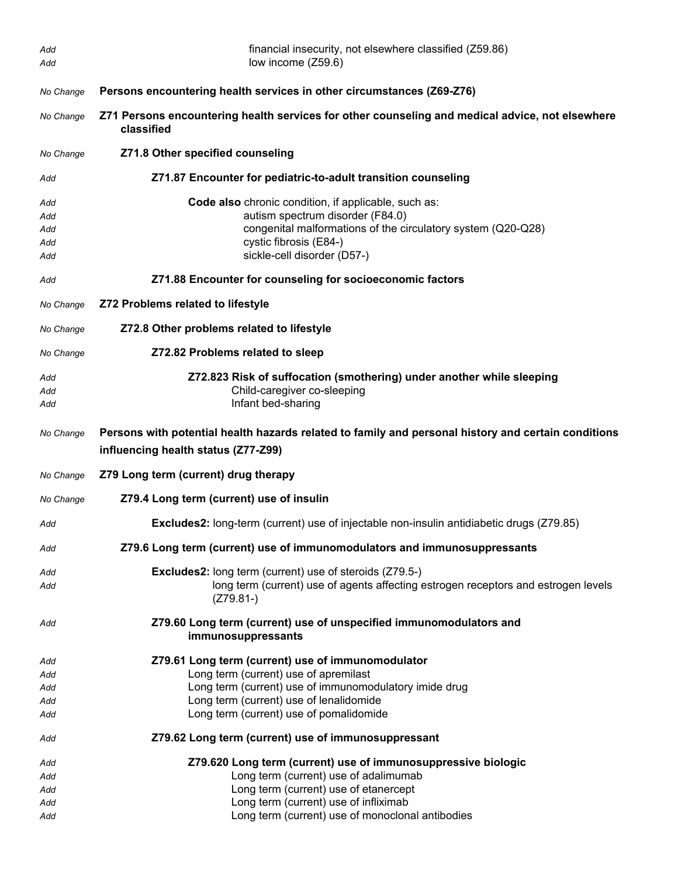| | |
|---|---|
| *Add* | financial insecurity, not elsewhere classified (Z59.86) |
| *Add* | low income (Z59.6) |
| *No Change* | **Persons encountering health services in other circumstances (Z69-Z76)** |
| *No Change* | **Z71 Persons encountering health services for other counseling and medical advice, not elsewhere classified** |
| *No Change* | **Z71.8 Other specified counseling** |
| *Add* | **Z71.87 Encounter for pediatric-to-adult transition counseling** |
| *Add* | **Code also** chronic condition, if applicable, such as: |
| *Add* | autism spectrum disorder (F84.0) |
| *Add* | congenital malformations of the circulatory system (Q20-Q28) |
| *Add* | cystic fibrosis (E84-) |
| *Add* | sickle-cell disorder (D57-) |
| *Add* | **Z71.88 Encounter for counseling for socioeconomic factors** |
| *No Change* | **Z72 Problems related to lifestyle** |
| *No Change* | **Z72.8 Other problems related to lifestyle** |
| *No Change* | **Z72.82 Problems related to sleep** |
| *Add* | **Z72.823 Risk of suffocation (smothering) under another while sleeping** |
| *Add* | Child-caregiver co-sleeping |
| *Add* | Infant bed-sharing |
| *No Change* | **Persons with potential health hazards related to family and personal history and certain conditions influencing health status (Z77-Z99)** |
| *No Change* | **Z79 Long term (current) drug therapy** |
| *No Change* | **Z79.4 Long term (current) use of insulin** |
| *Add* | **Excludes2:** long-term (current) use of injectable non-insulin antidiabetic drugs (Z79.85) |
| *Add* | **Z79.6 Long term (current) use of immunomodulators and immunosuppressants** |
| *Add* | **Excludes2:** long term (current) use of steroids (Z79.5-) |
| *Add* | long term (current) use of agents affecting estrogen receptors and estrogen levels (Z79.81-) |
| *Add* | **Z79.60 Long term (current) use of unspecified immunomodulators and immunosuppressants** |
| *Add* | **Z79.61 Long term (current) use of immunomodulator** |
| *Add* | Long term (current) use of apremilast |
| *Add* | Long term (current) use of immunomodulatory imide drug |
| *Add* | Long term (current) use of lenalidomide |
| *Add* | Long term (current) use of pomalidomide |
| *Add* | **Z79.62 Long term (current) use of immunosuppressant** |
| *Add* | **Z79.620 Long term (current) use of immunosuppressive biologic** |
| *Add* | Long term (current) use of adalimumab |
| *Add* | Long term (current) use of etanercept |
| *Add* | Long term (current) use of infliximab |
| *Add* | Long term (current) use of monoclonal antibodies |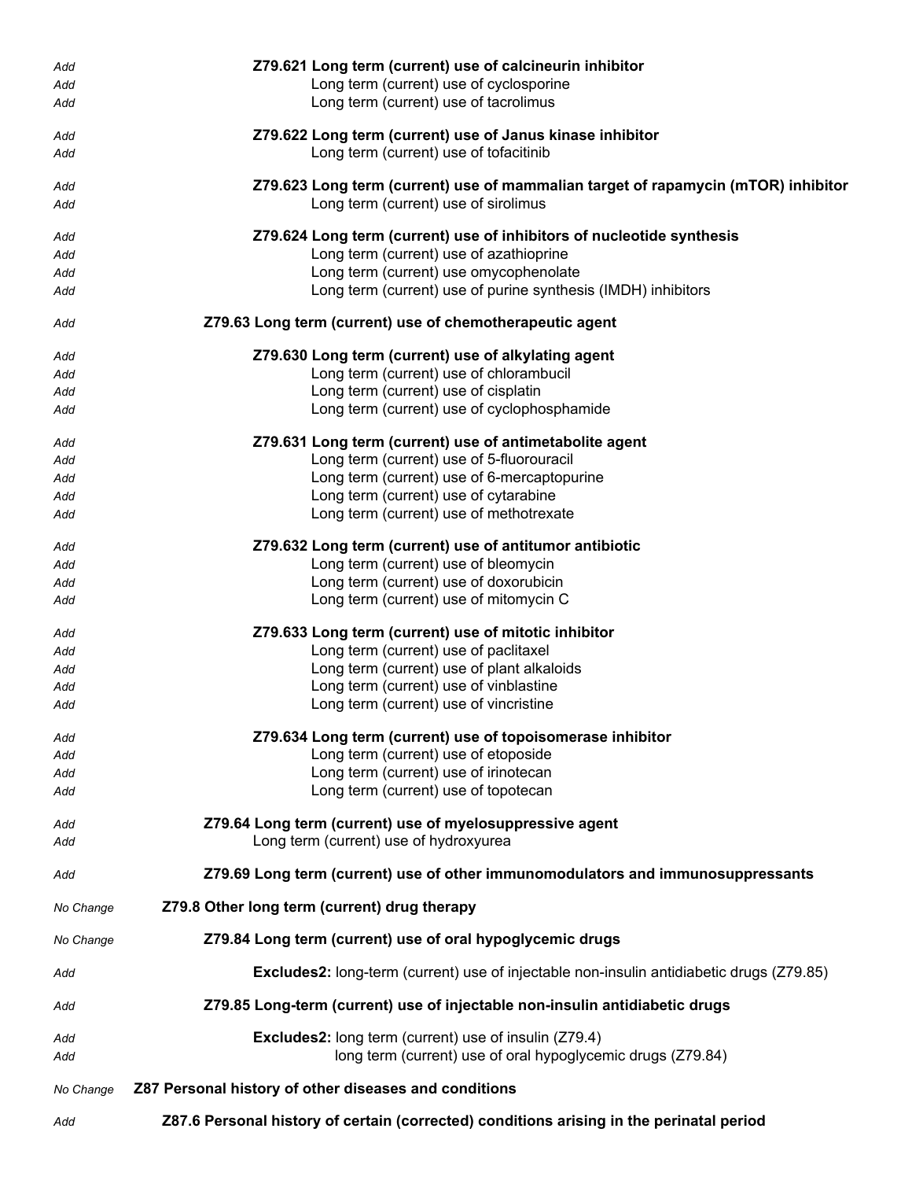| | |
|---|---|
| *Add* | **Z79.621 Long term (current) use of calcineurin inhibitor** |
| *Add* | Long term (current) use of cyclosporine |
| *Add* | Long term (current) use of tacrolimus |
| *Add* | **Z79.622 Long term (current) use of Janus kinase inhibitor** |
| *Add* | Long term (current) use of tofacitinib |
| *Add* | **Z79.623 Long term (current) use of mammalian target of rapamycin (mTOR) inhibitor** |
| *Add* | Long term (current) use of sirolimus |
| *Add* | **Z79.624 Long term (current) use of inhibitors of nucleotide synthesis** |
| *Add* | Long term (current) use of azathioprine |
| *Add* | Long term (current) use omycophenolate |
| *Add* | Long term (current) use of purine synthesis (IMDH) inhibitors |
| *Add* | **Z79.63 Long term (current) use of chemotherapeutic agent** |
| *Add* | **Z79.630 Long term (current) use of alkylating agent** |
| *Add* | Long term (current) use of chlorambucil |
| *Add* | Long term (current) use of cisplatin |
| *Add* | Long term (current) use of cyclophosphamide |
| *Add* | **Z79.631 Long term (current) use of antimetabolite agent** |
| *Add* | Long term (current) use of 5-fluorouracil |
| *Add* | Long term (current) use of 6-mercaptopurine |
| *Add* | Long term (current) use of cytarabine |
| *Add* | Long term (current) use of methotrexate |
| *Add* | **Z79.632 Long term (current) use of antitumor antibiotic** |
| *Add* | Long term (current) use of bleomycin |
| *Add* | Long term (current) use of doxorubicin |
| *Add* | Long term (current) use of mitomycin C |
| *Add* | **Z79.633 Long term (current) use of mitotic inhibitor** |
| *Add* | Long term (current) use of paclitaxel |
| *Add* | Long term (current) use of plant alkaloids |
| *Add* | Long term (current) use of vinblastine |
| *Add* | Long term (current) use of vincristine |
| *Add* | **Z79.634 Long term (current) use of topoisomerase inhibitor** |
| *Add* | Long term (current) use of etoposide |
| *Add* | Long term (current) use of irinotecan |
| *Add* | Long term (current) use of topotecan |
| *Add* | **Z79.64 Long term (current) use of myelosuppressive agent** |
| *Add* | Long term (current) use of hydroxyurea |
| *Add* | **Z79.69 Long term (current) use of other immunomodulators and immunosuppressants** |
| *No Change* | **Z79.8 Other long term (current) drug therapy** |
| *No Change* | **Z79.84 Long term (current) use of oral hypoglycemic drugs** |
| *Add* | **Excludes2:** long-term (current) use of injectable non-insulin antidiabetic drugs (Z79.85) |
| *Add* | **Z79.85 Long-term (current) use of injectable non-insulin antidiabetic drugs** |
| *Add* | **Excludes2:** long term (current) use of insulin (Z79.4) |
| *Add* | long term (current) use of oral hypoglycemic drugs (Z79.84) |
| *No Change* | **Z87 Personal history of other diseases and conditions** |
| *Add* | **Z87.6 Personal history of certain (corrected) conditions arising in the perinatal period** |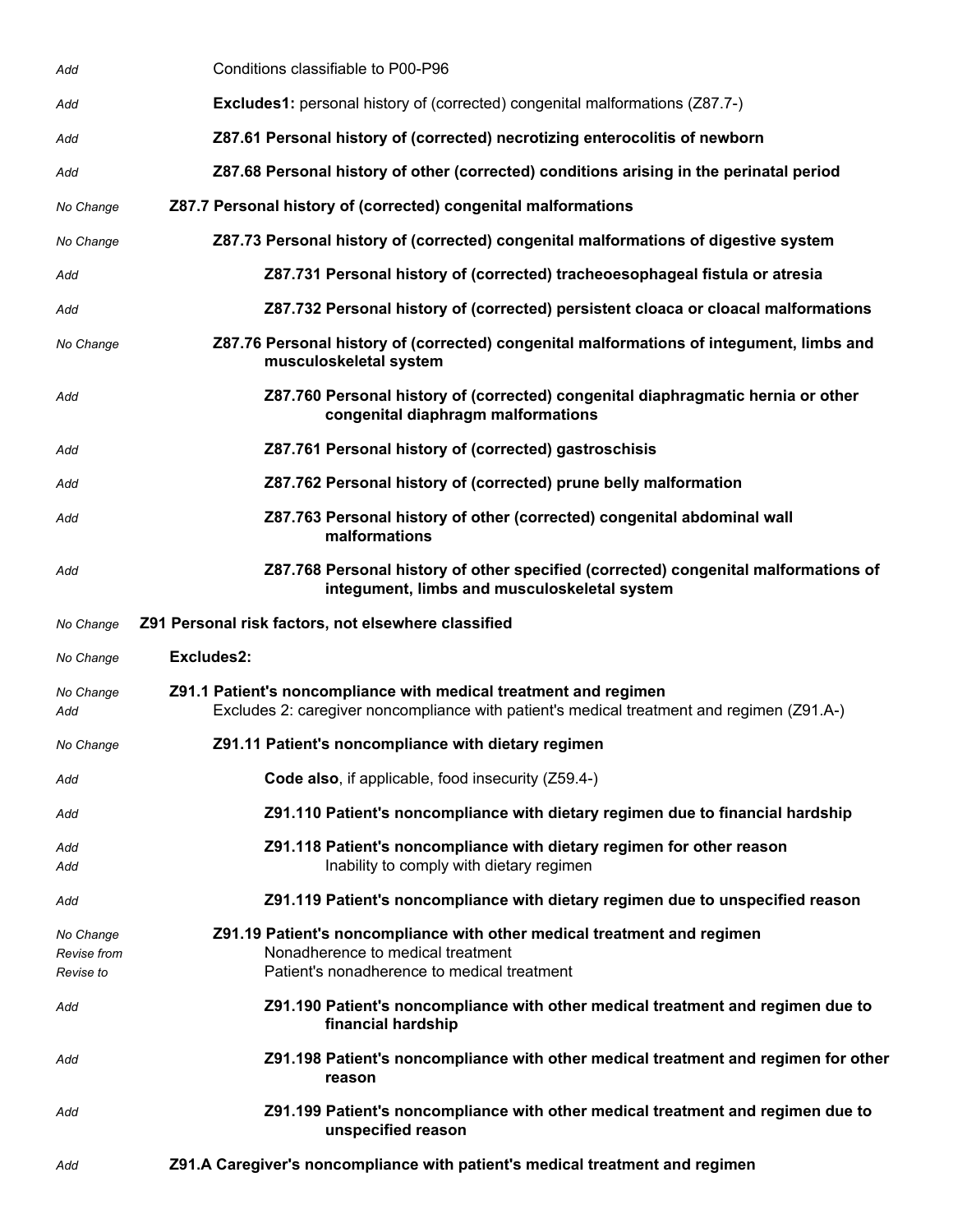| | |
|---|---|
| *Add* | Conditions classifiable to P00-P96 |
| *Add* | **Excludes1:** personal history of (corrected) congenital malformations (Z87.7-) |
| *Add* | **Z87.61 Personal history of (corrected) necrotizing enterocolitis of newborn** |
| *Add* | **Z87.68 Personal history of other (corrected) conditions arising in the perinatal period** |
| *No Change* | **Z87.7 Personal history of (corrected) congenital malformations** |
| *No Change* | **Z87.73 Personal history of (corrected) congenital malformations of digestive system** |
| *Add* | **Z87.731 Personal history of (corrected) tracheoesophageal fistula or atresia** |
| *Add* | **Z87.732 Personal history of (corrected) persistent cloaca or cloacal malformations** |
| *No Change* | **Z87.76 Personal history of (corrected) congenital malformations of integument, limbs and musculoskeletal system** |
| *Add* | **Z87.760 Personal history of (corrected) congenital diaphragmatic hernia or other congenital diaphragm malformations** |
| *Add* | **Z87.761 Personal history of (corrected) gastroschisis** |
| *Add* | **Z87.762 Personal history of (corrected) prune belly malformation** |
| *Add* | **Z87.763 Personal history of other (corrected) congenital abdominal wall malformations** |
| *Add* | **Z87.768 Personal history of other specified (corrected) congenital malformations of integument, limbs and musculoskeletal system** |
| *No Change* | **Z91 Personal risk factors, not elsewhere classified** |
| *No Change* | **Excludes2:** |
| *No Change* | **Z91.1 Patient's noncompliance with medical treatment and regimen** |
| *Add* | Excludes 2: caregiver noncompliance with patient's medical treatment and regimen (Z91.A-) |
| *No Change* | **Z91.11 Patient's noncompliance with dietary regimen** |
| *Add* | **Code also**, if applicable, food insecurity (Z59.4-) |
| *Add* | **Z91.110 Patient's noncompliance with dietary regimen due to financial hardship** |
| *Add* | **Z91.118 Patient's noncompliance with dietary regimen for other reason** |
| *Add* | Inability to comply with dietary regimen |
| *Add* | **Z91.119 Patient's noncompliance with dietary regimen due to unspecified reason** |
| *No Change* | **Z91.19 Patient's noncompliance with other medical treatment and regimen** |
| *Revise from* | Nonadherence to medical treatment |
| *Revise to* | Patient's nonadherence to medical treatment |
| *Add* | **Z91.190 Patient's noncompliance with other medical treatment and regimen due to financial hardship** |
| *Add* | **Z91.198 Patient's noncompliance with other medical treatment and regimen for other reason** |
| *Add* | **Z91.199 Patient's noncompliance with other medical treatment and regimen due to unspecified reason** |
| *Add* | **Z91.A Caregiver's noncompliance with patient's medical treatment and regimen** |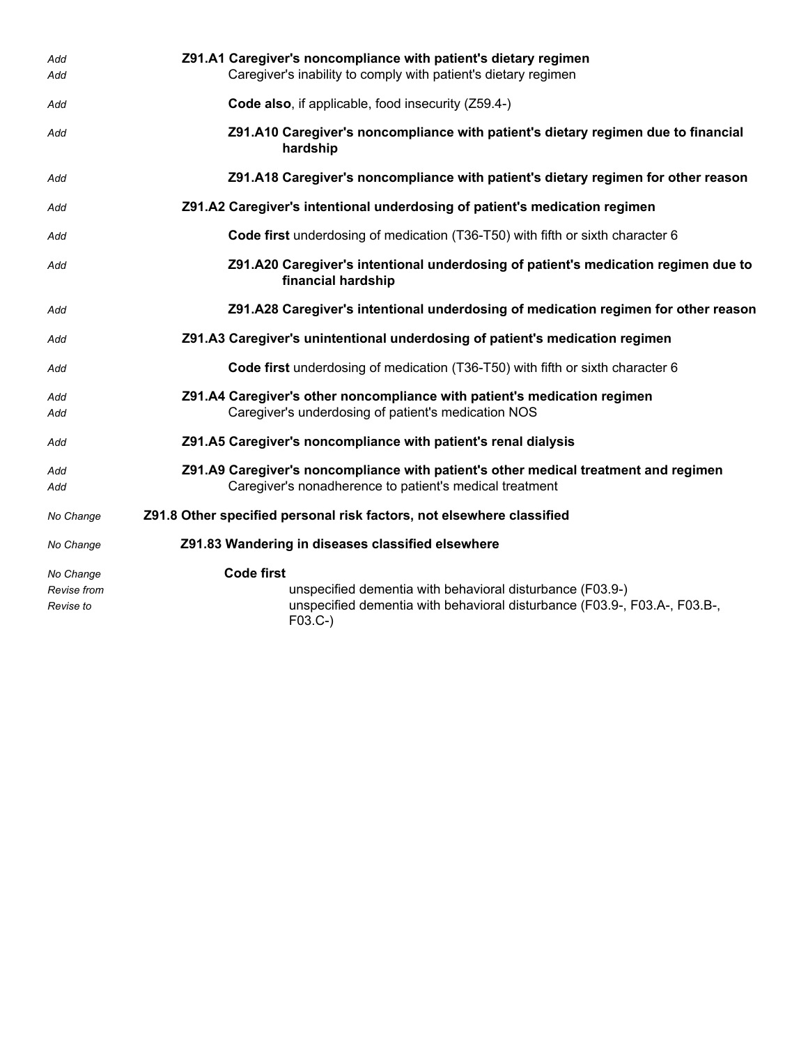| | |
| --- | --- |
| *Add* | **Z91.A1 Caregiver's noncompliance with patient's dietary regimen** |
| *Add* | Caregiver's inability to comply with patient's dietary regimen |
| *Add* | **Code also**, if applicable, food insecurity (Z59.4-) |
| *Add* | **Z91.A10 Caregiver's noncompliance with patient's dietary regimen due to financial hardship** |
| *Add* | **Z91.A18 Caregiver's noncompliance with patient's dietary regimen for other reason** |
| *Add* | **Z91.A2 Caregiver's intentional underdosing of patient's medication regimen** |
| *Add* | **Code first** underdosing of medication (T36-T50) with fifth or sixth character 6 |
| *Add* | **Z91.A20 Caregiver's intentional underdosing of patient's medication regimen due to financial hardship** |
| *Add* | **Z91.A28 Caregiver's intentional underdosing of medication regimen for other reason** |
| *Add* | **Z91.A3 Caregiver's unintentional underdosing of patient's medication regimen** |
| *Add* | **Code first** underdosing of medication (T36-T50) with fifth or sixth character 6 |
| *Add* | **Z91.A4 Caregiver's other noncompliance with patient's medication regimen** |
| *Add* | Caregiver's underdosing of patient's medication NOS |
| *Add* | **Z91.A5 Caregiver's noncompliance with patient's renal dialysis** |
| *Add* | **Z91.A9 Caregiver's noncompliance with patient's other medical treatment and regimen** |
| *Add* | Caregiver's nonadherence to patient's medical treatment |
| *No Change* | **Z91.8 Other specified personal risk factors, not elsewhere classified** |
| *No Change* | **Z91.83 Wandering in diseases classified elsewhere** |
| *No Change* | **Code first** |
| *Revise from* | unspecified dementia with behavioral disturbance (F03.9-) |
| *Revise to* | unspecified dementia with behavioral disturbance (F03.9-, F03.A-, F03.B-, F03.C-) |